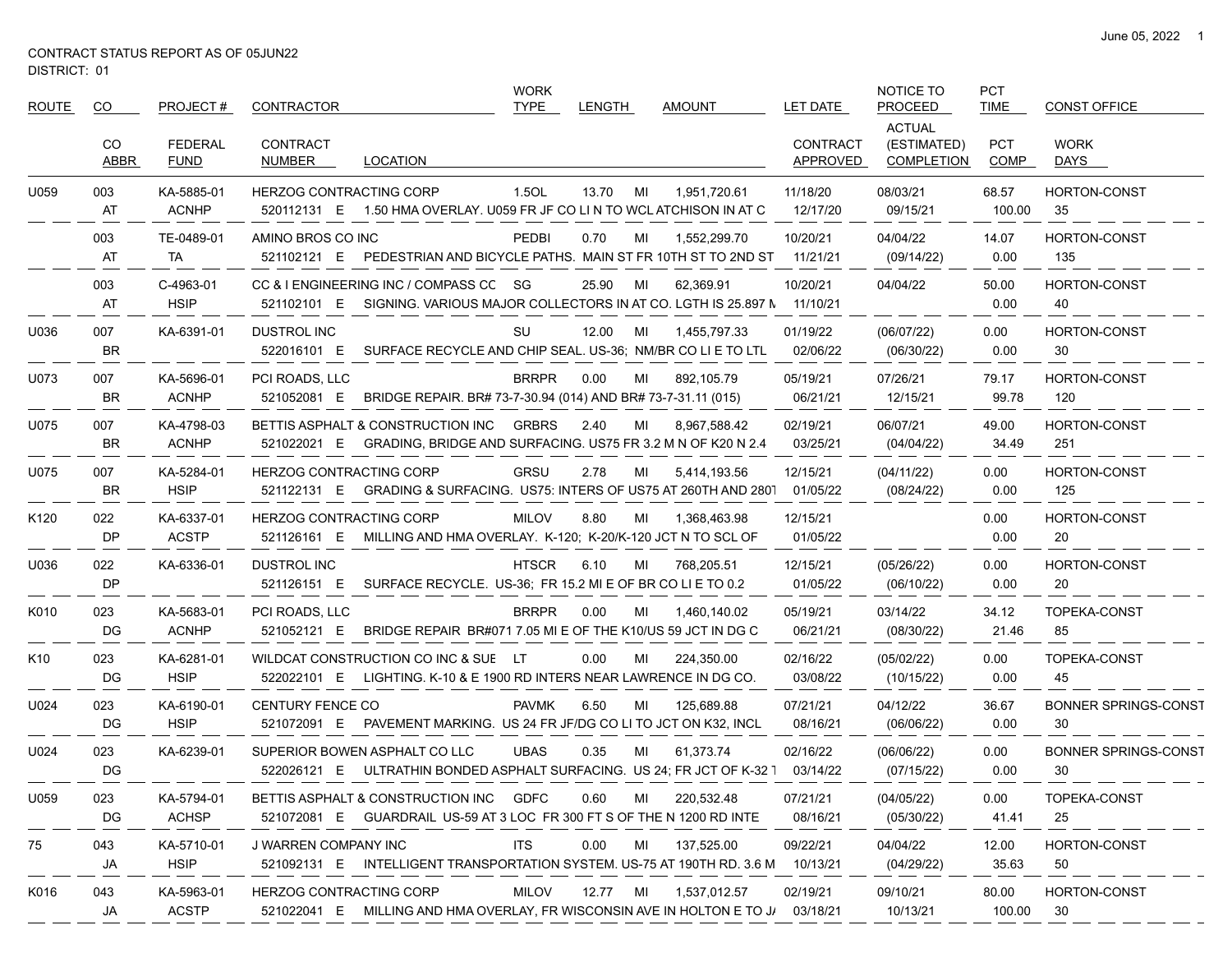CONTRACT STATUS REPORT AS OF 05JUN22
DISTRICT: 01

| ROUTE | CO / CO ABBR | PROJECT # / FEDERAL FUND | CONTRACTOR / CONTRACT NUMBER | LOCATION | WORK TYPE | LENGTH | | AMOUNT | LET DATE / CONTRACT APPROVED | NOTICE TO PROCEED / ACTUAL (ESTIMATED) COMPLETION | PCT TIME / PCT COMP | CONST OFFICE / WORK DAYS |
|---|---|---|---|---|---|---|---|---|---|---|---|---|
| U059 | 003 | KA-5885-01 | HERZOG CONTRACTING CORP | | 1.5OL | 13.70 | MI | 1,951,720.61 | 11/18/20 | 08/03/21 | 68.57 | HORTON-CONST |
| | AT | ACNHP | 520112131 E | 1.50 HMA OVERLAY. U059 FR JF CO LI N TO WCL ATCHISON IN AT C | | | | | 12/17/20 | 09/15/21 | 100.00 | 35 |
| | 003 | TE-0489-01 | AMINO BROS CO INC | | PEDBI | 0.70 | MI | 1,552,299.70 | 10/20/21 | 04/04/22 | 14.07 | HORTON-CONST |
| | AT | TA | 521102121 E | PEDESTRIAN AND BICYCLE PATHS. MAIN ST FR 10TH ST TO 2ND ST | | | | | 11/21/21 | (09/14/22) | 0.00 | 135 |
| | 003 | C-4963-01 | CC & I ENGINEERING INC / COMPASS CC | | SG | 25.90 | MI | 62,369.91 | 10/20/21 | 04/04/22 | 50.00 | HORTON-CONST |
| | AT | HSIP | 521102101 E | SIGNING. VARIOUS MAJOR COLLECTORS IN AT CO. LGTH IS 25.897 M | | | | | 11/10/21 | | 0.00 | 40 |
| U036 | 007 | KA-6391-01 | DUSTROL INC | | SU | 12.00 | MI | 1,455,797.33 | 01/19/22 | (06/07/22) | 0.00 | HORTON-CONST |
| | BR | | 522016101 E | SURFACE RECYCLE AND CHIP SEAL. US-36; NM/BR CO LI E TO LTL | | | | | 02/06/22 | (06/30/22) | 0.00 | 30 |
| U073 | 007 | KA-5696-01 | PCI ROADS, LLC | | BRRPR | 0.00 | MI | 892,105.79 | 05/19/21 | 07/26/21 | 79.17 | HORTON-CONST |
| | BR | ACNHP | 521052081 E | BRIDGE REPAIR. BR# 73-7-30.94 (014) AND BR# 73-7-31.11 (015) | | | | | 06/21/21 | 12/15/21 | 99.78 | 120 |
| U075 | 007 | KA-4798-03 | BETTIS ASPHALT & CONSTRUCTION INC | | GRBRS | 2.40 | MI | 8,967,588.42 | 02/19/21 | 06/07/21 | 49.00 | HORTON-CONST |
| | BR | ACNHP | 521022021 E | GRADING, BRIDGE AND SURFACING. US75 FR 3.2 M N OF K20 N 2.4 | | | | | 03/25/21 | (04/04/22) | 34.49 | 251 |
| U075 | 007 | KA-5284-01 | HERZOG CONTRACTING CORP | | GRSU | 2.78 | MI | 5,414,193.56 | 12/15/21 | (04/11/22) | 0.00 | HORTON-CONST |
| | BR | HSIP | 521122131 E | GRADING & SURFACING. US75: INTERS OF US75 AT 260TH AND 280T | | | | | 01/05/22 | (08/24/22) | 0.00 | 125 |
| K120 | 022 | KA-6337-01 | HERZOG CONTRACTING CORP | | MILOV | 8.80 | MI | 1,368,463.98 | 12/15/21 | | 0.00 | HORTON-CONST |
| | DP | ACSTP | 521126161 E | MILLING AND HMA OVERLAY. K-120; K-20/K-120 JCT N TO SCL OF | | | | | 01/05/22 | | 0.00 | 20 |
| U036 | 022 | KA-6336-01 | DUSTROL INC | | HTSCR | 6.10 | MI | 768,205.51 | 12/15/21 | (05/26/22) | 0.00 | HORTON-CONST |
| | DP | | 521126151 E | SURFACE RECYCLE. US-36; FR 15.2 MI E OF BR CO LI E TO 0.2 | | | | | 01/05/22 | (06/10/22) | 0.00 | 20 |
| K010 | 023 | KA-5683-01 | PCI ROADS, LLC | | BRRPR | 0.00 | MI | 1,460,140.02 | 05/19/21 | 03/14/22 | 34.12 | TOPEKA-CONST |
| | DG | ACNHP | 521052121 E | BRIDGE REPAIR BR#071 7.05 MI E OF THE K10/US 59 JCT IN DG C | | | | | 06/21/21 | (08/30/22) | 21.46 | 85 |
| K10 | 023 | KA-6281-01 | WILDCAT CONSTRUCTION CO INC & SUE | | LT | 0.00 | MI | 224,350.00 | 02/16/22 | (05/02/22) | 0.00 | TOPEKA-CONST |
| | DG | HSIP | 522022101 E | LIGHTING. K-10 & E 1900 RD INTERS NEAR LAWRENCE IN DG CO. | | | | | 03/08/22 | (10/15/22) | 0.00 | 45 |
| U024 | 023 | KA-6190-01 | CENTURY FENCE CO | | PAVMK | 6.50 | MI | 125,689.88 | 07/21/21 | 04/12/22 | 36.67 | BONNER SPRINGS-CONST |
| | DG | HSIP | 521072091 E | PAVEMENT MARKING. US 24 FR JF/DG CO LI TO JCT ON K32, INCL | | | | | 08/16/21 | (06/06/22) | 0.00 | 30 |
| U024 | 023 | KA-6239-01 | SUPERIOR BOWEN ASPHALT CO LLC | | UBAS | 0.35 | MI | 61,373.74 | 02/16/22 | (06/06/22) | 0.00 | BONNER SPRINGS-CONST |
| | DG | | 522026121 E | ULTRATHIN BONDED ASPHALT SURFACING. US 24; FR JCT OF K-32 T | | | | | 03/14/22 | (07/15/22) | 0.00 | 30 |
| U059 | 023 | KA-5794-01 | BETTIS ASPHALT & CONSTRUCTION INC | | GDFC | 0.60 | MI | 220,532.48 | 07/21/21 | (04/05/22) | 0.00 | TOPEKA-CONST |
| | DG | ACHSP | 521072081 E | GUARDRAIL US-59 AT 3 LOC FR 300 FT S OF THE N 1200 RD INTE | | | | | 08/16/21 | (05/30/22) | 41.41 | 25 |
| 75 | 043 | KA-5710-01 | J WARREN COMPANY INC | | ITS | 0.00 | MI | 137,525.00 | 09/22/21 | 04/04/22 | 12.00 | HORTON-CONST |
| | JA | HSIP | 521092131 E | INTELLIGENT TRANSPORTATION SYSTEM. US-75 AT 190TH RD. 3.6 M | | | | | 10/13/21 | (04/29/22) | 35.63 | 50 |
| K016 | 043 | KA-5963-01 | HERZOG CONTRACTING CORP | | MILOV | 12.77 | MI | 1,537,012.57 | 02/19/21 | 09/10/21 | 80.00 | HORTON-CONST |
| | JA | ACSTP | 521022041 E | MILLING AND HMA OVERLAY, FR WISCONSIN AVE IN HOLTON E TO J/ | | | | | 03/18/21 | 10/13/21 | 100.00 | 30 |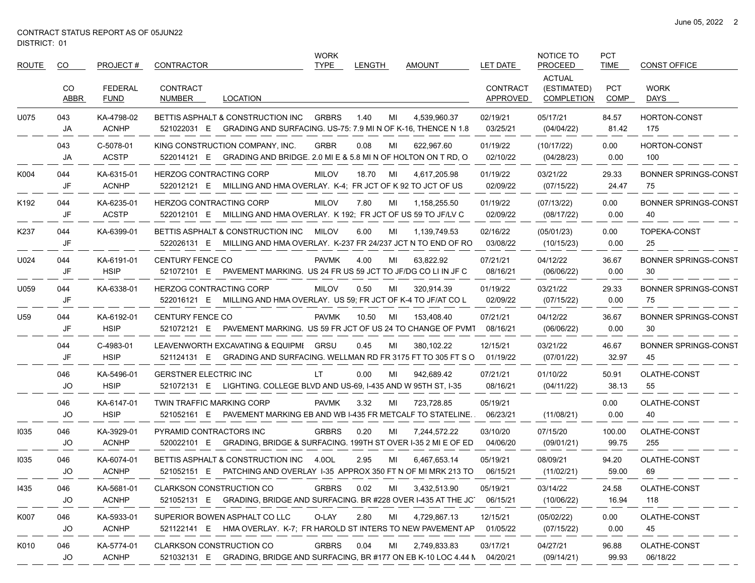CONTRACT STATUS REPORT AS OF 05JUN22
DISTRICT: 01

| ROUTE | CO / CO ABBR | PROJECT # / FEDERAL FUND | CONTRACTOR / CONTRACT NUMBER | LOCATION | WORK TYPE | LENGTH | | AMOUNT | LET DATE / CONTRACT APPROVED | NOTICE TO PROCEED / ACTUAL (ESTIMATED) COMPLETION | PCT TIME / PCT COMP | CONST OFFICE / WORK DAYS |
|---|---|---|---|---|---|---|---|---|---|---|---|---|
| U075 | 043 | KA-4798-02 | BETTIS ASPHALT & CONSTRUCTION INC | | GRBRS | 1.40 | MI | 4,539,960.37 | 02/19/21 | 05/17/21 | 84.57 | HORTON-CONST |
| | JA | ACNHP | 521022031 E | GRADING AND SURFACING. US-75: 7.9 MI N OF K-16, THENCE N 1.8 | | | | | 03/25/21 | (04/04/22) | 81.42 | 175 |
| | 043 | C-5078-01 | KING CONSTRUCTION COMPANY, INC. | | GRBR | 0.08 | MI | 622,967.60 | 01/19/22 | (10/17/22) | 0.00 | HORTON-CONST |
| | JA | ACSTP | 522014121 E | GRADING AND BRIDGE. 2.0 MI E & 5.8 MI N OF HOLTON ON T RD, O | | | | | 02/10/22 | (04/28/23) | 0.00 | 100 |
| K004 | 044 | KA-6315-01 | HERZOG CONTRACTING CORP | | MILOV | 18.70 | MI | 4,617,205.98 | 01/19/22 | 03/21/22 | 29.33 | BONNER SPRINGS-CONST |
| | JF | ACNHP | 522012121 E | MILLING AND HMA OVERLAY. K-4; FR JCT OF K 92 TO JCT OF US | | | | | 02/09/22 | (07/15/22) | 24.47 | 75 |
| K192 | 044 | KA-6235-01 | HERZOG CONTRACTING CORP | | MILOV | 7.80 | MI | 1,158,255.50 | 01/19/22 | (07/13/22) | 0.00 | BONNER SPRINGS-CONST |
| | JF | ACSTP | 522012101 E | MILLING AND HMA OVERLAY. K 192; FR JCT OF US 59 TO JF/LV C | | | | | 02/09/22 | (08/17/22) | 0.00 | 40 |
| K237 | 044 | KA-6399-01 | BETTIS ASPHALT & CONSTRUCTION INC | | MILOV | 6.00 | MI | 1,139,749.53 | 02/16/22 | (05/01/23) | 0.00 | TOPEKA-CONST |
| | JF | | 522026131 E | MILLING AND HMA OVERLAY. K-237 FR 24/237 JCT N TO END OF RO | | | | | 03/08/22 | (10/15/23) | 0.00 | 25 |
| U024 | 044 | KA-6191-01 | CENTURY FENCE CO | | PAVMK | 4.00 | MI | 63,822.92 | 07/21/21 | 04/12/22 | 36.67 | BONNER SPRINGS-CONST |
| | JF | HSIP | 521072101 E | PAVEMENT MARKING. US 24 FR US 59 JCT TO JF/DG CO LI IN JF C | | | | | 08/16/21 | (06/06/22) | 0.00 | 30 |
| U059 | 044 | KA-6338-01 | HERZOG CONTRACTING CORP | | MILOV | 0.50 | MI | 320,914.39 | 01/19/22 | 03/21/22 | 29.33 | BONNER SPRINGS-CONST |
| | JF | | 522016121 E | MILLING AND HMA OVERLAY. US 59; FR JCT OF K-4 TO JF/AT CO L | | | | | 02/09/22 | (07/15/22) | 0.00 | 75 |
| U59 | 044 | KA-6192-01 | CENTURY FENCE CO | | PAVMK | 10.50 | MI | 153,408.40 | 07/21/21 | 04/12/22 | 36.67 | BONNER SPRINGS-CONST |
| | JF | HSIP | 521072121 E | PAVEMENT MARKING. US 59 FR JCT OF US 24 TO CHANGE OF PVMT | | | | | 08/16/21 | (06/06/22) | 0.00 | 30 |
| | 044 | C-4983-01 | LEAVENWORTH EXCAVATING & EQUIPMI | | GRSU | 0.45 | MI | 380,102.22 | 12/15/21 | 03/21/22 | 46.67 | BONNER SPRINGS-CONST |
| | JF | HSIP | 521124131 E | GRADING AND SURFACING. WELLMAN RD FR 3175 FT TO 305 FT S O | | | | | 01/19/22 | (07/01/22) | 32.97 | 45 |
| | 046 | KA-5496-01 | GERSTNER ELECTRIC INC | | LT | 0.00 | MI | 942,689.42 | 07/21/21 | 01/10/22 | 50.91 | OLATHE-CONST |
| | JO | HSIP | 521072131 E | LIGHTING. COLLEGE BLVD AND US-69, I-435 AND W 95TH ST, I-35 | | | | | 08/16/21 | (04/11/22) | 38.13 | 55 |
| | 046 | KA-6147-01 | TWIN TRAFFIC MARKING CORP | | PAVMK | 3.32 | MI | 723,728.85 | 05/19/21 | | 0.00 | OLATHE-CONST |
| | JO | HSIP | 521052161 E | PAVEMENT MARKING EB AND WB I-435 FR METCALF TO STATELINE. | | | | | 06/23/21 | (11/08/21) | 0.00 | 40 |
| I035 | 046 | KA-3929-01 | PYRAMID CONTRACTORS INC | | GRBRS | 0.20 | MI | 7,244,572.22 | 03/10/20 | 07/15/20 | 100.00 | OLATHE-CONST |
| | JO | ACNHP | 520022101 E | GRADING, BRIDGE & SURFACING. 199TH ST OVER I-35 2 MI E OF ED | | | | | 04/06/20 | (09/01/21) | 99.75 | 255 |
| I035 | 046 | KA-6074-01 | BETTIS ASPHALT & CONSTRUCTION INC | | 4.0OL | 2.95 | MI | 6,467,653.14 | 05/19/21 | 08/09/21 | 94.20 | OLATHE-CONST |
| | JO | ACNHP | 521052151 E | PATCHING AND OVERLAY I-35 APPROX 350 FT N OF MI MRK 213 TO | | | | | 06/15/21 | (11/02/21) | 59.00 | 69 |
| I435 | 046 | KA-5681-01 | CLARKSON CONSTRUCTION CO | | GRBRS | 0.02 | MI | 3,432,513.90 | 05/19/21 | 03/14/22 | 24.58 | OLATHE-CONST |
| | JO | ACNHP | 521052131 E | GRADING, BRIDGE AND SURFACING. BR #228 OVER I-435 AT THE JC | | | | | 06/15/21 | (10/06/22) | 16.94 | 118 |
| K007 | 046 | KA-5933-01 | SUPERIOR BOWEN ASPHALT CO LLC | | O-LAY | 2.80 | MI | 4,729,867.13 | 12/15/21 | (05/02/22) | 0.00 | OLATHE-CONST |
| | JO | ACNHP | 521122141 E | HMA OVERLAY. K-7; FR HAROLD ST INTERS TO NEW PAVEMENT AP | | | | | 01/05/22 | (07/15/22) | 0.00 | 45 |
| K010 | 046 | KA-5774-01 | CLARKSON CONSTRUCTION CO | | GRBRS | 0.04 | MI | 2,749,833.83 | 03/17/21 | 04/27/21 | 96.88 | OLATHE-CONST |
| | JO | ACNHP | 521032131 E | GRADING, BRIDGE AND SURFACING, BR #177 ON EB K-10 LOC 4.44 M | | | | | 04/20/21 | (09/14/21) | 99.93 | 06/18/22 |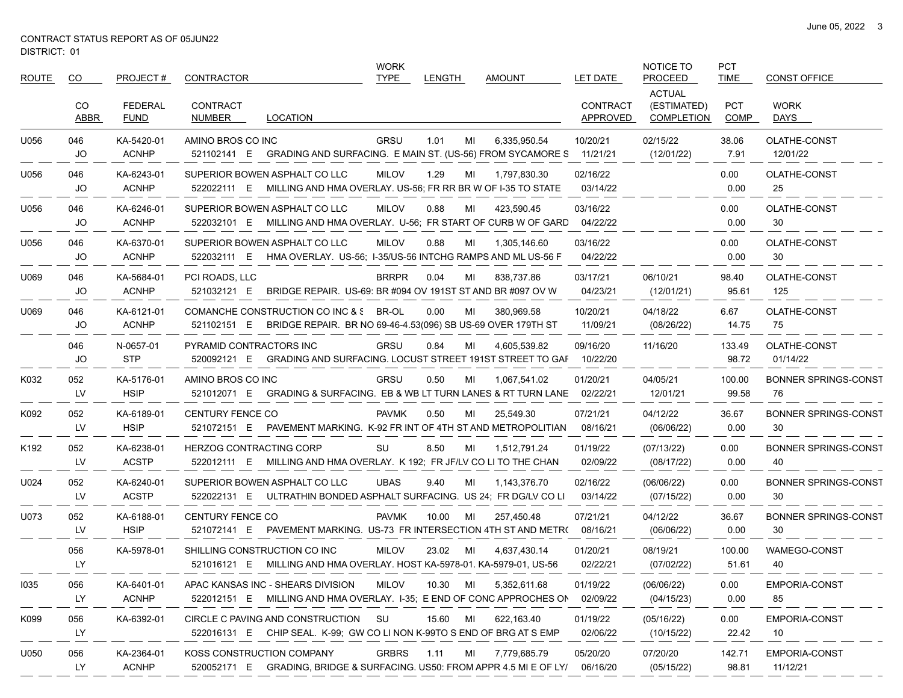CONTRACT STATUS REPORT AS OF 05JUN22
DISTRICT: 01

| ROUTE | CO | PROJECT # | CONTRACTOR | WORK TYPE | LENGTH | | AMOUNT | LET DATE | NOTICE TO PROCEED | PCT TIME | CONST OFFICE |
|---|---|---|---|---|---|---|---|---|---|---|---|
| | CO ABBR | FEDERAL FUND | CONTRACT NUMBER / LOCATION | | | | | CONTRACT APPROVED | ACTUAL (ESTIMATED) COMPLETION | PCT COMP | WORK DAYS |
| U056 | 046 | KA-5420-01 | AMINO BROS CO INC | GRSU | 1.01 | MI | 6,335,950.54 | 10/20/21 | 02/15/22 | 38.06 | OLATHE-CONST |
| | JO | ACNHP | 521102141 E GRADING AND SURFACING. E MAIN ST. (US-56) FROM SYCAMORE S | | | | | 11/21/21 | (12/01/22) | 7.91 | 12/01/22 |
| U056 | 046 | KA-6243-01 | SUPERIOR BOWEN ASPHALT CO LLC | MILOV | 1.29 | MI | 1,797,830.30 | 02/16/22 | | 0.00 | OLATHE-CONST |
| | JO | ACNHP | 522022111 E MILLING AND HMA OVERLAY. US-56; FR RR BR W OF I-35 TO STATE | | | | | 03/14/22 | | 0.00 | 25 |
| U056 | 046 | KA-6246-01 | SUPERIOR BOWEN ASPHALT CO LLC | MILOV | 0.88 | MI | 423,590.45 | 03/16/22 | | 0.00 | OLATHE-CONST |
| | JO | ACNHP | 522032101 E MILLING AND HMA OVERLAY. U-56; FR START OF CURB W OF GARD | | | | | 04/22/22 | | 0.00 | 30 |
| U056 | 046 | KA-6370-01 | SUPERIOR BOWEN ASPHALT CO LLC | MILOV | 0.88 | MI | 1,305,146.60 | 03/16/22 | | 0.00 | OLATHE-CONST |
| | JO | ACNHP | 522032111 E HMA OVERLAY. US-56; I-35/US-56 INTCHG RAMPS AND ML US-56 F | | | | | 04/22/22 | | 0.00 | 30 |
| U069 | 046 | KA-5684-01 | PCI ROADS, LLC | BRRPR | 0.04 | MI | 838,737.86 | 03/17/21 | 06/10/21 | 98.40 | OLATHE-CONST |
| | JO | ACNHP | 521032121 E BRIDGE REPAIR. US-69: BR #094 OV 191ST ST AND BR #097 OV W | | | | | 04/23/21 | (12/01/21) | 95.61 | 125 |
| U069 | 046 | KA-6121-01 | COMANCHE CONSTRUCTION CO INC & S | BR-OL | 0.00 | MI | 380,969.58 | 10/20/21 | 04/18/22 | 6.67 | OLATHE-CONST |
| | JO | ACNHP | 521102151 E BRIDGE REPAIR. BR NO 69-46-4.53(096) SB US-69 OVER 179TH ST | | | | | 11/09/21 | (08/26/22) | 14.75 | 75 |
| | 046 | N-0657-01 | PYRAMID CONTRACTORS INC | GRSU | 0.84 | MI | 4,605,539.82 | 09/16/20 | 11/16/20 | 133.49 | OLATHE-CONST |
| | JO | STP | 520092121 E GRADING AND SURFACING. LOCUST STREET 191ST STREET TO GAF | | | | | 10/22/20 | | 98.72 | 01/14/22 |
| K032 | 052 | KA-5176-01 | AMINO BROS CO INC | GRSU | 0.50 | MI | 1,067,541.02 | 01/20/21 | 04/05/21 | 100.00 | BONNER SPRINGS-CONST |
| | LV | HSIP | 521012071 E GRADING & SURFACING. EB & WB LT TURN LANES & RT TURN LANE | | | | | 02/22/21 | 12/01/21 | 99.58 | 76 |
| K092 | 052 | KA-6189-01 | CENTURY FENCE CO | PAVMK | 0.50 | MI | 25,549.30 | 07/21/21 | 04/12/22 | 36.67 | BONNER SPRINGS-CONST |
| | LV | HSIP | 521072151 E PAVEMENT MARKING. K-92 FR INT OF 4TH ST AND METROPOLITAN | | | | | 08/16/21 | (06/06/22) | 0.00 | 30 |
| K192 | 052 | KA-6238-01 | HERZOG CONTRACTING CORP | SU | 8.50 | MI | 1,512,791.24 | 01/19/22 | (07/13/22) | 0.00 | BONNER SPRINGS-CONST |
| | LV | ACSTP | 522012111 E MILLING AND HMA OVERLAY. K 192; FR JF/LV CO LI TO THE CHAN | | | | | 02/09/22 | (08/17/22) | 0.00 | 40 |
| U024 | 052 | KA-6240-01 | SUPERIOR BOWEN ASPHALT CO LLC | UBAS | 9.40 | MI | 1,143,376.70 | 02/16/22 | (06/06/22) | 0.00 | BONNER SPRINGS-CONST |
| | LV | ACSTP | 522022131 E ULTRATHIN BONDED ASPHALT SURFACING. US 24; FR DG/LV CO LI | | | | | 03/14/22 | (07/15/22) | 0.00 | 30 |
| U073 | 052 | KA-6188-01 | CENTURY FENCE CO | PAVMK | 10.00 | MI | 257,450.48 | 07/21/21 | 04/12/22 | 36.67 | BONNER SPRINGS-CONST |
| | LV | HSIP | 521072141 E PAVEMENT MARKING. US-73 FR INTERSECTION 4TH ST AND METR( | | | | | 08/16/21 | (06/06/22) | 0.00 | 30 |
| | 056 | KA-5978-01 | SHILLING CONSTRUCTION CO INC | MILOV | 23.02 | MI | 4,637,430.14 | 01/20/21 | 08/19/21 | 100.00 | WAMEGO-CONST |
| | LY | | 521016121 E MILLING AND HMA OVERLAY. HOST KA-5978-01. KA-5979-01, US-56 | | | | | 02/22/21 | (07/02/22) | 51.61 | 40 |
| I035 | 056 | KA-6401-01 | APAC KANSAS INC - SHEARS DIVISION | MILOV | 10.30 | MI | 5,352,611.68 | 01/19/22 | (06/06/22) | 0.00 | EMPORIA-CONST |
| | LY | ACNHP | 522012151 E MILLING AND HMA OVERLAY. I-35; E END OF CONC APPROCHES ON | | | | | 02/09/22 | (04/15/23) | 0.00 | 85 |
| K099 | 056 | KA-6392-01 | CIRCLE C PAVING AND CONSTRUCTION | SU | 15.60 | MI | 622,163.40 | 01/19/22 | (05/16/22) | 0.00 | EMPORIA-CONST |
| | LY | | 522016131 E CHIP SEAL. K-99; GW CO LI NON K-99TO S END OF BRG AT S EMP | | | | | 02/06/22 | (10/15/22) | 22.42 | 10 |
| U050 | 056 | KA-2364-01 | KOSS CONSTRUCTION COMPANY | GRBRS | 1.11 | MI | 7,779,685.79 | 05/20/20 | 07/20/20 | 142.71 | EMPORIA-CONST |
| | LY | ACNHP | 520052171 E GRADING, BRIDGE & SURFACING. US50: FROM APPR 4.5 MI E OF LY/ | | | | | 06/16/20 | (05/15/22) | 98.81 | 11/12/21 |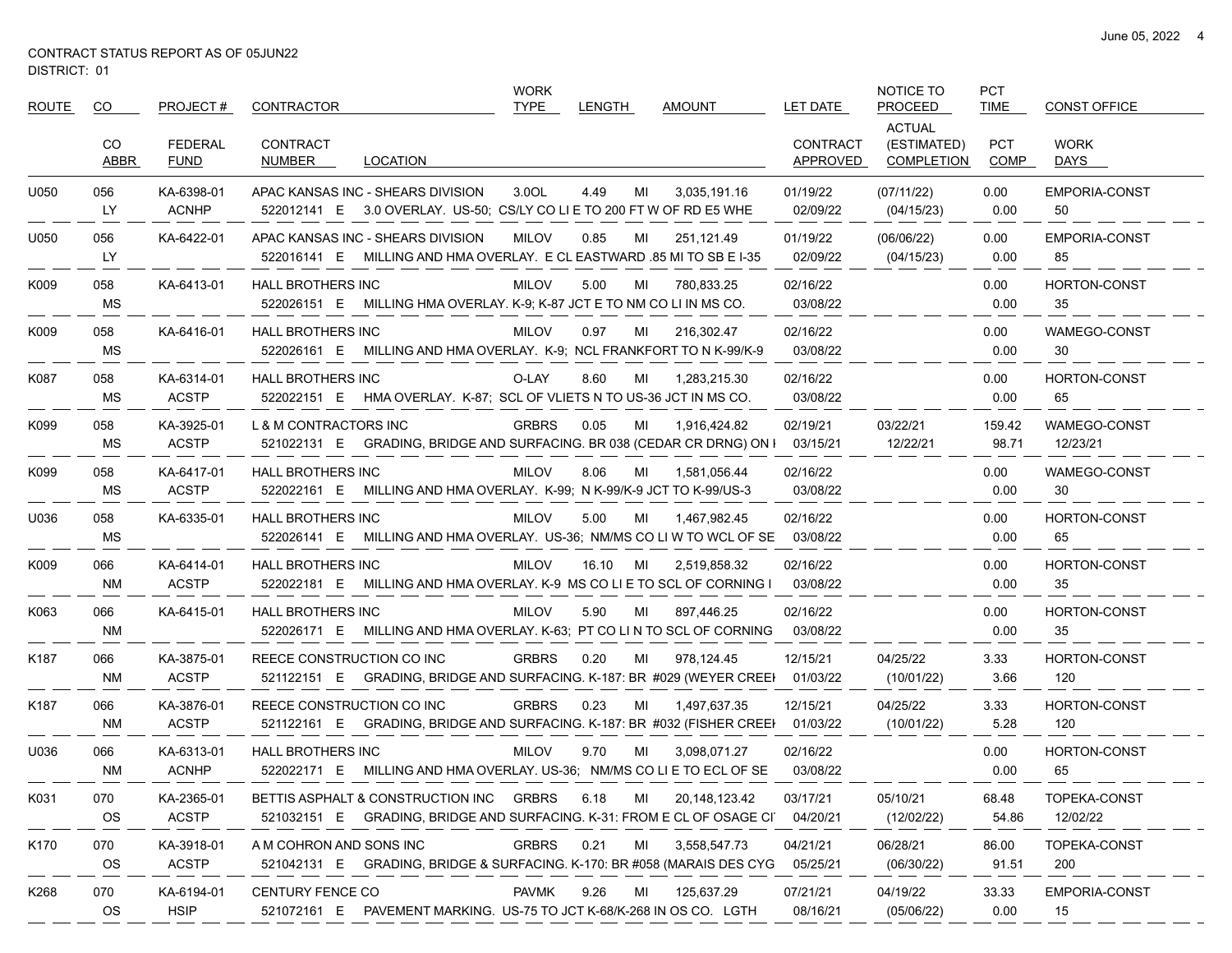CONTRACT STATUS REPORT AS OF 05JUN22
DISTRICT: 01

| ROUTE | CO | PROJECT # | CONTRACTOR | | WORK TYPE | LENGTH | | AMOUNT | LET DATE | NOTICE TO PROCEED | PCT TIME | CONST OFFICE |
|---|---|---|---|---|---|---|---|---|---|---|---|---|
| | CO ABBR | FEDERAL FUND | CONTRACT NUMBER | LOCATION | | | | | CONTRACT APPROVED | ACTUAL (ESTIMATED) COMPLETION | PCT COMP | WORK DAYS |
| U050 | 056 | KA-6398-01 | APAC KANSAS INC - SHEARS DIVISION | | 3.0OL | 4.49 | MI | 3,035,191.16 | 01/19/22 | (07/11/22) | 0.00 | EMPORIA-CONST |
| | LY | ACNHP | 522012141 E | 3.0 OVERLAY. US-50; CS/LY CO LI E TO 200 FT W OF RD E5 WHE | | | | | 02/09/22 | (04/15/23) | 0.00 | 50 |
| U050 | 056 | KA-6422-01 | APAC KANSAS INC - SHEARS DIVISION | | MILOV | 0.85 | MI | 251,121.49 | 01/19/22 | (06/06/22) | 0.00 | EMPORIA-CONST |
| | LY | | 522016141 E | MILLING AND HMA OVERLAY. E CL EASTWARD .85 MI TO SB E I-35 | | | | | 02/09/22 | (04/15/23) | 0.00 | 85 |
| K009 | 058 | KA-6413-01 | HALL BROTHERS INC | | MILOV | 5.00 | MI | 780,833.25 | 02/16/22 | | 0.00 | HORTON-CONST |
| | MS | | 522026151 E | MILLING HMA OVERLAY. K-9; K-87 JCT E TO NM CO LI IN MS CO. | | | | | 03/08/22 | | 0.00 | 35 |
| K009 | 058 | KA-6416-01 | HALL BROTHERS INC | | MILOV | 0.97 | MI | 216,302.47 | 02/16/22 | | 0.00 | WAMEGO-CONST |
| | MS | | 522026161 E | MILLING AND HMA OVERLAY. K-9; NCL FRANKFORT TO N K-99/K-9 | | | | | 03/08/22 | | 0.00 | 30 |
| K087 | 058 | KA-6314-01 | HALL BROTHERS INC | | O-LAY | 8.60 | MI | 1,283,215.30 | 02/16/22 | | 0.00 | HORTON-CONST |
| | MS | ACSTP | 522022151 E | HMA OVERLAY. K-87; SCL OF VLIETS N TO US-36 JCT IN MS CO. | | | | | 03/08/22 | | 0.00 | 65 |
| K099 | 058 | KA-3925-01 | L & M CONTRACTORS INC | | GRBRS | 0.05 | MI | 1,916,424.82 | 02/19/21 | 03/22/21 | 159.42 | WAMEGO-CONST |
| | MS | ACSTP | 521022131 E | GRADING, BRIDGE AND SURFACING. BR 038 (CEDAR CR DRNG) ON I | | | | | 03/15/21 | 12/22/21 | 98.71 | 12/23/21 |
| K099 | 058 | KA-6417-01 | HALL BROTHERS INC | | MILOV | 8.06 | MI | 1,581,056.44 | 02/16/22 | | 0.00 | WAMEGO-CONST |
| | MS | ACSTP | 522022161 E | MILLING AND HMA OVERLAY. K-99; N K-99/K-9 JCT TO K-99/US-3 | | | | | 03/08/22 | | 0.00 | 30 |
| U036 | 058 | KA-6335-01 | HALL BROTHERS INC | | MILOV | 5.00 | MI | 1,467,982.45 | 02/16/22 | | 0.00 | HORTON-CONST |
| | MS | | 522026141 E | MILLING AND HMA OVERLAY. US-36; NM/MS CO LI W TO WCL OF SE | | | | | 03/08/22 | | 0.00 | 65 |
| K009 | 066 | KA-6414-01 | HALL BROTHERS INC | | MILOV | 16.10 | MI | 2,519,858.32 | 02/16/22 | | 0.00 | HORTON-CONST |
| | NM | ACSTP | 522022181 E | MILLING AND HMA OVERLAY. K-9 MS CO LI E TO SCL OF CORNING I | | | | | 03/08/22 | | 0.00 | 35 |
| K063 | 066 | KA-6415-01 | HALL BROTHERS INC | | MILOV | 5.90 | MI | 897,446.25 | 02/16/22 | | 0.00 | HORTON-CONST |
| | NM | | 522026171 E | MILLING AND HMA OVERLAY. K-63; PT CO LI N TO SCL OF CORNING | | | | | 03/08/22 | | 0.00 | 35 |
| K187 | 066 | KA-3875-01 | REECE CONSTRUCTION CO INC | | GRBRS | 0.20 | MI | 978,124.45 | 12/15/21 | 04/25/22 | 3.33 | HORTON-CONST |
| | NM | ACSTP | 521122151 E | GRADING, BRIDGE AND SURFACING. K-187: BR #029 (WEYER CREEI | | | | | 01/03/22 | (10/01/22) | 3.66 | 120 |
| K187 | 066 | KA-3876-01 | REECE CONSTRUCTION CO INC | | GRBRS | 0.23 | MI | 1,497,637.35 | 12/15/21 | 04/25/22 | 3.33 | HORTON-CONST |
| | NM | ACSTP | 521122161 E | GRADING, BRIDGE AND SURFACING. K-187: BR #032 (FISHER CREEI | | | | | 01/03/22 | (10/01/22) | 5.28 | 120 |
| U036 | 066 | KA-6313-01 | HALL BROTHERS INC | | MILOV | 9.70 | MI | 3,098,071.27 | 02/16/22 | | 0.00 | HORTON-CONST |
| | NM | ACNHP | 522022171 E | MILLING AND HMA OVERLAY. US-36; NM/MS CO LI E TO ECL OF SE | | | | | 03/08/22 | | 0.00 | 65 |
| K031 | 070 | KA-2365-01 | BETTIS ASPHALT & CONSTRUCTION INC | | GRBRS | 6.18 | MI | 20,148,123.42 | 03/17/21 | 05/10/21 | 68.48 | TOPEKA-CONST |
| | OS | ACSTP | 521032151 E | GRADING, BRIDGE AND SURFACING. K-31: FROM E CL OF OSAGE CI | | | | | 04/20/21 | (12/02/22) | 54.86 | 12/02/22 |
| K170 | 070 | KA-3918-01 | A M COHRON AND SONS INC | | GRBRS | 0.21 | MI | 3,558,547.73 | 04/21/21 | 06/28/21 | 86.00 | TOPEKA-CONST |
| | OS | ACSTP | 521042131 E | GRADING, BRIDGE & SURFACING. K-170: BR #058 (MARAIS DES CYG | | | | | 05/25/21 | (06/30/22) | 91.51 | 200 |
| K268 | 070 | KA-6194-01 | CENTURY FENCE CO | | PAVMK | 9.26 | MI | 125,637.29 | 07/21/21 | 04/19/22 | 33.33 | EMPORIA-CONST |
| | OS | HSIP | 521072161 E | PAVEMENT MARKING. US-75 TO JCT K-68/K-268 IN OS CO. LGTH | | | | | 08/16/21 | (05/06/22) | 0.00 | 15 |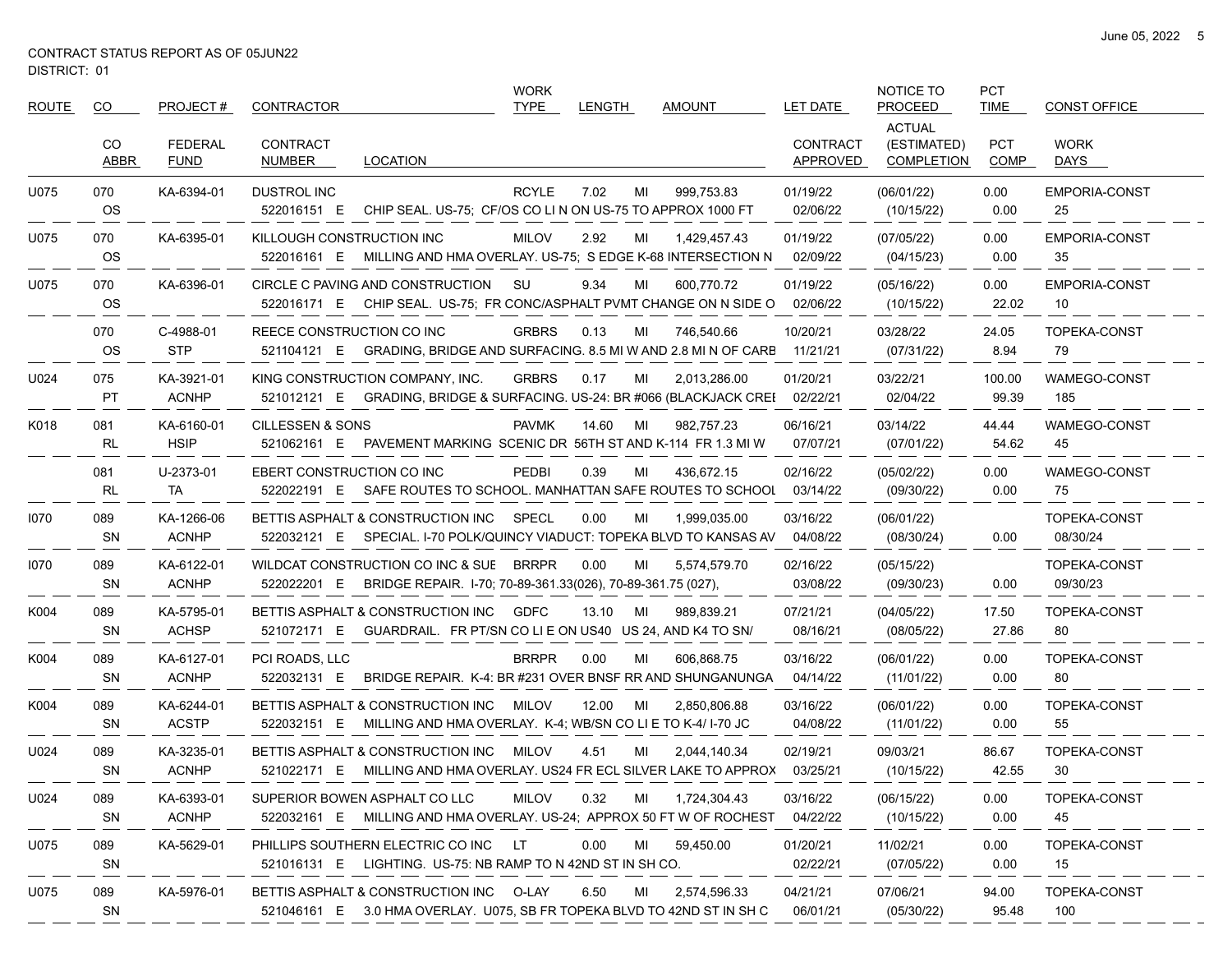CONTRACT STATUS REPORT AS OF 05JUN22
DISTRICT: 01

| ROUTE | CO | PROJECT # | CONTRACTOR | | WORK TYPE | LENGTH | | AMOUNT | LET DATE | NOTICE TO PROCEED | PCT TIME | CONST OFFICE |
|---|---|---|---|---|---|---|---|---|---|---|---|---|
| | CO ABBR | FEDERAL FUND | CONTRACT NUMBER | LOCATION | | | | | CONTRACT APPROVED | ACTUAL (ESTIMATED) COMPLETION | PCT COMP | WORK DAYS |
| U075 | 070 | KA-6394-01 | DUSTROL INC | | RCYLE | 7.02 | MI | 999,753.83 | 01/19/22 | (06/01/22) | 0.00 | EMPORIA-CONST |
| | OS | | 522016151 E | CHIP SEAL. US-75; CF/OS CO LI N ON US-75 TO APPROX 1000 FT | | | | | 02/06/22 | (10/15/22) | 0.00 | 25 |
| U075 | 070 | KA-6395-01 | KILLOUGH CONSTRUCTION INC | | MILOV | 2.92 | MI | 1,429,457.43 | 01/19/22 | (07/05/22) | 0.00 | EMPORIA-CONST |
| | OS | | 522016161 E | MILLING AND HMA OVERLAY. US-75; S EDGE K-68 INTERSECTION N | | | | | 02/09/22 | (04/15/23) | 0.00 | 35 |
| U075 | 070 | KA-6396-01 | CIRCLE C PAVING AND CONSTRUCTION | | SU | 9.34 | MI | 600,770.72 | 01/19/22 | (05/16/22) | 0.00 | EMPORIA-CONST |
| | OS | | 522016171 E | CHIP SEAL. US-75; FR CONC/ASPHALT PVMT CHANGE ON N SIDE O | | | | | 02/06/22 | (10/15/22) | 22.02 | 10 |
| | 070 | C-4988-01 | REECE CONSTRUCTION CO INC | | GRBRS | 0.13 | MI | 746,540.66 | 10/20/21 | 03/28/22 | 24.05 | TOPEKA-CONST |
| | OS | STP | 521104121 E | GRADING, BRIDGE AND SURFACING. 8.5 MI W AND 2.8 MI N OF CARB | | | | | 11/21/21 | (07/31/22) | 8.94 | 79 |
| U024 | 075 | KA-3921-01 | KING CONSTRUCTION COMPANY, INC. | | GRBRS | 0.17 | MI | 2,013,286.00 | 01/20/21 | 03/22/21 | 100.00 | WAMEGO-CONST |
| | PT | ACNHP | 521012121 E | GRADING, BRIDGE & SURFACING. US-24: BR #066 (BLACKJACK CREI | | | | | 02/22/21 | 02/04/22 | 99.39 | 185 |
| K018 | 081 | KA-6160-01 | CILLESSEN & SONS | | PAVMK | 14.60 | MI | 982,757.23 | 06/16/21 | 03/14/22 | 44.44 | WAMEGO-CONST |
| | RL | HSIP | 521062161 E | PAVEMENT MARKING SCENIC DR 56TH ST AND K-114 FR 1.3 MI W | | | | | 07/07/21 | (07/01/22) | 54.62 | 45 |
| | 081 | U-2373-01 | EBERT CONSTRUCTION CO INC | | PEDBI | 0.39 | MI | 436,672.15 | 02/16/22 | (05/02/22) | 0.00 | WAMEGO-CONST |
| | RL | TA | 522022191 E | SAFE ROUTES TO SCHOOL. MANHATTAN SAFE ROUTES TO SCHOOL | | | | | 03/14/22 | (09/30/22) | 0.00 | 75 |
| I070 | 089 | KA-1266-06 | BETTIS ASPHALT & CONSTRUCTION INC | | SPECL | 0.00 | MI | 1,999,035.00 | 03/16/22 | (06/01/22) | | TOPEKA-CONST |
| | SN | ACNHP | 522032121 E | SPECIAL. I-70 POLK/QUINCY VIADUCT: TOPEKA BLVD TO KANSAS AV | | | | | 04/08/22 | (08/30/24) | 0.00 | 08/30/24 |
| I070 | 089 | KA-6122-01 | WILDCAT CONSTRUCTION CO INC & SUE | | BRRPR | 0.00 | MI | 5,574,579.70 | 02/16/22 | (05/15/22) | | TOPEKA-CONST |
| | SN | ACNHP | 522022201 E | BRIDGE REPAIR. I-70; 70-89-361.33(026), 70-89-361.75 (027), | | | | | 03/08/22 | (09/30/23) | 0.00 | 09/30/23 |
| K004 | 089 | KA-5795-01 | BETTIS ASPHALT & CONSTRUCTION INC | | GDFC | 13.10 | MI | 989,839.21 | 07/21/21 | (04/05/22) | 17.50 | TOPEKA-CONST |
| | SN | ACHSP | 521072171 E | GUARDRAIL. FR PT/SN CO LI E ON US40 US 24, AND K4 TO SN/ | | | | | 08/16/21 | (08/05/22) | 27.86 | 80 |
| K004 | 089 | KA-6127-01 | PCI ROADS, LLC | | BRRPR | 0.00 | MI | 606,868.75 | 03/16/22 | (06/01/22) | 0.00 | TOPEKA-CONST |
| | SN | ACNHP | 522032131 E | BRIDGE REPAIR. K-4: BR #231 OVER BNSF RR AND SHUNGANUNGA | | | | | 04/14/22 | (11/01/22) | 0.00 | 80 |
| K004 | 089 | KA-6244-01 | BETTIS ASPHALT & CONSTRUCTION INC | | MILOV | 12.00 | MI | 2,850,806.88 | 03/16/22 | (06/01/22) | 0.00 | TOPEKA-CONST |
| | SN | ACSTP | 522032151 E | MILLING AND HMA OVERLAY. K-4; WB/SN CO LI E TO K-4/ I-70 JC | | | | | 04/08/22 | (11/01/22) | 0.00 | 55 |
| U024 | 089 | KA-3235-01 | BETTIS ASPHALT & CONSTRUCTION INC | | MILOV | 4.51 | MI | 2,044,140.34 | 02/19/21 | 09/03/21 | 86.67 | TOPEKA-CONST |
| | SN | ACNHP | 521022171 E | MILLING AND HMA OVERLAY. US24 FR ECL SILVER LAKE TO APPROX | | | | | 03/25/21 | (10/15/22) | 42.55 | 30 |
| U024 | 089 | KA-6393-01 | SUPERIOR BOWEN ASPHALT CO LLC | | MILOV | 0.32 | MI | 1,724,304.43 | 03/16/22 | (06/15/22) | 0.00 | TOPEKA-CONST |
| | SN | ACNHP | 522032161 E | MILLING AND HMA OVERLAY. US-24; APPROX 50 FT W OF ROCHEST | | | | | 04/22/22 | (10/15/22) | 0.00 | 45 |
| U075 | 089 | KA-5629-01 | PHILLIPS SOUTHERN ELECTRIC CO INC | | LT | 0.00 | MI | 59,450.00 | 01/20/21 | 11/02/21 | 0.00 | TOPEKA-CONST |
| | SN | | 521016131 E | LIGHTING. US-75: NB RAMP TO N 42ND ST IN SH CO. | | | | | 02/22/21 | (07/05/22) | 0.00 | 15 |
| U075 | 089 | KA-5976-01 | BETTIS ASPHALT & CONSTRUCTION INC | | O-LAY | 6.50 | MI | 2,574,596.33 | 04/21/21 | 07/06/21 | 94.00 | TOPEKA-CONST |
| | SN | | 521046161 E | 3.0 HMA OVERLAY. U075, SB FR TOPEKA BLVD TO 42ND ST IN SH C | | | | | 06/01/21 | (05/30/22) | 95.48 | 100 |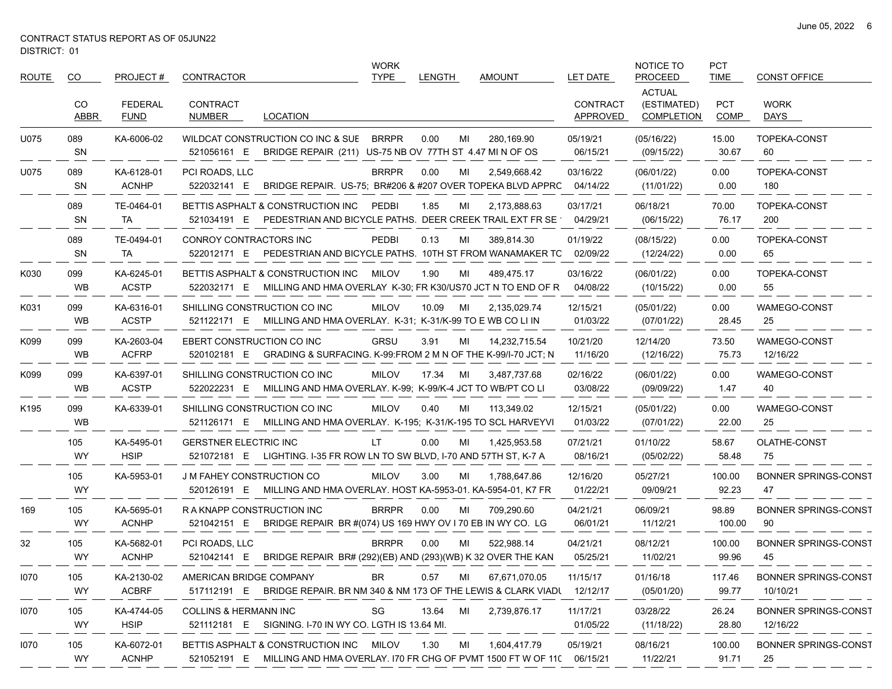CONTRACT STATUS REPORT AS OF 05JUN22
DISTRICT: 01

| ROUTE | CO | PROJECT # | CONTRACTOR | | WORK TYPE | LENGTH | | AMOUNT | LET DATE | NOTICE TO PROCEED | PCT TIME | CONST OFFICE |
|---|---|---|---|---|---|---|---|---|---|---|---|---|
| | CO ABBR | FEDERAL FUND | CONTRACT NUMBER | LOCATION | | | | | CONTRACT APPROVED | ACTUAL (ESTIMATED) COMPLETION | PCT COMP | WORK DAYS |
| U075 | 089 | KA-6006-02 | WILDCAT CONSTRUCTION CO INC & SUE | | BRRPR | 0.00 | MI | 280,169.90 | 05/19/21 | (05/16/22) | 15.00 | TOPEKA-CONST |
| | SN | | 521056161 E | BRIDGE REPAIR (211) US-75 NB OV 77TH ST 4.47 MI N OF OS | | | | | 06/15/21 | (09/15/22) | 30.67 | 60 |
| U075 | 089 | KA-6128-01 | PCI ROADS, LLC | | BRRPR | 0.00 | MI | 2,549,668.42 | 03/16/22 | (06/01/22) | 0.00 | TOPEKA-CONST |
| | SN | ACNHP | 522032141 E | BRIDGE REPAIR. US-75; BR#206 & #207 OVER TOPEKA BLVD APPRC | | | | | 04/14/22 | (11/01/22) | 0.00 | 180 |
| | 089 | TE-0464-01 | BETTIS ASPHALT & CONSTRUCTION INC | | PEDBI | 1.85 | MI | 2,173,888.63 | 03/17/21 | 06/18/21 | 70.00 | TOPEKA-CONST |
| | SN | TA | 521034191 E | PEDESTRIAN AND BICYCLE PATHS. DEER CREEK TRAIL EXT FR SE | | | | | 04/29/21 | (06/15/22) | 76.17 | 200 |
| | 089 | TE-0494-01 | CONROY CONTRACTORS INC | | PEDBI | 0.13 | MI | 389,814.30 | 01/19/22 | (08/15/22) | 0.00 | TOPEKA-CONST |
| | SN | TA | 522012171 E | PEDESTRIAN AND BICYCLE PATHS. 10TH ST FROM WANAMAKER TC | | | | | 02/09/22 | (12/24/22) | 0.00 | 65 |
| K030 | 099 | KA-6245-01 | BETTIS ASPHALT & CONSTRUCTION INC | | MILOV | 1.90 | MI | 489,475.17 | 03/16/22 | (06/01/22) | 0.00 | TOPEKA-CONST |
| | WB | ACSTP | 522032171 E | MILLING AND HMA OVERLAY K-30; FR K30/US70 JCT N TO END OF R | | | | | 04/08/22 | (10/15/22) | 0.00 | 55 |
| K031 | 099 | KA-6316-01 | SHILLING CONSTRUCTION CO INC | | MILOV | 10.09 | MI | 2,135,029.74 | 12/15/21 | (05/01/22) | 0.00 | WAMEGO-CONST |
| | WB | ACSTP | 521122171 E | MILLING AND HMA OVERLAY. K-31; K-31/K-99 TO E WB CO LI IN | | | | | 01/03/22 | (07/01/22) | 28.45 | 25 |
| K099 | 099 | KA-2603-04 | EBERT CONSTRUCTION CO INC | | GRSU | 3.91 | MI | 14,232,715.54 | 10/21/20 | 12/14/20 | 73.50 | WAMEGO-CONST |
| | WB | ACFRP | 520102181 E | GRADING & SURFACING. K-99:FROM 2 M N OF THE K-99/I-70 JCT; N | | | | | 11/16/20 | (12/16/22) | 75.73 | 12/16/22 |
| K099 | 099 | KA-6397-01 | SHILLING CONSTRUCTION CO INC | | MILOV | 17.34 | MI | 3,487,737.68 | 02/16/22 | (06/01/22) | 0.00 | WAMEGO-CONST |
| | WB | ACSTP | 522022231 E | MILLING AND HMA OVERLAY. K-99; K-99/K-4 JCT TO WB/PT CO LI | | | | | 03/08/22 | (09/09/22) | 1.47 | 40 |
| K195 | 099 | KA-6339-01 | SHILLING CONSTRUCTION CO INC | | MILOV | 0.40 | MI | 113,349.02 | 12/15/21 | (05/01/22) | 0.00 | WAMEGO-CONST |
| | WB | | 521126171 E | MILLING AND HMA OVERLAY. K-195; K-31/K-195 TO SCL HARVEYVI | | | | | 01/03/22 | (07/01/22) | 22.00 | 25 |
| | 105 | KA-5495-01 | GERSTNER ELECTRIC INC | | LT | 0.00 | MI | 1,425,953.58 | 07/21/21 | 01/10/22 | 58.67 | OLATHE-CONST |
| | WY | HSIP | 521072181 E | LIGHTING. I-35 FR ROW LN TO SW BLVD, I-70 AND 57TH ST, K-7 A | | | | | 08/16/21 | (05/02/22) | 58.48 | 75 |
| | 105 | KA-5953-01 | J M FAHEY CONSTRUCTION CO | | MILOV | 3.00 | MI | 1,788,647.86 | 12/16/20 | 05/27/21 | 100.00 | BONNER SPRINGS-CONST |
| | WY | | 520126191 E | MILLING AND HMA OVERLAY. HOST KA-5953-01. KA-5954-01, K7 FR | | | | | 01/22/21 | 09/09/21 | 92.23 | 47 |
| 169 | 105 | KA-5695-01 | R A KNAPP CONSTRUCTION INC | | BRRPR | 0.00 | MI | 709,290.60 | 04/21/21 | 06/09/21 | 98.89 | BONNER SPRINGS-CONST |
| | WY | ACNHP | 521042151 E | BRIDGE REPAIR BR #(074) US 169 HWY OV I 70 EB IN WY CO. LG | | | | | 06/01/21 | 11/12/21 | 100.00 | 90 |
| 32 | 105 | KA-5682-01 | PCI ROADS, LLC | | BRRPR | 0.00 | MI | 522,988.14 | 04/21/21 | 08/12/21 | 100.00 | BONNER SPRINGS-CONST |
| | WY | ACNHP | 521042141 E | BRIDGE REPAIR BR# (292)(EB) AND (293)(WB) K 32 OVER THE KAN | | | | | 05/25/21 | 11/02/21 | 99.96 | 45 |
| I070 | 105 | KA-2130-02 | AMERICAN BRIDGE COMPANY | | BR | 0.57 | MI | 67,671,070.05 | 11/15/17 | 01/16/18 | 117.46 | BONNER SPRINGS-CONST |
| | WY | ACBRF | 517112191 E | BRIDGE REPAIR. BR NM 340 & NM 173 OF THE LEWIS & CLARK VIADU | | | | | 12/12/17 | (05/01/20) | 99.77 | 10/10/21 |
| I070 | 105 | KA-4744-05 | COLLINS & HERMANN INC | | SG | 13.64 | MI | 2,739,876.17 | 11/17/21 | 03/28/22 | 26.24 | BONNER SPRINGS-CONST |
| | WY | HSIP | 521112181 E | SIGNING. I-70 IN WY CO. LGTH IS 13.64 MI. | | | | | 01/05/22 | (11/18/22) | 28.80 | 12/16/22 |
| I070 | 105 | KA-6072-01 | BETTIS ASPHALT & CONSTRUCTION INC | | MILOV | 1.30 | MI | 1,604,417.79 | 05/19/21 | 08/16/21 | 100.00 | BONNER SPRINGS-CONST |
| | WY | ACNHP | 521052191 E | MILLING AND HMA OVERLAY. I70 FR CHG OF PVMT 1500 FT W OF 110 | | | | | 06/15/21 | 11/22/21 | 91.71 | 25 |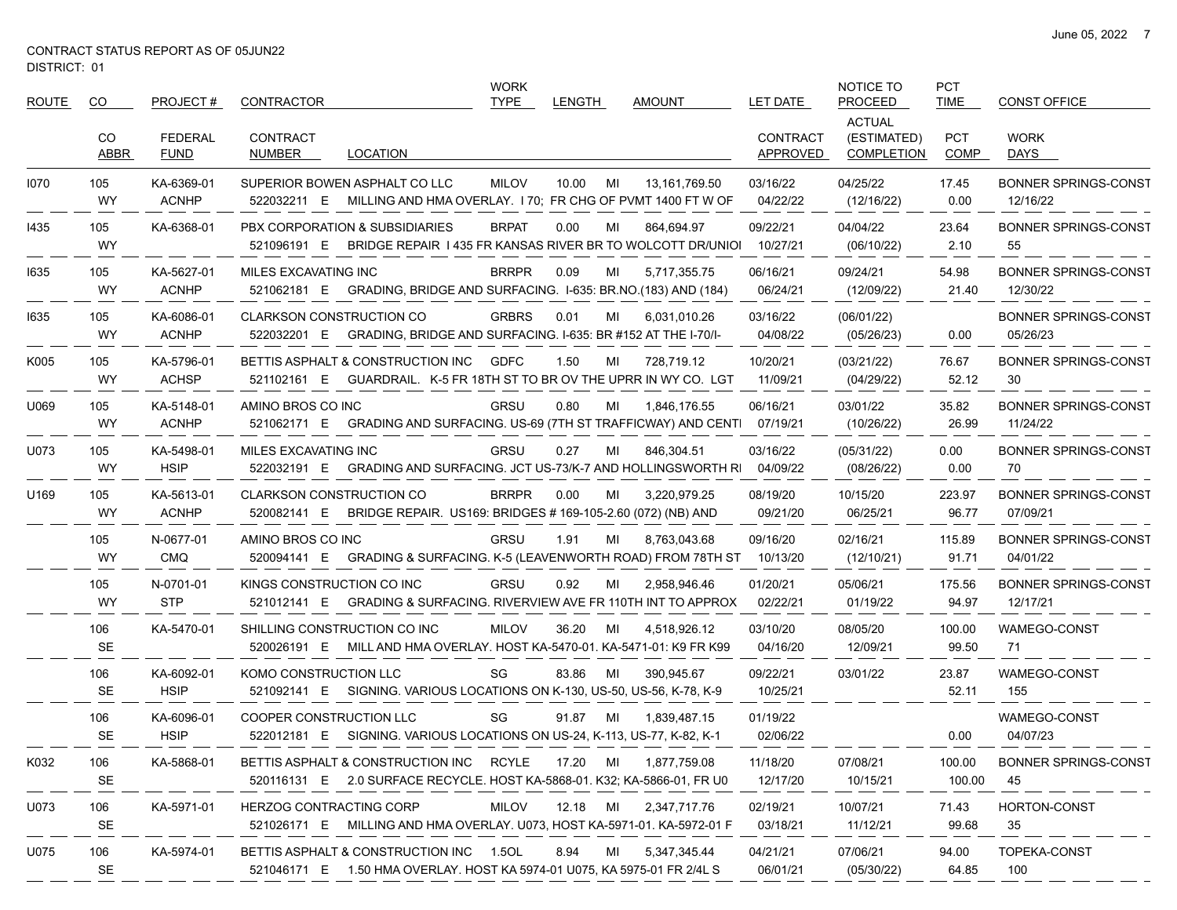CONTRACT STATUS REPORT AS OF 05JUN22
DISTRICT: 01

| ROUTE | CO | PROJECT # | CONTRACTOR | | WORK TYPE | LENGTH | | AMOUNT | LET DATE | NOTICE TO PROCEED | PCT TIME | CONST OFFICE |
|---|---|---|---|---|---|---|---|---|---|---|---|---|
| | CO ABBR | FEDERAL FUND | CONTRACT NUMBER | LOCATION | | | | | CONTRACT APPROVED | ACTUAL (ESTIMATED) COMPLETION | PCT COMP | WORK DAYS |
| I070 | 105 | KA-6369-01 | SUPERIOR BOWEN ASPHALT CO LLC | | MILOV | 10.00 | MI | 13,161,769.50 | 03/16/22 | 04/25/22 | 17.45 | BONNER SPRINGS-CONST |
| | WY | ACNHP | 522032211 E | MILLING AND HMA OVERLAY. I 70; FR CHG OF PVMT 1400 FT W OF | | | | | 04/22/22 | (12/16/22) | 0.00 | 12/16/22 |
| I435 | 105 | KA-6368-01 | PBX CORPORATION & SUBSIDIARIES | | BRPAT | 0.00 | MI | 864,694.97 | 09/22/21 | 04/04/22 | 23.64 | BONNER SPRINGS-CONST |
| | WY | | 521096191 E | BRIDGE REPAIR I 435 FR KANSAS RIVER BR TO WOLCOTT DR/UNIOI | | | | | 10/27/21 | (06/10/22) | 2.10 | 55 |
| I635 | 105 | KA-5627-01 | MILES EXCAVATING INC | | BRRPR | 0.09 | MI | 5,717,355.75 | 06/16/21 | 09/24/21 | 54.98 | BONNER SPRINGS-CONST |
| | WY | ACNHP | 521062181 E | GRADING, BRIDGE AND SURFACING. I-635: BR.NO.(183) AND (184) | | | | | 06/24/21 | (12/09/22) | 21.40 | 12/30/22 |
| I635 | 105 | KA-6086-01 | CLARKSON CONSTRUCTION CO | | GRBRS | 0.01 | MI | 6,031,010.26 | 03/16/22 | (06/01/22) | | BONNER SPRINGS-CONST |
| | WY | ACNHP | 522032201 E | GRADING, BRIDGE AND SURFACING. I-635: BR #152 AT THE I-70/I- | | | | | 04/08/22 | (05/26/23) | 0.00 | 05/26/23 |
| K005 | 105 | KA-5796-01 | BETTIS ASPHALT & CONSTRUCTION INC | | GDFC | 1.50 | MI | 728,719.12 | 10/20/21 | (03/21/22) | 76.67 | BONNER SPRINGS-CONST |
| | WY | ACHSP | 521102161 E | GUARDRAIL. K-5 FR 18TH ST TO BR OV THE UPRR IN WY CO. LGT | | | | | 11/09/21 | (04/29/22) | 52.12 | 30 |
| U069 | 105 | KA-5148-01 | AMINO BROS CO INC | | GRSU | 0.80 | MI | 1,846,176.55 | 06/16/21 | 03/01/22 | 35.82 | BONNER SPRINGS-CONST |
| | WY | ACNHP | 521062171 E | GRADING AND SURFACING. US-69 (7TH ST TRAFFICWAY) AND CENTI | | | | | 07/19/21 | (10/26/22) | 26.99 | 11/24/22 |
| U073 | 105 | KA-5498-01 | MILES EXCAVATING INC | | GRSU | 0.27 | MI | 846,304.51 | 03/16/22 | (05/31/22) | 0.00 | BONNER SPRINGS-CONST |
| | WY | HSIP | 522032191 E | GRADING AND SURFACING. JCT US-73/K-7 AND HOLLINGSWORTH RI | | | | | 04/09/22 | (08/26/22) | 0.00 | 70 |
| U169 | 105 | KA-5613-01 | CLARKSON CONSTRUCTION CO | | BRRPR | 0.00 | MI | 3,220,979.25 | 08/19/20 | 10/15/20 | 223.97 | BONNER SPRINGS-CONST |
| | WY | ACNHP | 520082141 E | BRIDGE REPAIR. US169: BRIDGES # 169-105-2.60 (072) (NB) AND | | | | | 09/21/20 | 06/25/21 | 96.77 | 07/09/21 |
| | 105 | N-0677-01 | AMINO BROS CO INC | | GRSU | 1.91 | MI | 8,763,043.68 | 09/16/20 | 02/16/21 | 115.89 | BONNER SPRINGS-CONST |
| | WY | CMQ | 520094141 E | GRADING & SURFACING. K-5 (LEAVENWORTH ROAD) FROM 78TH ST | | | | | 10/13/20 | (12/10/21) | 91.71 | 04/01/22 |
| | 105 | N-0701-01 | KINGS CONSTRUCTION CO INC | | GRSU | 0.92 | MI | 2,958,946.46 | 01/20/21 | 05/06/21 | 175.56 | BONNER SPRINGS-CONST |
| | WY | STP | 521012141 E | GRADING & SURFACING. RIVERVIEW AVE FR 110TH INT TO APPROX | | | | | 02/22/21 | 01/19/22 | 94.97 | 12/17/21 |
| | 106 | KA-5470-01 | SHILLING CONSTRUCTION CO INC | | MILOV | 36.20 | MI | 4,518,926.12 | 03/10/20 | 08/05/20 | 100.00 | WAMEGO-CONST |
| | SE | | 520026191 E | MILL AND HMA OVERLAY. HOST KA-5470-01. KA-5471-01: K9 FR K99 | | | | | 04/16/20 | 12/09/21 | 99.50 | 71 |
| | 106 | KA-6092-01 | KOMO CONSTRUCTION LLC | | SG | 83.86 | MI | 390,945.67 | 09/22/21 | 03/01/22 | 23.87 | WAMEGO-CONST |
| | SE | HSIP | 521092141 E | SIGNING. VARIOUS LOCATIONS ON K-130, US-50, US-56, K-78, K-9 | | | | | 10/25/21 | | 52.11 | 155 |
| | 106 | KA-6096-01 | COOPER CONSTRUCTION LLC | | SG | 91.87 | MI | 1,839,487.15 | 01/19/22 | | | WAMEGO-CONST |
| | SE | HSIP | 522012181 E | SIGNING. VARIOUS LOCATIONS ON US-24, K-113, US-77, K-82, K-1 | | | | | 02/06/22 | | 0.00 | 04/07/23 |
| K032 | 106 | KA-5868-01 | BETTIS ASPHALT & CONSTRUCTION INC | | RCYLE | 17.20 | MI | 1,877,759.08 | 11/18/20 | 07/08/21 | 100.00 | BONNER SPRINGS-CONST |
| | SE | | 520116131 E | 2.0 SURFACE RECYCLE. HOST KA-5868-01. K32; KA-5866-01, FR U0 | | | | | 12/17/20 | 10/15/21 | 100.00 | 45 |
| U073 | 106 | KA-5971-01 | HERZOG CONTRACTING CORP | | MILOV | 12.18 | MI | 2,347,717.76 | 02/19/21 | 10/07/21 | 71.43 | HORTON-CONST |
| | SE | | 521026171 E | MILLING AND HMA OVERLAY. U073, HOST KA-5971-01. KA-5972-01 F | | | | | 03/18/21 | 11/12/21 | 99.68 | 35 |
| U075 | 106 | KA-5974-01 | BETTIS ASPHALT & CONSTRUCTION INC | | 1.5OL | 8.94 | MI | 5,347,345.44 | 04/21/21 | 07/06/21 | 94.00 | TOPEKA-CONST |
| | SE | | 521046171 E | 1.50 HMA OVERLAY. HOST KA 5974-01 U075, KA 5975-01 FR 2/4L S | | | | | 06/01/21 | (05/30/22) | 64.85 | 100 |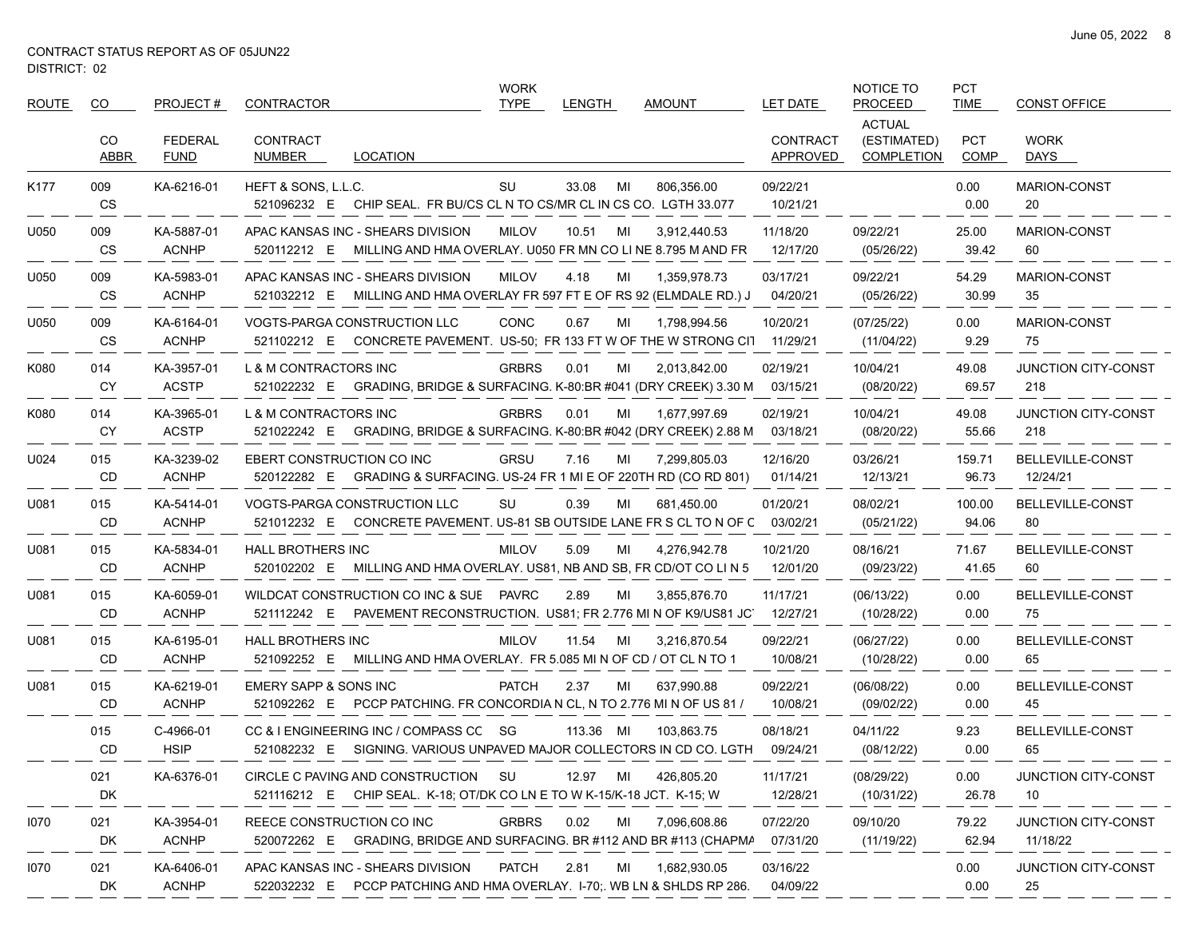CONTRACT STATUS REPORT AS OF 05JUN22
DISTRICT: 02

| ROUTE | CO | PROJECT # | CONTRACTOR | | WORK TYPE | LENGTH | | AMOUNT | LET DATE | NOTICE TO PROCEED | PCT TIME | CONST OFFICE |
|---|---|---|---|---|---|---|---|---|---|---|---|---|
| | CO ABBR | FEDERAL FUND | CONTRACT NUMBER | LOCATION | | | | | CONTRACT APPROVED | ACTUAL (ESTIMATED) COMPLETION | PCT COMP | WORK DAYS |
| K177 | 009 | KA-6216-01 | HEFT & SONS, L.L.C. | | SU | 33.08 | MI | 806,356.00 | 09/22/21 | | 0.00 | MARION-CONST |
| | CS | | 521096232 E | CHIP SEAL. FR BU/CS CL N TO CS/MR CL IN CS CO. LGTH 33.077 | | | | | 10/21/21 | | 0.00 | 20 |
| U050 | 009 | KA-5887-01 | APAC KANSAS INC - SHEARS DIVISION | | MILOV | 10.51 | MI | 3,912,440.53 | 11/18/20 | 09/22/21 | 25.00 | MARION-CONST |
| | CS | ACNHP | 520112212 E | MILLING AND HMA OVERLAY. U050 FR MN CO LI NE 8.795 M AND FR | | | | | 12/17/20 | (05/26/22) | 39.42 | 60 |
| U050 | 009 | KA-5983-01 | APAC KANSAS INC - SHEARS DIVISION | | MILOV | 4.18 | MI | 1,359,978.73 | 03/17/21 | 09/22/21 | 54.29 | MARION-CONST |
| | CS | ACNHP | 521032212 E | MILLING AND HMA OVERLAY FR 597 FT E OF RS 92 (ELMDALE RD.) J | | | | | 04/20/21 | (05/26/22) | 30.99 | 35 |
| U050 | 009 | KA-6164-01 | VOGTS-PARGA CONSTRUCTION LLC | | CONC | 0.67 | MI | 1,798,994.56 | 10/20/21 | (07/25/22) | 0.00 | MARION-CONST |
| | CS | ACNHP | 521102212 E | CONCRETE PAVEMENT. US-50; FR 133 FT W OF THE W STRONG CIT | | | | | 11/29/21 | (11/04/22) | 9.29 | 75 |
| K080 | 014 | KA-3957-01 | L & M CONTRACTORS INC | | GRBRS | 0.01 | MI | 2,013,842.00 | 02/19/21 | 10/04/21 | 49.08 | JUNCTION CITY-CONST |
| | CY | ACSTP | 521022232 E | GRADING, BRIDGE & SURFACING. K-80:BR #041 (DRY CREEK) 3.30 M | | | | | 03/15/21 | (08/20/22) | 69.57 | 218 |
| K080 | 014 | KA-3965-01 | L & M CONTRACTORS INC | | GRBRS | 0.01 | MI | 1,677,997.69 | 02/19/21 | 10/04/21 | 49.08 | JUNCTION CITY-CONST |
| | CY | ACSTP | 521022242 E | GRADING, BRIDGE & SURFACING. K-80:BR #042 (DRY CREEK) 2.88 M | | | | | 03/18/21 | (08/20/22) | 55.66 | 218 |
| U024 | 015 | KA-3239-02 | EBERT CONSTRUCTION CO INC | | GRSU | 7.16 | MI | 7,299,805.03 | 12/16/20 | 03/26/21 | 159.71 | BELLEVILLE-CONST |
| | CD | ACNHP | 520122282 E | GRADING & SURFACING. US-24 FR 1 MI E OF 220TH RD (CO RD 801) | | | | | 01/14/21 | 12/13/21 | 96.73 | 12/24/21 |
| U081 | 015 | KA-5414-01 | VOGTS-PARGA CONSTRUCTION LLC | | SU | 0.39 | MI | 681,450.00 | 01/20/21 | 08/02/21 | 100.00 | BELLEVILLE-CONST |
| | CD | ACNHP | 521012232 E | CONCRETE PAVEMENT. US-81 SB OUTSIDE LANE FR S CL TO N OF C | | | | | 03/02/21 | (05/21/22) | 94.06 | 80 |
| U081 | 015 | KA-5834-01 | HALL BROTHERS INC | | MILOV | 5.09 | MI | 4,276,942.78 | 10/21/20 | 08/16/21 | 71.67 | BELLEVILLE-CONST |
| | CD | ACNHP | 520102202 E | MILLING AND HMA OVERLAY. US81, NB AND SB, FR CD/OT CO LI N 5 | | | | | 12/01/20 | (09/23/22) | 41.65 | 60 |
| U081 | 015 | KA-6059-01 | WILDCAT CONSTRUCTION CO INC & SUE | | PAVRC | 2.89 | MI | 3,855,876.70 | 11/17/21 | (06/13/22) | 0.00 | BELLEVILLE-CONST |
| | CD | ACNHP | 521112242 E | PAVEMENT RECONSTRUCTION. US81; FR 2.776 MI N OF K9/US81 JC | | | | | 12/27/21 | (10/28/22) | 0.00 | 75 |
| U081 | 015 | KA-6195-01 | HALL BROTHERS INC | | MILOV | 11.54 | MI | 3,216,870.54 | 09/22/21 | (06/27/22) | 0.00 | BELLEVILLE-CONST |
| | CD | ACNHP | 521092252 E | MILLING AND HMA OVERLAY. FR 5.085 MI N OF CD / OT CL N TO 1 | | | | | 10/08/21 | (10/28/22) | 0.00 | 65 |
| U081 | 015 | KA-6219-01 | EMERY SAPP & SONS INC | | PATCH | 2.37 | MI | 637,990.88 | 09/22/21 | (06/08/22) | 0.00 | BELLEVILLE-CONST |
| | CD | ACNHP | 521092262 E | PCCP PATCHING. FR CONCORDIA N CL, N TO 2.776 MI N OF US 81 / | | | | | 10/08/21 | (09/02/22) | 0.00 | 45 |
| | 015 | C-4966-01 | CC & I ENGINEERING INC / COMPASS CC | | SG | 113.36 | MI | 103,863.75 | 08/18/21 | 04/11/22 | 9.23 | BELLEVILLE-CONST |
| | CD | HSIP | 521082232 E | SIGNING. VARIOUS UNPAVED MAJOR COLLECTORS IN CD CO. LGTH | | | | | 09/24/21 | (08/12/22) | 0.00 | 65 |
| | 021 | KA-6376-01 | CIRCLE C PAVING AND CONSTRUCTION | | SU | 12.97 | MI | 426,805.20 | 11/17/21 | (08/29/22) | 0.00 | JUNCTION CITY-CONST |
| | DK | | 521116212 E | CHIP SEAL. K-18; OT/DK CO LN E TO W K-15/K-18 JCT. K-15; W | | | | | 12/28/21 | (10/31/22) | 26.78 | 10 |
| I070 | 021 | KA-3954-01 | REECE CONSTRUCTION CO INC | | GRBRS | 0.02 | MI | 7,096,608.86 | 07/22/20 | 09/10/20 | 79.22 | JUNCTION CITY-CONST |
| | DK | ACNHP | 520072262 E | GRADING, BRIDGE AND SURFACING. BR #112 AND BR #113 (CHAPMA | | | | | 07/31/20 | (11/19/22) | 62.94 | 11/18/22 |
| I070 | 021 | KA-6406-01 | APAC KANSAS INC - SHEARS DIVISION | | PATCH | 2.81 | MI | 1,682,930.05 | 03/16/22 | | 0.00 | JUNCTION CITY-CONST |
| | DK | ACNHP | 522032232 E | PCCP PATCHING AND HMA OVERLAY. I-70;. WB LN & SHLDS RP 286. | | | | | 04/09/22 | | 0.00 | 25 |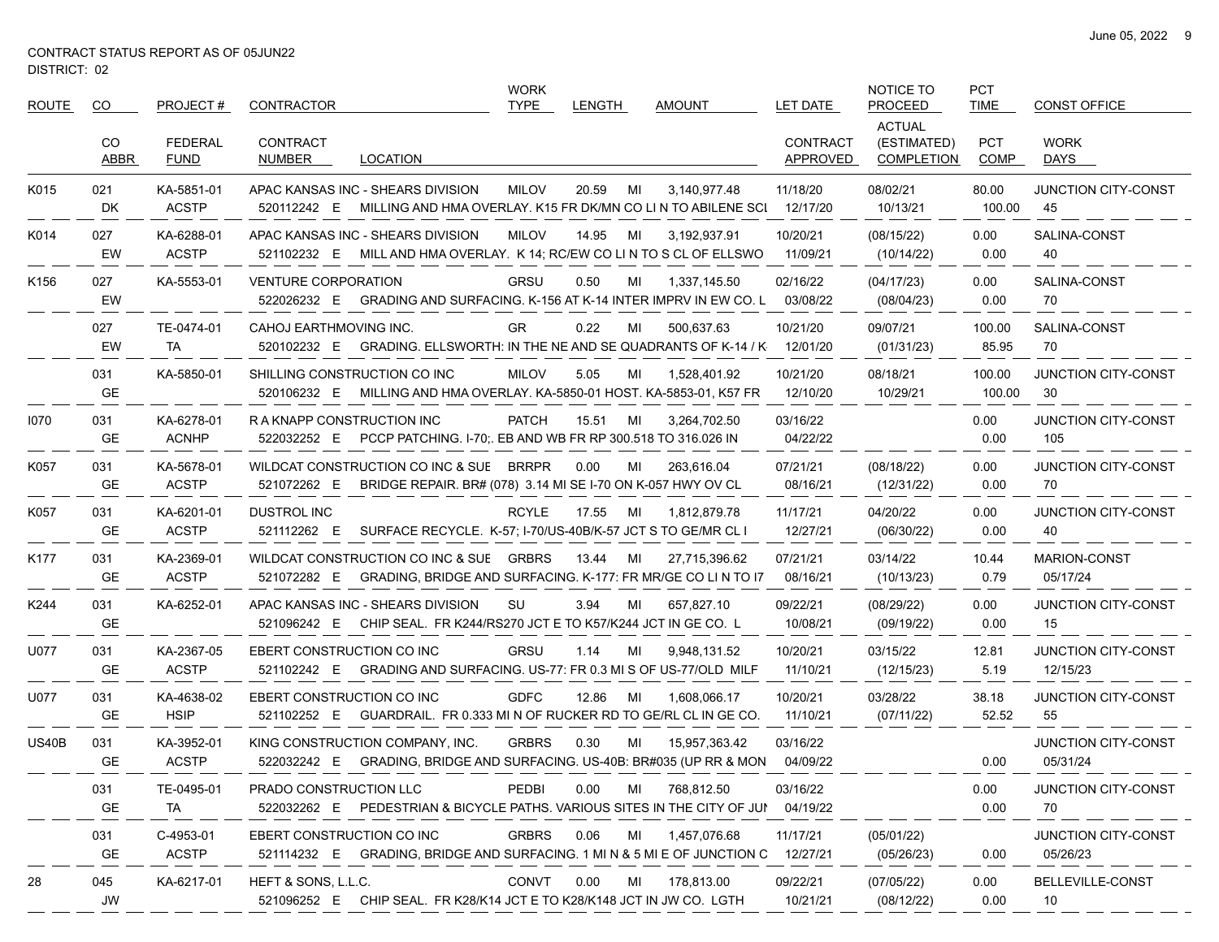CONTRACT STATUS REPORT AS OF 05JUN22
DISTRICT: 02

| ROUTE | CO / CO ABBR | PROJECT # / FEDERAL FUND | CONTRACTOR / CONTRACT NUMBER | LOCATION | WORK TYPE | LENGTH | | AMOUNT | LET DATE / CONTRACT APPROVED | NOTICE TO PROCEED / ACTUAL (ESTIMATED) COMPLETION | PCT TIME / PCT COMP | CONST OFFICE / WORK DAYS |
|---|---|---|---|---|---|---|---|---|---|---|---|---|
| K015 | 021 DK | KA-5851-01 ACSTP | APAC KANSAS INC - SHEARS DIVISION 520112242 E | MILLING AND HMA OVERLAY. K15 FR DK/MN CO LI N TO ABILENE SCI | MILOV | 20.59 | MI | 3,140,977.48 | 11/18/20 12/17/20 | 08/02/21 10/13/21 | 80.00 100.00 | JUNCTION CITY-CONST 45 |
| K014 | 027 EW | KA-6288-01 ACSTP | APAC KANSAS INC - SHEARS DIVISION 521102232 E | MILL AND HMA OVERLAY. K 14; RC/EW CO LI N TO S CL OF ELLSWO | MILOV | 14.95 | MI | 3,192,937.91 | 10/20/21 11/09/21 | (08/15/22) (10/14/22) | 0.00 0.00 | SALINA-CONST 40 |
| K156 | 027 EW | KA-5553-01 | VENTURE CORPORATION 522026232 E | GRADING AND SURFACING. K-156 AT K-14 INTER IMPRV IN EW CO. L | GRSU | 0.50 | MI | 1,337,145.50 | 02/16/22 03/08/22 | (04/17/23) (08/04/23) | 0.00 0.00 | SALINA-CONST 70 |
| | 027 EW | TE-0474-01 TA | CAHOJ EARTHMOVING INC. 520102232 E | GRADING. ELLSWORTH: IN THE NE AND SE QUADRANTS OF K-14 / K | GR | 0.22 | MI | 500,637.63 | 10/21/20 12/01/20 | 09/07/21 (01/31/23) | 100.00 85.95 | SALINA-CONST 70 |
| | 031 GE | KA-5850-01 | SHILLING CONSTRUCTION CO INC 520106232 E | MILLING AND HMA OVERLAY. KA-5850-01 HOST. KA-5853-01, K57 FR | MILOV | 5.05 | MI | 1,528,401.92 | 10/21/20 12/10/20 | 08/18/21 10/29/21 | 100.00 100.00 | JUNCTION CITY-CONST 30 |
| I070 | 031 GE | KA-6278-01 ACNHP | R A KNAPP CONSTRUCTION INC 522032252 E | PCCP PATCHING. I-70;. EB AND WB FR RP 300.518 TO 316.026 IN | PATCH | 15.51 | MI | 3,264,702.50 | 03/16/22 04/22/22 | | 0.00 0.00 | JUNCTION CITY-CONST 105 |
| K057 | 031 GE | KA-5678-01 ACSTP | WILDCAT CONSTRUCTION CO INC & SUE 521072262 E | BRIDGE REPAIR. BR# (078) 3.14 MI SE I-70 ON K-057 HWY OV CL | BRRPR | 0.00 | MI | 263,616.04 | 07/21/21 08/16/21 | (08/18/22) (12/31/22) | 0.00 0.00 | JUNCTION CITY-CONST 70 |
| K057 | 031 GE | KA-6201-01 ACSTP | DUSTROL INC 521112262 E | SURFACE RECYCLE. K-57; I-70/US-40B/K-57 JCT S TO GE/MR CL I | RCYLE | 17.55 | MI | 1,812,879.78 | 11/17/21 12/27/21 | 04/20/22 (06/30/22) | 0.00 0.00 | JUNCTION CITY-CONST 40 |
| K177 | 031 GE | KA-2369-01 ACSTP | WILDCAT CONSTRUCTION CO INC & SUE 521072282 E | GRADING, BRIDGE AND SURFACING. K-177: FR MR/GE CO LI N TO I7 | GRBRS | 13.44 | MI | 27,715,396.62 | 07/21/21 08/16/21 | 03/14/22 (10/13/23) | 10.44 0.79 | MARION-CONST 05/17/24 |
| K244 | 031 GE | KA-6252-01 | APAC KANSAS INC - SHEARS DIVISION 521096242 E | CHIP SEAL. FR K244/RS270 JCT E TO K57/K244 JCT IN GE CO. L | SU | 3.94 | MI | 657,827.10 | 09/22/21 10/08/21 | (08/29/22) (09/19/22) | 0.00 0.00 | JUNCTION CITY-CONST 15 |
| U077 | 031 GE | KA-2367-05 ACSTP | EBERT CONSTRUCTION CO INC 521102242 E | GRADING AND SURFACING. US-77: FR 0.3 MI S OF US-77/OLD MILF | GRSU | 1.14 | MI | 9,948,131.52 | 10/20/21 11/10/21 | 03/15/22 (12/15/23) | 12.81 5.19 | JUNCTION CITY-CONST 12/15/23 |
| U077 | 031 GE | KA-4638-02 HSIP | EBERT CONSTRUCTION CO INC 521102252 E | GUARDRAIL. FR 0.333 MI N OF RUCKER RD TO GE/RL CL IN GE CO. | GDFC | 12.86 | MI | 1,608,066.17 | 10/20/21 11/10/21 | 03/28/22 (07/11/22) | 38.18 52.52 | JUNCTION CITY-CONST 55 |
| US40B | 031 GE | KA-3952-01 ACSTP | KING CONSTRUCTION COMPANY, INC. 522032242 E | GRADING, BRIDGE AND SURFACING. US-40B: BR#035 (UP RR & MON | GRBRS | 0.30 | MI | 15,957,363.42 | 03/16/22 04/09/22 | | 0.00 | JUNCTION CITY-CONST 05/31/24 |
| | 031 GE | TE-0495-01 TA | PRADO CONSTRUCTION LLC 522032262 E | PEDESTRIAN & BICYCLE PATHS. VARIOUS SITES IN THE CITY OF JUN | PEDBI | 0.00 | MI | 768,812.50 | 03/16/22 04/19/22 | | 0.00 0.00 | JUNCTION CITY-CONST 70 |
| | 031 GE | C-4953-01 ACSTP | EBERT CONSTRUCTION CO INC 521114232 E | GRADING, BRIDGE AND SURFACING. 1 MI N & 5 MI E OF JUNCTION C | GRBRS | 0.06 | MI | 1,457,076.68 | 11/17/21 12/27/21 | (05/01/22) (05/26/23) | 0.00 | JUNCTION CITY-CONST 05/26/23 |
| 28 | 045 JW | KA-6217-01 | HEFT & SONS, L.L.C. 521096252 E | CHIP SEAL. FR K28/K14 JCT E TO K28/K148 JCT IN JW CO. LGTH | CONVT | 0.00 | MI | 178,813.00 | 09/22/21 10/21/21 | (07/05/22) (08/12/22) | 0.00 0.00 | BELLEVILLE-CONST 10 |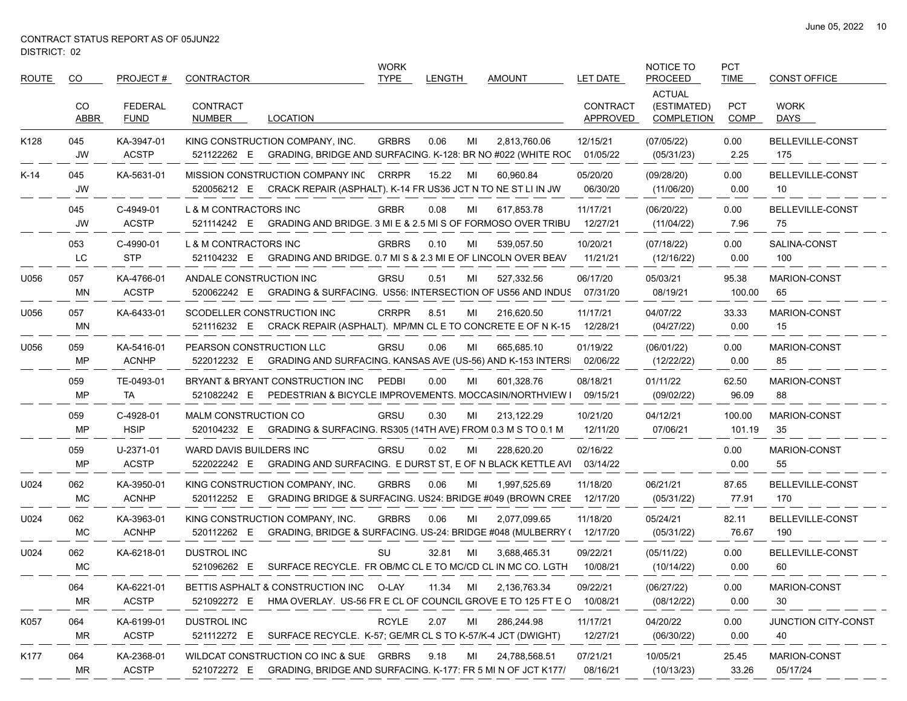CONTRACT STATUS REPORT AS OF 05JUN22
DISTRICT: 02

| ROUTE | CO | PROJECT # | CONTRACTOR | | WORK TYPE | LENGTH | | AMOUNT | LET DATE | NOTICE TO PROCEED | PCT TIME | CONST OFFICE |
|---|---|---|---|---|---|---|---|---|---|---|---|---|
| | CO ABBR | FEDERAL FUND | CONTRACT NUMBER | LOCATION | | | | | CONTRACT APPROVED | ACTUAL (ESTIMATED) COMPLETION | PCT COMP | WORK DAYS |
| K128 | 045 | KA-3947-01 | KING CONSTRUCTION COMPANY, INC. | | GRBRS | 0.06 | MI | 2,813,760.06 | 12/15/21 | (07/05/22) | 0.00 | BELLEVILLE-CONST |
| | JW | ACSTP | 521122262 E | GRADING, BRIDGE AND SURFACING. K-128: BR NO #022 (WHITE ROC | | | | | 01/05/22 | (05/31/23) | 2.25 | 175 |
| K-14 | 045 | KA-5631-01 | MISSION CONSTRUCTION COMPANY INC | | CRRPR | 15.22 | MI | 60,960.84 | 05/20/20 | (09/28/20) | 0.00 | BELLEVILLE-CONST |
| | JW | | 520056212 E | CRACK REPAIR (ASPHALT). K-14 FR US36 JCT N TO NE ST LI IN JW | | | | | 06/30/20 | (11/06/20) | 0.00 | 10 |
| | 045 | C-4949-01 | L & M CONTRACTORS INC | | GRBR | 0.08 | MI | 617,853.78 | 11/17/21 | (06/20/22) | 0.00 | BELLEVILLE-CONST |
| | JW | ACSTP | 521114242 E | GRADING AND BRIDGE. 3 MI E & 2.5 MI S OF FORMOSO OVER TRIBU | | | | | 12/27/21 | (11/04/22) | 7.96 | 75 |
| | 053 | C-4990-01 | L & M CONTRACTORS INC | | GRBRS | 0.10 | MI | 539,057.50 | 10/20/21 | (07/18/22) | 0.00 | SALINA-CONST |
| | LC | STP | 521104232 E | GRADING AND BRIDGE. 0.7 MI S & 2.3 MI E OF LINCOLN OVER BEAV | | | | | 11/21/21 | (12/16/22) | 0.00 | 100 |
| U056 | 057 | KA-4766-01 | ANDALE CONSTRUCTION INC | | GRSU | 0.51 | MI | 527,332.56 | 06/17/20 | 05/03/21 | 95.38 | MARION-CONST |
| | MN | ACSTP | 520062242 E | GRADING & SURFACING. US56: INTERSECTION OF US56 AND INDUS | | | | | 07/31/20 | 08/19/21 | 100.00 | 65 |
| U056 | 057 | KA-6433-01 | SCODELLER CONSTRUCTION INC | | CRRPR | 8.51 | MI | 216,620.50 | 11/17/21 | 04/07/22 | 33.33 | MARION-CONST |
| | MN | | 521116232 E | CRACK REPAIR (ASPHALT). MP/MN CL E TO CONCRETE E OF N K-15 | | | | | 12/28/21 | (04/27/22) | 0.00 | 15 |
| U056 | 059 | KA-5416-01 | PEARSON CONSTRUCTION LLC | | GRSU | 0.06 | MI | 665,685.10 | 01/19/22 | (06/01/22) | 0.00 | MARION-CONST |
| | MP | ACNHP | 522012232 E | GRADING AND SURFACING. KANSAS AVE (US-56) AND K-153 INTERSI | | | | | 02/06/22 | (12/22/22) | 0.00 | 85 |
| | 059 | TE-0493-01 | BRYANT & BRYANT CONSTRUCTION INC | | PEDBI | 0.00 | MI | 601,328.76 | 08/18/21 | 01/11/22 | 62.50 | MARION-CONST |
| | MP | TA | 521082242 E | PEDESTRIAN & BICYCLE IMPROVEMENTS. MOCCASIN/NORTHVIEW I | | | | | 09/15/21 | (09/02/22) | 96.09 | 88 |
| | 059 | C-4928-01 | MALM CONSTRUCTION CO | | GRSU | 0.30 | MI | 213,122.29 | 10/21/20 | 04/12/21 | 100.00 | MARION-CONST |
| | MP | HSIP | 520104232 E | GRADING & SURFACING. RS305 (14TH AVE) FROM 0.3 M S TO 0.1 M | | | | | 12/11/20 | 07/06/21 | 101.19 | 35 |
| | 059 | U-2371-01 | WARD DAVIS BUILDERS INC | | GRSU | 0.02 | MI | 228,620.20 | 02/16/22 | | 0.00 | MARION-CONST |
| | MP | ACSTP | 522022242 E | GRADING AND SURFACING. E DURST ST, E OF N BLACK KETTLE AVI | | | | | 03/14/22 | | 0.00 | 55 |
| U024 | 062 | KA-3950-01 | KING CONSTRUCTION COMPANY, INC. | | GRBRS | 0.06 | MI | 1,997,525.69 | 11/18/20 | 06/21/21 | 87.65 | BELLEVILLE-CONST |
| | MC | ACNHP | 520112252 E | GRADING BRIDGE & SURFACING. US24: BRIDGE #049 (BROWN CREE | | | | | 12/17/20 | (05/31/22) | 77.91 | 170 |
| U024 | 062 | KA-3963-01 | KING CONSTRUCTION COMPANY, INC. | | GRBRS | 0.06 | MI | 2,077,099.65 | 11/18/20 | 05/24/21 | 82.11 | BELLEVILLE-CONST |
| | MC | ACNHP | 520112262 E | GRADING, BRIDGE & SURFACING. US-24: BRIDGE #048 (MULBERRY ( | | | | | 12/17/20 | (05/31/22) | 76.67 | 190 |
| U024 | 062 | KA-6218-01 | DUSTROL INC | | SU | 32.81 | MI | 3,688,465.31 | 09/22/21 | (05/11/22) | 0.00 | BELLEVILLE-CONST |
| | MC | | 521096262 E | SURFACE RECYCLE. FR OB/MC CL E TO MC/CD CL IN MC CO. LGTH | | | | | 10/08/21 | (10/14/22) | 0.00 | 60 |
| | 064 | KA-6221-01 | BETTIS ASPHALT & CONSTRUCTION INC | | O-LAY | 11.34 | MI | 2,136,763.34 | 09/22/21 | (06/27/22) | 0.00 | MARION-CONST |
| | MR | ACSTP | 521092272 E | HMA OVERLAY. US-56 FR E CL OF COUNCIL GROVE E TO 125 FT E O | | | | | 10/08/21 | (08/12/22) | 0.00 | 30 |
| K057 | 064 | KA-6199-01 | DUSTROL INC | | RCYLE | 2.07 | MI | 286,244.98 | 11/17/21 | 04/20/22 | 0.00 | JUNCTION CITY-CONST |
| | MR | ACSTP | 521112272 E | SURFACE RECYCLE. K-57; GE/MR CL S TO K-57/K-4 JCT (DWIGHT) | | | | | 12/27/21 | (06/30/22) | 0.00 | 40 |
| K177 | 064 | KA-2368-01 | WILDCAT CONSTRUCTION CO INC & SUE | | GRBRS | 9.18 | MI | 24,788,568.51 | 07/21/21 | 10/05/21 | 25.45 | MARION-CONST |
| | MR | ACSTP | 521072272 E | GRADING, BRIDGE AND SURFACING. K-177: FR 5 MI N OF JCT K177/ | | | | | 08/16/21 | (10/13/23) | 33.26 | 05/17/24 |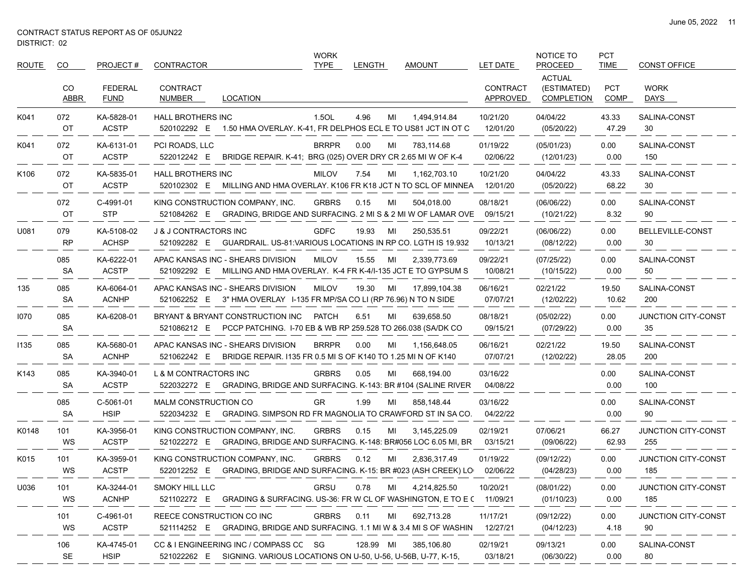CONTRACT STATUS REPORT AS OF 05JUN22
DISTRICT: 02

| ROUTE | CO | PROJECT # | CONTRACTOR | | WORK TYPE | LENGTH | | AMOUNT | LET DATE | NOTICE TO PROCEED | PCT TIME | CONST OFFICE |
|---|---|---|---|---|---|---|---|---|---|---|---|---|
| | CO ABBR | FEDERAL FUND | CONTRACT NUMBER | LOCATION | | | | | CONTRACT APPROVED | ACTUAL (ESTIMATED) COMPLETION | PCT COMP | WORK DAYS |
| K041 | 072 | KA-5828-01 | HALL BROTHERS INC | | 1.5OL | 4.96 | MI | 1,494,914.84 | 10/21/20 | 04/04/22 | 43.33 | SALINA-CONST |
| | OT | ACSTP | 520102292 E | 1.50 HMA OVERLAY. K-41, FR DELPHOS ECL E TO US81 JCT IN OT C | | | | | 12/01/20 | (05/20/22) | 47.29 | 30 |
| K041 | 072 | KA-6131-01 | PCI ROADS, LLC | | BRRPR | 0.00 | MI | 783,114.68 | 01/19/22 | (05/01/23) | 0.00 | SALINA-CONST |
| | OT | ACSTP | 522012242 E | BRIDGE REPAIR. K-41; BRG (025) OVER DRY CR 2.65 MI W OF K-4 | | | | | 02/06/22 | (12/01/23) | 0.00 | 150 |
| K106 | 072 | KA-5835-01 | HALL BROTHERS INC | | MILOV | 7.54 | MI | 1,162,703.10 | 10/21/20 | 04/04/22 | 43.33 | SALINA-CONST |
| | OT | ACSTP | 520102302 E | MILLING AND HMA OVERLAY. K106 FR K18 JCT N TO SCL OF MINNEA | | | | | 12/01/20 | (05/20/22) | 68.22 | 30 |
| | 072 | C-4991-01 | KING CONSTRUCTION COMPANY, INC. | | GRBRS | 0.15 | MI | 504,018.00 | 08/18/21 | (06/06/22) | 0.00 | SALINA-CONST |
| | OT | STP | 521084262 E | GRADING, BRIDGE AND SURFACING. 2 MI S & 2 MI W OF LAMAR OVE | | | | | 09/15/21 | (10/21/22) | 8.32 | 90 |
| U081 | 079 | KA-5108-02 | J & J CONTRACTORS INC | | GDFC | 19.93 | MI | 250,535.51 | 09/22/21 | (06/06/22) | 0.00 | BELLEVILLE-CONST |
| | RP | ACHSP | 521092282 E | GUARDRAIL. US-81:VARIOUS LOCATIONS IN RP CO. LGTH IS 19.932 | | | | | 10/13/21 | (08/12/22) | 0.00 | 30 |
| | 085 | KA-6222-01 | APAC KANSAS INC - SHEARS DIVISION | | MILOV | 15.55 | MI | 2,339,773.69 | 09/22/21 | (07/25/22) | 0.00 | SALINA-CONST |
| | SA | ACSTP | 521092292 E | MILLING AND HMA OVERLAY. K-4 FR K-4/I-135 JCT E TO GYPSUM S | | | | | 10/08/21 | (10/15/22) | 0.00 | 50 |
| 135 | 085 | KA-6064-01 | APAC KANSAS INC - SHEARS DIVISION | | MILOV | 19.30 | MI | 17,899,104.38 | 06/16/21 | 02/21/22 | 19.50 | SALINA-CONST |
| | SA | ACNHP | 521062252 E | 3" HMA OVERLAY I-135 FR MP/SA CO LI (RP 76.96) N TO N SIDE | | | | | 07/07/21 | (12/02/22) | 10.62 | 200 |
| I070 | 085 | KA-6208-01 | BRYANT & BRYANT CONSTRUCTION INC | | PATCH | 6.51 | MI | 639,658.50 | 08/18/21 | (05/02/22) | 0.00 | JUNCTION CITY-CONST |
| | SA | | 521086212 E | PCCP PATCHING. I-70 EB & WB RP 259.528 TO 266.038 (SA/DK CO | | | | | 09/15/21 | (07/29/22) | 0.00 | 35 |
| I135 | 085 | KA-5680-01 | APAC KANSAS INC - SHEARS DIVISION | | BRRPR | 0.00 | MI | 1,156,648.05 | 06/16/21 | 02/21/22 | 19.50 | SALINA-CONST |
| | SA | ACNHP | 521062242 E | BRIDGE REPAIR. I135 FR 0.5 MI S OF K140 TO 1.25 MI N OF K140 | | | | | 07/07/21 | (12/02/22) | 28.05 | 200 |
| K143 | 085 | KA-3940-01 | L & M CONTRACTORS INC | | GRBRS | 0.05 | MI | 668,194.00 | 03/16/22 | | 0.00 | SALINA-CONST |
| | SA | ACSTP | 522032272 E | GRADING, BRIDGE AND SURFACING. K-143: BR #104 (SALINE RIVER | | | | | 04/08/22 | | 0.00 | 100 |
| | 085 | C-5061-01 | MALM CONSTRUCTION CO | | GR | 1.99 | MI | 858,148.44 | 03/16/22 | | 0.00 | SALINA-CONST |
| | SA | HSIP | 522034232 E | GRADING. SIMPSON RD FR MAGNOLIA TO CRAWFORD ST IN SA CO. | | | | | 04/22/22 | | 0.00 | 90 |
| K0148 | 101 | KA-3956-01 | KING CONSTRUCTION COMPANY, INC. | | GRBRS | 0.15 | MI | 3,145,225.09 | 02/19/21 | 07/06/21 | 66.27 | JUNCTION CITY-CONST |
| | WS | ACSTP | 521022272 E | GRADING, BRIDGE AND SURFACING. K-148: BR#056 LOC 6.05 MI, BR | | | | | 03/15/21 | (09/06/22) | 62.93 | 255 |
| K015 | 101 | KA-3959-01 | KING CONSTRUCTION COMPANY, INC. | | GRBRS | 0.12 | MI | 2,836,317.49 | 01/19/22 | (09/12/22) | 0.00 | JUNCTION CITY-CONST |
| | WS | ACSTP | 522012252 E | GRADING, BRIDGE AND SURFACING. K-15: BR #023 (ASH CREEK) LO | | | | | 02/06/22 | (04/28/23) | 0.00 | 185 |
| U036 | 101 | KA-3244-01 | SMOKY HILL LLC | | GRSU | 0.78 | MI | 4,214,825.50 | 10/20/21 | (08/01/22) | 0.00 | JUNCTION CITY-CONST |
| | WS | ACNHP | 521102272 E | GRADING & SURFACING. US-36: FR W CL OF WASHINGTON, E TO E C | | | | | 11/09/21 | (01/10/23) | 0.00 | 185 |
| | 101 | C-4961-01 | REECE CONSTRUCTION CO INC | | GRBRS | 0.11 | MI | 692,713.28 | 11/17/21 | (09/12/22) | 0.00 | JUNCTION CITY-CONST |
| | WS | ACSTP | 521114252 E | GRADING, BRIDGE AND SURFACING. 1.1 MI W & 3.4 MI S OF WASHIN | | | | | 12/27/21 | (04/12/23) | 4.18 | 90 |
| | 106 | KA-4745-01 | CC & I ENGINEERING INC / COMPASS CC | | SG | 128.99 | MI | 385,106.80 | 02/19/21 | 09/13/21 | 0.00 | SALINA-CONST |
| | SE | HSIP | 521022262 E | SIGNING. VARIOUS LOCATIONS ON U-50, U-56, U-56B, U-77, K-15, | | | | | 03/18/21 | (06/30/22) | 0.00 | 80 |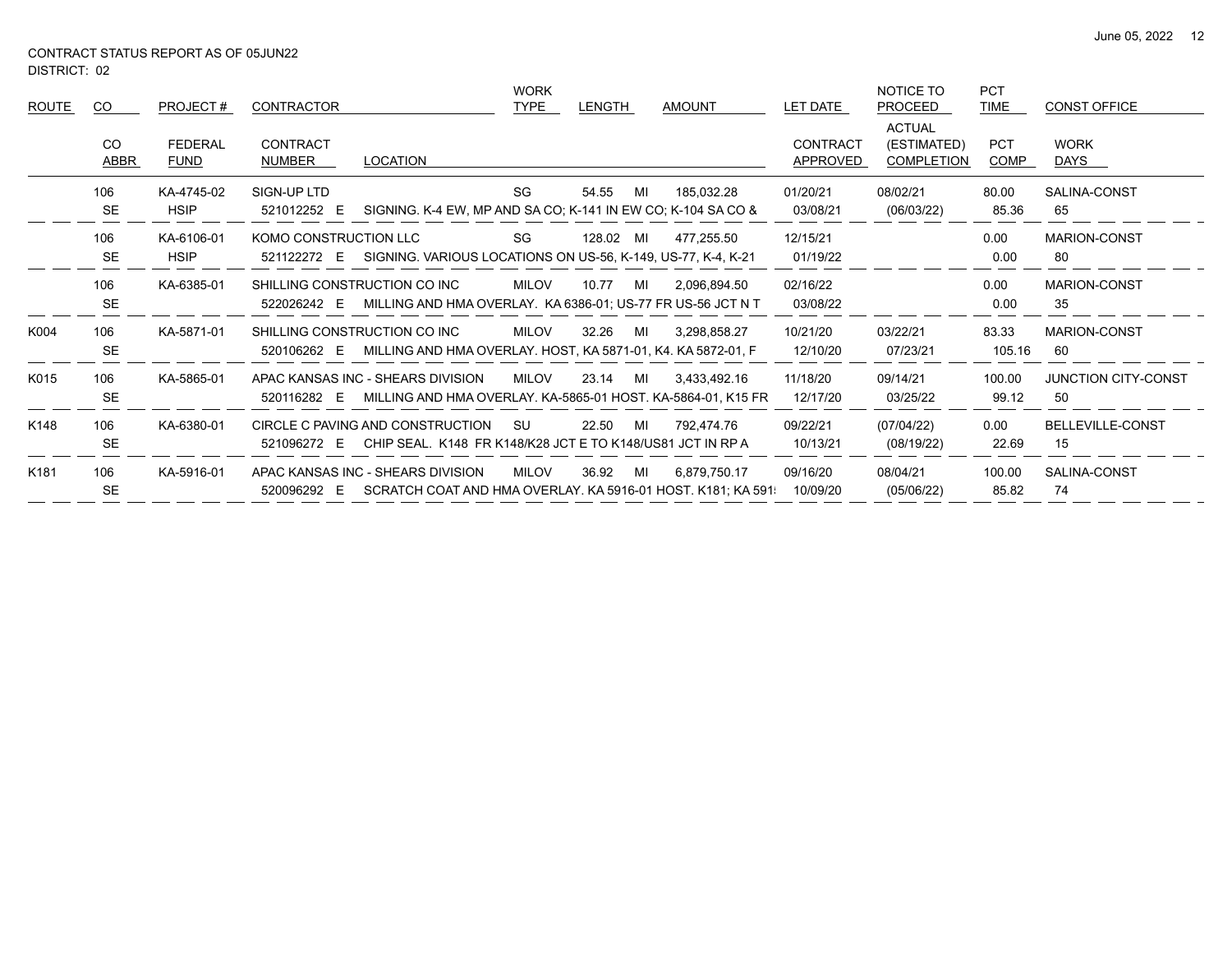CONTRACT STATUS REPORT AS OF 05JUN22
DISTRICT: 02

| ROUTE | CO | PROJECT # | CONTRACTOR | | WORK TYPE | LENGTH | | AMOUNT | LET DATE | NOTICE TO PROCEED | PCT TIME | CONST OFFICE |
|---|---|---|---|---|---|---|---|---|---|---|---|---|
| | CO ABBR | FEDERAL FUND | CONTRACT NUMBER | LOCATION | | | | | CONTRACT APPROVED | ACTUAL (ESTIMATED) COMPLETION | PCT COMP | WORK DAYS |
| | 106 | KA-4745-02 | SIGN-UP LTD | | SG | 54.55 | MI | 185,032.28 | 01/20/21 | 08/02/21 | 80.00 | SALINA-CONST |
| | SE | HSIP | 521012252 E | SIGNING. K-4 EW, MP AND SA CO; K-141 IN EW CO; K-104 SA CO & | | | | | 03/08/21 | (06/03/22) | 85.36 | 65 |
| | 106 | KA-6106-01 | KOMO CONSTRUCTION LLC | | SG | 128.02 | MI | 477,255.50 | 12/15/21 | | 0.00 | MARION-CONST |
| | SE | HSIP | 521122272 E | SIGNING. VARIOUS LOCATIONS ON US-56, K-149, US-77, K-4, K-21 | | | | | 01/19/22 | | 0.00 | 80 |
| | 106 | KA-6385-01 | SHILLING CONSTRUCTION CO INC | | MILOV | 10.77 | MI | 2,096,894.50 | 02/16/22 | | 0.00 | MARION-CONST |
| | SE | | 522026242 E | MILLING AND HMA OVERLAY. KA 6386-01; US-77 FR US-56 JCT N T | | | | | 03/08/22 | | 0.00 | 35 |
| K004 | 106 | KA-5871-01 | SHILLING CONSTRUCTION CO INC | | MILOV | 32.26 | MI | 3,298,858.27 | 10/21/20 | 03/22/21 | 83.33 | MARION-CONST |
| | SE | | 520106262 E | MILLING AND HMA OVERLAY. HOST, KA 5871-01, K4. KA 5872-01, F | | | | | 12/10/20 | 07/23/21 | 105.16 | 60 |
| K015 | 106 | KA-5865-01 | APAC KANSAS INC - SHEARS DIVISION | | MILOV | 23.14 | MI | 3,433,492.16 | 11/18/20 | 09/14/21 | 100.00 | JUNCTION CITY-CONST |
| | SE | | 520116282 E | MILLING AND HMA OVERLAY. KA-5865-01 HOST. KA-5864-01, K15 FR | | | | | 12/17/20 | 03/25/22 | 99.12 | 50 |
| K148 | 106 | KA-6380-01 | CIRCLE C PAVING AND CONSTRUCTION | | SU | 22.50 | MI | 792,474.76 | 09/22/21 | (07/04/22) | 0.00 | BELLEVILLE-CONST |
| | SE | | 521096272 E | CHIP SEAL. K148 FR K148/K28 JCT E TO K148/US81 JCT IN RP A | | | | | 10/13/21 | (08/19/22) | 22.69 | 15 |
| K181 | 106 | KA-5916-01 | APAC KANSAS INC - SHEARS DIVISION | | MILOV | 36.92 | MI | 6,879,750.17 | 09/16/20 | 08/04/21 | 100.00 | SALINA-CONST |
| | SE | | 520096292 E | SCRATCH COAT AND HMA OVERLAY. KA 5916-01 HOST. K181; KA 591 | | | | | 10/09/20 | (05/06/22) | 85.82 | 74 |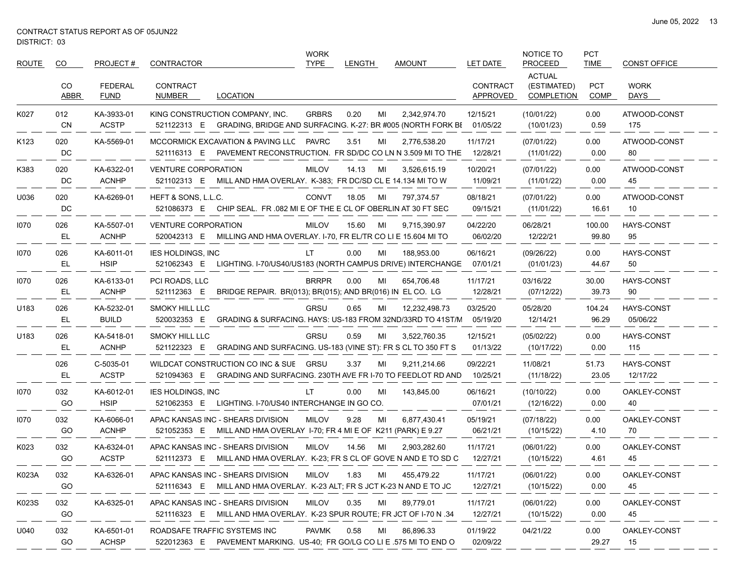CONTRACT STATUS REPORT AS OF 05JUN22
DISTRICT: 03

| ROUTE | CO | PROJECT # | CONTRACTOR | WORK TYPE | LENGTH | | AMOUNT | LET DATE | NOTICE TO PROCEED | PCT TIME | CONST OFFICE |
|---|---|---|---|---|---|---|---|---|---|---|---|
| | CO ABBR | FEDERAL FUND | CONTRACT NUMBER / LOCATION | | | | | CONTRACT APPROVED | ACTUAL (ESTIMATED) COMPLETION | PCT COMP | WORK DAYS |
| K027 | 012 | KA-3933-01 | KING CONSTRUCTION COMPANY, INC. | GRBRS | 0.20 | MI | 2,342,974.70 | 12/15/21 | (10/01/22) | 0.00 | ATWOOD-CONST |
| | CN | ACSTP | 521122313 E GRADING, BRIDGE AND SURFACING. K-27: BR #005 (NORTH FORK BI | | | | | 01/05/22 | (10/01/23) | 0.59 | 175 |
| K123 | 020 | KA-5569-01 | MCCORMICK EXCAVATION & PAVING LLC | PAVRC | 3.51 | MI | 2,776,538.20 | 11/17/21 | (07/01/22) | 0.00 | ATWOOD-CONST |
| | DC | | 521116313 E PAVEMENT RECONSTRUCTION. FR SD/DC CO LN N 3.509 MI TO THE | | | | | 12/28/21 | (11/01/22) | 0.00 | 80 |
| K383 | 020 | KA-6322-01 | VENTURE CORPORATION | MILOV | 14.13 | MI | 3,526,615.19 | 10/20/21 | (07/01/22) | 0.00 | ATWOOD-CONST |
| | DC | ACNHP | 521102313 E MILL AND HMA OVERLAY. K-383; FR DC/SD CL E 14.134 MI TO W | | | | | 11/09/21 | (11/01/22) | 0.00 | 45 |
| U036 | 020 | KA-6269-01 | HEFT & SONS, L.L.C. | CONVT | 18.05 | MI | 797,374.57 | 08/18/21 | (07/01/22) | 0.00 | ATWOOD-CONST |
| | DC | | 521086373 E CHIP SEAL. FR .082 MI E OF THE E CL OF OBERLIN AT 30 FT SEC | | | | | 09/15/21 | (11/01/22) | 16.61 | 10 |
| I070 | 026 | KA-5507-01 | VENTURE CORPORATION | MILOV | 15.60 | MI | 9,715,390.97 | 04/22/20 | 06/28/21 | 100.00 | HAYS-CONST |
| | EL | ACNHP | 520042313 E MILLING AND HMA OVERLAY. I-70, FR EL/TR CO LI E 15.604 MI TO | | | | | 06/02/20 | 12/22/21 | 99.80 | 95 |
| I070 | 026 | KA-6011-01 | IES HOLDINGS, INC | LT | 0.00 | MI | 188,953.00 | 06/16/21 | (09/26/22) | 0.00 | HAYS-CONST |
| | EL | HSIP | 521062343 E LIGHTING. I-70/US40/US183 (NORTH CAMPUS DRIVE) INTERCHANGE | | | | | 07/01/21 | (01/01/23) | 44.67 | 50 |
| I070 | 026 | KA-6133-01 | PCI ROADS, LLC | BRRPR | 0.00 | MI | 654,706.48 | 11/17/21 | 03/16/22 | 30.00 | HAYS-CONST |
| | EL | ACNHP | 521112363 E BRIDGE REPAIR. BR(013); BR(015); AND BR(016) IN EL CO. LG | | | | | 12/28/21 | (07/12/22) | 39.73 | 90 |
| U183 | 026 | KA-5232-01 | SMOKY HILL LLC | GRSU | 0.65 | MI | 12,232,498.73 | 03/25/20 | 05/28/20 | 104.24 | HAYS-CONST |
| | EL | BUILD | 520032353 E GRADING & SURFACING. HAYS: US-183 FROM 32ND/33RD TO 41ST/M | | | | | 05/19/20 | 12/14/21 | 96.29 | 05/06/22 |
| U183 | 026 | KA-5418-01 | SMOKY HILL LLC | GRSU | 0.59 | MI | 3,522,760.35 | 12/15/21 | (05/02/22) | 0.00 | HAYS-CONST |
| | EL | ACNHP | 521122323 E GRADING AND SURFACING. US-183 (VINE ST): FR S CL TO 350 FT S | | | | | 01/13/22 | (10/17/22) | 0.00 | 115 |
| | 026 | C-5035-01 | WILDCAT CONSTRUCTION CO INC & SUE | GRSU | 3.37 | MI | 9,211,214.66 | 09/22/21 | 11/08/21 | 51.73 | HAYS-CONST |
| | EL | ACSTP | 521094363 E GRADING AND SURFACING. 230TH AVE FR I-70 TO FEEDLOT RD AND | | | | | 10/25/21 | (11/18/22) | 23.05 | 12/17/22 |
| I070 | 032 | KA-6012-01 | IES HOLDINGS, INC | LT | 0.00 | MI | 143,845.00 | 06/16/21 | (10/10/22) | 0.00 | OAKLEY-CONST |
| | GO | HSIP | 521062353 E LIGHTING. I-70/US40 INTERCHANGE IN GO CO. | | | | | 07/01/21 | (12/16/22) | 0.00 | 40 |
| I070 | 032 | KA-6066-01 | APAC KANSAS INC - SHEARS DIVISION | MILOV | 9.28 | MI | 6,877,430.41 | 05/19/21 | (07/18/22) | 0.00 | OAKLEY-CONST |
| | GO | ACNHP | 521052353 E MILL AND HMA OVERLAY I-70; FR 4 MI E OF K211 (PARK) E 9.27 | | | | | 06/21/21 | (10/15/22) | 4.10 | 70 |
| K023 | 032 | KA-6324-01 | APAC KANSAS INC - SHEARS DIVISION | MILOV | 14.56 | MI | 2,903,282.60 | 11/17/21 | (06/01/22) | 0.00 | OAKLEY-CONST |
| | GO | ACSTP | 521112373 E MILL AND HMA OVERLAY. K-23; FR S CL OF GOVE N AND E TO SD C | | | | | 12/27/21 | (10/15/22) | 4.61 | 45 |
| K023A | 032 | KA-6326-01 | APAC KANSAS INC - SHEARS DIVISION | MILOV | 1.83 | MI | 455,479.22 | 11/17/21 | (06/01/22) | 0.00 | OAKLEY-CONST |
| | GO | | 521116343 E MILL AND HMA OVERLAY. K-23 ALT; FR S JCT K-23 N AND E TO JC | | | | | 12/27/21 | (10/15/22) | 0.00 | 45 |
| K023S | 032 | KA-6325-01 | APAC KANSAS INC - SHEARS DIVISION | MILOV | 0.35 | MI | 89,779.01 | 11/17/21 | (06/01/22) | 0.00 | OAKLEY-CONST |
| | GO | | 521116323 E MILL AND HMA OVERLAY. K-23 SPUR ROUTE; FR JCT OF I-70 N .34 | | | | | 12/27/21 | (10/15/22) | 0.00 | 45 |
| U040 | 032 | KA-6501-01 | ROADSAFE TRAFFIC SYSTEMS INC | PAVMK | 0.58 | MI | 86,896.33 | 01/19/22 | 04/21/22 | 0.00 | OAKLEY-CONST |
| | GO | ACHSP | 522012363 E PAVEMENT MARKING. US-40; FR GO/LG CO LI E .575 MI TO END O | | | | | 02/09/22 | | 29.27 | 15 |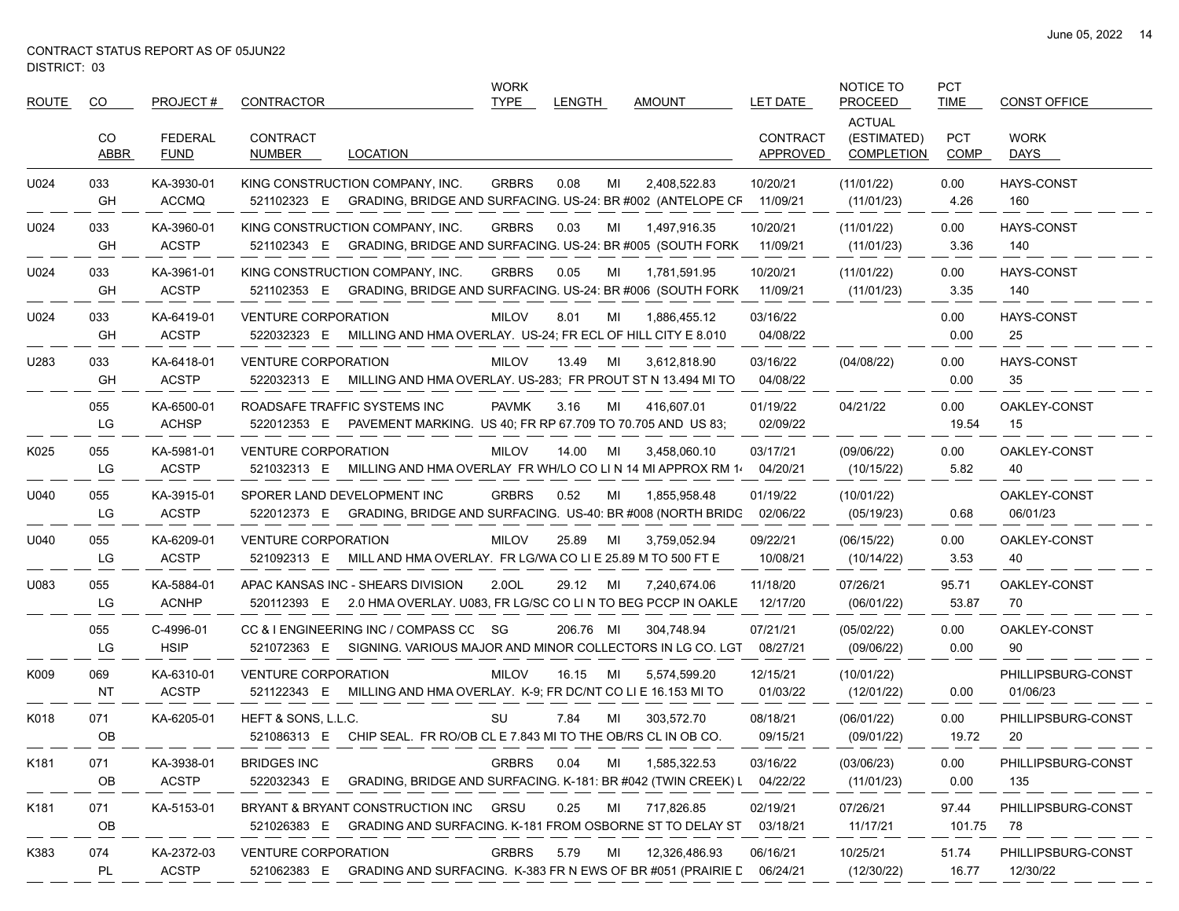CONTRACT STATUS REPORT AS OF 05JUN22
DISTRICT: 03

| ROUTE | CO | PROJECT # | CONTRACTOR | | WORK TYPE | LENGTH | | AMOUNT | LET DATE | NOTICE TO PROCEED | PCT TIME | CONST OFFICE |
|---|---|---|---|---|---|---|---|---|---|---|---|---|
| | CO ABBR | FEDERAL FUND | CONTRACT NUMBER | LOCATION | | | | | CONTRACT APPROVED | ACTUAL (ESTIMATED) COMPLETION | PCT COMP | WORK DAYS |
| U024 | 033 | KA-3930-01 | KING CONSTRUCTION COMPANY, INC. | | GRBRS | 0.08 | MI | 2,408,522.83 | 10/20/21 | (11/01/22) | 0.00 | HAYS-CONST |
| | GH | ACCMQ | 521102323 E | GRADING, BRIDGE AND SURFACING. US-24: BR #002 (ANTELOPE CR | | | | | 11/09/21 | (11/01/23) | 4.26 | 160 |
| U024 | 033 | KA-3960-01 | KING CONSTRUCTION COMPANY, INC. | | GRBRS | 0.03 | MI | 1,497,916.35 | 10/20/21 | (11/01/22) | 0.00 | HAYS-CONST |
| | GH | ACSTP | 521102343 E | GRADING, BRIDGE AND SURFACING. US-24: BR #005 (SOUTH FORK | | | | | 11/09/21 | (11/01/23) | 3.36 | 140 |
| U024 | 033 | KA-3961-01 | KING CONSTRUCTION COMPANY, INC. | | GRBRS | 0.05 | MI | 1,781,591.95 | 10/20/21 | (11/01/22) | 0.00 | HAYS-CONST |
| | GH | ACSTP | 521102353 E | GRADING, BRIDGE AND SURFACING. US-24: BR #006 (SOUTH FORK | | | | | 11/09/21 | (11/01/23) | 3.35 | 140 |
| U024 | 033 | KA-6419-01 | VENTURE CORPORATION | | MILOV | 8.01 | MI | 1,886,455.12 | 03/16/22 | | 0.00 | HAYS-CONST |
| | GH | ACSTP | 522032323 E | MILLING AND HMA OVERLAY. US-24; FR ECL OF HILL CITY E 8.010 | | | | | 04/08/22 | | 0.00 | 25 |
| U283 | 033 | KA-6418-01 | VENTURE CORPORATION | | MILOV | 13.49 | MI | 3,612,818.90 | 03/16/22 | (04/08/22) | 0.00 | HAYS-CONST |
| | GH | ACSTP | 522032313 E | MILLING AND HMA OVERLAY. US-283; FR PROUT ST N 13.494 MI TO | | | | | 04/08/22 | | 0.00 | 35 |
| | 055 | KA-6500-01 | ROADSAFE TRAFFIC SYSTEMS INC | | PAVMK | 3.16 | MI | 416,607.01 | 01/19/22 | 04/21/22 | 0.00 | OAKLEY-CONST |
| | LG | ACHSP | 522012353 E | PAVEMENT MARKING. US 40; FR RP 67.709 TO 70.705 AND US 83; | | | | | 02/09/22 | | 19.54 | 15 |
| K025 | 055 | KA-5981-01 | VENTURE CORPORATION | | MILOV | 14.00 | MI | 3,458,060.10 | 03/17/21 | (09/06/22) | 0.00 | OAKLEY-CONST |
| | LG | ACSTP | 521032313 E | MILLING AND HMA OVERLAY FR WH/LO CO LI N 14 MI APPROX RM 1 | | | | | 04/20/21 | (10/15/22) | 5.82 | 40 |
| U040 | 055 | KA-3915-01 | SPORER LAND DEVELOPMENT INC | | GRBRS | 0.52 | MI | 1,855,958.48 | 01/19/22 | (10/01/22) | | OAKLEY-CONST |
| | LG | ACSTP | 522012373 E | GRADING, BRIDGE AND SURFACING. US-40: BR #008 (NORTH BRIDG | | | | | 02/06/22 | (05/19/23) | 0.68 | 06/01/23 |
| U040 | 055 | KA-6209-01 | VENTURE CORPORATION | | MILOV | 25.89 | MI | 3,759,052.94 | 09/22/21 | (06/15/22) | 0.00 | OAKLEY-CONST |
| | LG | ACSTP | 521092313 E | MILL AND HMA OVERLAY. FR LG/WA CO LI E 25.89 M TO 500 FT E | | | | | 10/08/21 | (10/14/22) | 3.53 | 40 |
| U083 | 055 | KA-5884-01 | APAC KANSAS INC - SHEARS DIVISION | | 2.0OL | 29.12 | MI | 7,240,674.06 | 11/18/20 | 07/26/21 | 95.71 | OAKLEY-CONST |
| | LG | ACNHP | 520112393 E | 2.0 HMA OVERLAY. U083, FR LG/SC CO LI N TO BEG PCCP IN OAKLE | | | | | 12/17/20 | (06/01/22) | 53.87 | 70 |
| | 055 | C-4996-01 | CC & I ENGINEERING INC / COMPASS CC | | SG | 206.76 | MI | 304,748.94 | 07/21/21 | (05/02/22) | 0.00 | OAKLEY-CONST |
| | LG | HSIP | 521072363 E | SIGNING. VARIOUS MAJOR AND MINOR COLLECTORS IN LG CO. LGT | | | | | 08/27/21 | (09/06/22) | 0.00 | 90 |
| K009 | 069 | KA-6310-01 | VENTURE CORPORATION | | MILOV | 16.15 | MI | 5,574,599.20 | 12/15/21 | (10/01/22) | | PHILLIPSBURG-CONST |
| | NT | ACSTP | 521122343 E | MILLING AND HMA OVERLAY. K-9; FR DC/NT CO LI E 16.153 MI TO | | | | | 01/03/22 | (12/01/22) | 0.00 | 01/06/23 |
| K018 | 071 | KA-6205-01 | HEFT & SONS, L.L.C. | | SU | 7.84 | MI | 303,572.70 | 08/18/21 | (06/01/22) | 0.00 | PHILLIPSBURG-CONST |
| | OB | | 521086313 E | CHIP SEAL. FR RO/OB CL E 7.843 MI TO THE OB/RS CL IN OB CO. | | | | | 09/15/21 | (09/01/22) | 19.72 | 20 |
| K181 | 071 | KA-3938-01 | BRIDGES INC | | GRBRS | 0.04 | MI | 1,585,322.53 | 03/16/22 | (03/06/23) | 0.00 | PHILLIPSBURG-CONST |
| | OB | ACSTP | 522032343 E | GRADING, BRIDGE AND SURFACING. K-181: BR #042 (TWIN CREEK) L | | | | | 04/22/22 | (11/01/23) | 0.00 | 135 |
| K181 | 071 | KA-5153-01 | BRYANT & BRYANT CONSTRUCTION INC | | GRSU | 0.25 | MI | 717,826.85 | 02/19/21 | 07/26/21 | 97.44 | PHILLIPSBURG-CONST |
| | OB | | 521026383 E | GRADING AND SURFACING. K-181 FROM OSBORNE ST TO DELAY ST | | | | | 03/18/21 | 11/17/21 | 101.75 | 78 |
| K383 | 074 | KA-2372-03 | VENTURE CORPORATION | | GRBRS | 5.79 | MI | 12,326,486.93 | 06/16/21 | 10/25/21 | 51.74 | PHILLIPSBURG-CONST |
| | PL | ACSTP | 521062383 E | GRADING AND SURFACING. K-383 FR N EWS OF BR #051 (PRAIRIE D | | | | | 06/24/21 | (12/30/22) | 16.77 | 12/30/22 |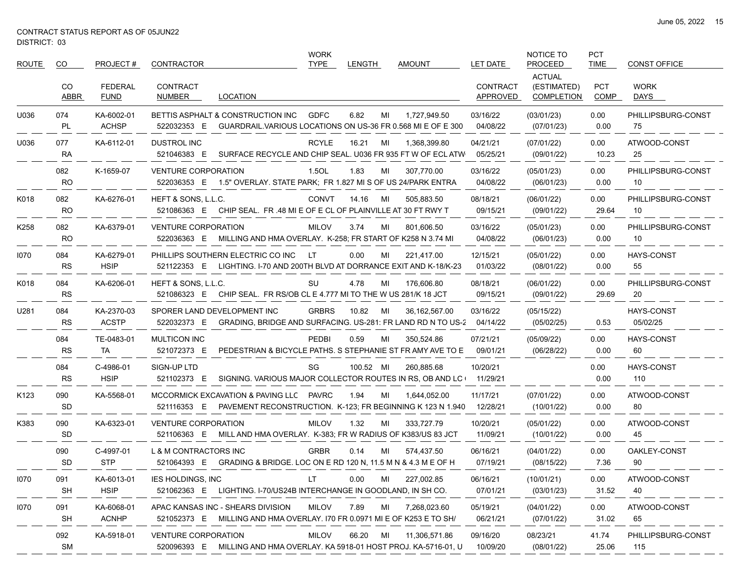CONTRACT STATUS REPORT AS OF 05JUN22
DISTRICT: 03

| ROUTE | CO / CO ABBR | PROJECT # / FEDERAL FUND | CONTRACTOR / CONTRACT NUMBER | LOCATION | WORK TYPE | LENGTH | | AMOUNT | LET DATE / CONTRACT APPROVED | NOTICE TO PROCEED / ACTUAL (ESTIMATED) COMPLETION | PCT TIME / PCT COMP | CONST OFFICE / WORK DAYS |
|---|---|---|---|---|---|---|---|---|---|---|---|---|
| U036 | 074 | KA-6002-01 | BETTIS ASPHALT & CONSTRUCTION INC | | GDFC | 6.82 | MI | 1,727,949.50 | 03/16/22 | (03/01/23) | 0.00 | PHILLIPSBURG-CONST |
| | PL | ACHSP | 522032353 E | GUARDRAIL.VARIOUS LOCATIONS ON US-36 FR 0.568 MI E OF E 300 | | | | | 04/08/22 | (07/01/23) | 0.00 | 75 |
| U036 | 077 | KA-6112-01 | DUSTROL INC | | RCYLE | 16.21 | MI | 1,368,399.80 | 04/21/21 | (07/01/22) | 0.00 | ATWOOD-CONST |
| | RA | | 521046383 E | SURFACE RECYCLE AND CHIP SEAL. U036 FR 935 FT W OF ECL ATW | | | | | 05/25/21 | (09/01/22) | 10.23 | 25 |
| | 082 | K-1659-07 | VENTURE CORPORATION | | 1.5OL | 1.83 | MI | 307,770.00 | 03/16/22 | (05/01/23) | 0.00 | PHILLIPSBURG-CONST |
| | RO | | 522036353 E | 1.5" OVERLAY. STATE PARK; FR 1.827 MI S OF US 24/PARK ENTRA | | | | | 04/08/22 | (06/01/23) | 0.00 | 10 |
| K018 | 082 | KA-6276-01 | HEFT & SONS, L.L.C. | | CONVT | 14.16 | MI | 505,883.50 | 08/18/21 | (06/01/22) | 0.00 | PHILLIPSBURG-CONST |
| | RO | | 521086363 E | CHIP SEAL. FR .48 MI E OF E CL OF PLAINVILLE AT 30 FT RWY T | | | | | 09/15/21 | (09/01/22) | 29.64 | 10 |
| K258 | 082 | KA-6379-01 | VENTURE CORPORATION | | MILOV | 3.74 | MI | 801,606.50 | 03/16/22 | (05/01/23) | 0.00 | PHILLIPSBURG-CONST |
| | RO | | 522036363 E | MILLING AND HMA OVERLAY. K-258; FR START OF K258 N 3.74 MI | | | | | 04/08/22 | (06/01/23) | 0.00 | 10 |
| I070 | 084 | KA-6279-01 | PHILLIPS SOUTHERN ELECTRIC CO INC | | LT | 0.00 | MI | 221,417.00 | 12/15/21 | (05/01/22) | 0.00 | HAYS-CONST |
| | RS | HSIP | 521122353 E | LIGHTING. I-70 AND 200TH BLVD AT DORRANCE EXIT AND K-18/K-23 | | | | | 01/03/22 | (08/01/22) | 0.00 | 55 |
| K018 | 084 | KA-6206-01 | HEFT & SONS, L.L.C. | | SU | 4.78 | MI | 176,606.80 | 08/18/21 | (06/01/22) | 0.00 | PHILLIPSBURG-CONST |
| | RS | | 521086323 E | CHIP SEAL. FR RS/OB CL E 4.777 MI TO THE W US 281/K 18 JCT | | | | | 09/15/21 | (09/01/22) | 29.69 | 20 |
| U281 | 084 | KA-2370-03 | SPORER LAND DEVELOPMENT INC | | GRBRS | 10.82 | MI | 36,162,567.00 | 03/16/22 | (05/15/22) | | HAYS-CONST |
| | RS | ACSTP | 522032373 E | GRADING, BRIDGE AND SURFACING. US-281: FR LAND RD N TO US-2 | | | | | 04/14/22 | (05/02/25) | 0.53 | 05/02/25 |
| | 084 | TE-0483-01 | MULTICON INC | | PEDBI | 0.59 | MI | 350,524.86 | 07/21/21 | (05/09/22) | 0.00 | HAYS-CONST |
| | RS | TA | 521072373 E | PEDESTRIAN & BICYCLE PATHS. S STEPHANIE ST FR AMY AVE TO E | | | | | 09/01/21 | (06/28/22) | 0.00 | 60 |
| | 084 | C-4986-01 | SIGN-UP LTD | | SG | 100.52 | MI | 260,885.68 | 10/20/21 | | 0.00 | HAYS-CONST |
| | RS | HSIP | 521102373 E | SIGNING. VARIOUS MAJOR COLLECTOR ROUTES IN RS, OB AND LC | | | | | 11/29/21 | | 0.00 | 110 |
| K123 | 090 | KA-5568-01 | MCCORMICK EXCAVATION & PAVING LLC | | PAVRC | 1.94 | MI | 1,644,052.00 | 11/17/21 | (07/01/22) | 0.00 | ATWOOD-CONST |
| | SD | | 521116353 E | PAVEMENT RECONSTRUCTION. K-123; FR BEGINNING K 123 N 1.940 | | | | | 12/28/21 | (10/01/22) | 0.00 | 80 |
| K383 | 090 | KA-6323-01 | VENTURE CORPORATION | | MILOV | 1.32 | MI | 333,727.79 | 10/20/21 | (05/01/22) | 0.00 | ATWOOD-CONST |
| | SD | | 521106363 E | MILL AND HMA OVERLAY. K-383; FR W RADIUS OF K383/US 83 JCT | | | | | 11/09/21 | (10/01/22) | 0.00 | 45 |
| | 090 | C-4997-01 | L & M CONTRACTORS INC | | GRBR | 0.14 | MI | 574,437.50 | 06/16/21 | (04/01/22) | 0.00 | OAKLEY-CONST |
| | SD | STP | 521064393 E | GRADING & BRIDGE. LOC ON E RD 120 N, 11.5 M N & 4.3 M E OF H | | | | | 07/19/21 | (08/15/22) | 7.36 | 90 |
| I070 | 091 | KA-6013-01 | IES HOLDINGS, INC | | LT | 0.00 | MI | 227,002.85 | 06/16/21 | (10/01/21) | 0.00 | ATWOOD-CONST |
| | SH | HSIP | 521062363 E | LIGHTING. I-70/US24B INTERCHANGE IN GOODLAND, IN SH CO. | | | | | 07/01/21 | (03/01/23) | 31.52 | 40 |
| I070 | 091 | KA-6068-01 | APAC KANSAS INC - SHEARS DIVISION | | MILOV | 7.89 | MI | 7,268,023.60 | 05/19/21 | (04/01/22) | 0.00 | ATWOOD-CONST |
| | SH | ACNHP | 521052373 E | MILLING AND HMA OVERLAY. I70 FR 0.0971 MI E OF K253 E TO SH/ | | | | | 06/21/21 | (07/01/22) | 31.02 | 65 |
| | 092 | KA-5918-01 | VENTURE CORPORATION | | MILOV | 66.20 | MI | 11,306,571.86 | 09/16/20 | 08/23/21 | 41.74 | PHILLIPSBURG-CONST |
| | SM | | 520096393 E | MILLING AND HMA OVERLAY. KA 5918-01 HOST PROJ. KA-5716-01, U | | | | | 10/09/20 | (08/01/22) | 25.06 | 115 |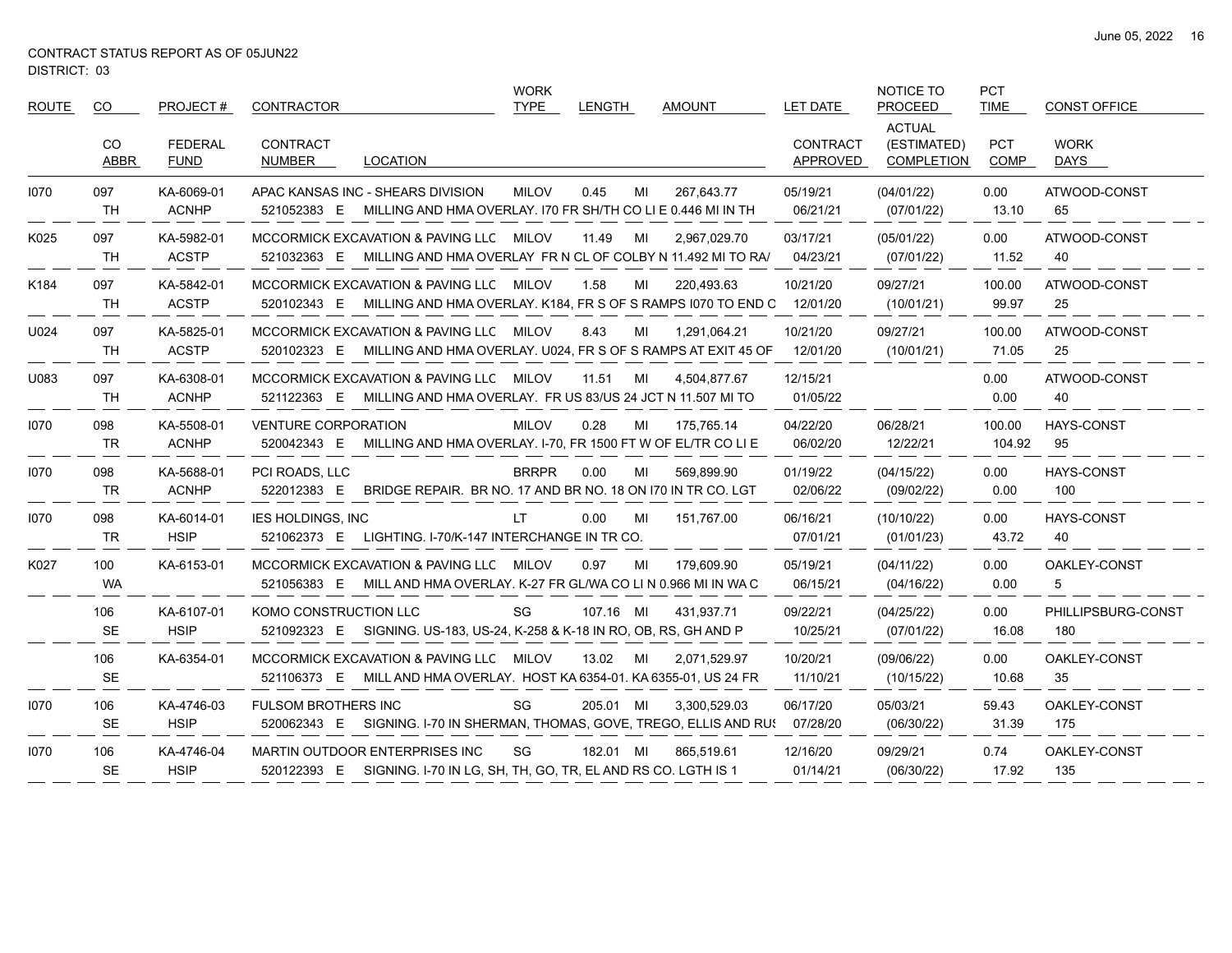CONTRACT STATUS REPORT AS OF 05JUN22
DISTRICT: 03

| ROUTE | CO | PROJECT # | CONTRACTOR | | WORK TYPE | LENGTH | | AMOUNT | LET DATE | NOTICE TO PROCEED | PCT TIME | CONST OFFICE |
|---|---|---|---|---|---|---|---|---|---|---|---|---|
| | CO ABBR | FEDERAL FUND | CONTRACT NUMBER | LOCATION | | | | | CONTRACT APPROVED | ACTUAL (ESTIMATED) COMPLETION | PCT COMP | WORK DAYS |
| I070 | 097 | KA-6069-01 | APAC KANSAS INC - SHEARS DIVISION | | MILOV | 0.45 | MI | 267,643.77 | 05/19/21 | (04/01/22) | 0.00 | ATWOOD-CONST |
| | TH | ACNHP | 521052383 E | MILLING AND HMA OVERLAY. I70 FR SH/TH CO LI E 0.446 MI IN TH | | | | | 06/21/21 | (07/01/22) | 13.10 | 65 |
| K025 | 097 | KA-5982-01 | MCCORMICK EXCAVATION & PAVING LLC | | MILOV | 11.49 | MI | 2,967,029.70 | 03/17/21 | (05/01/22) | 0.00 | ATWOOD-CONST |
| | TH | ACSTP | 521032363 E | MILLING AND HMA OVERLAY FR N CL OF COLBY N 11.492 MI TO RA/ | | | | | 04/23/21 | (07/01/22) | 11.52 | 40 |
| K184 | 097 | KA-5842-01 | MCCORMICK EXCAVATION & PAVING LLC | | MILOV | 1.58 | MI | 220,493.63 | 10/21/20 | 09/27/21 | 100.00 | ATWOOD-CONST |
| | TH | ACSTP | 520102343 E | MILLING AND HMA OVERLAY. K184, FR S OF S RAMPS I070 TO END C | | | | | 12/01/20 | (10/01/21) | 99.97 | 25 |
| U024 | 097 | KA-5825-01 | MCCORMICK EXCAVATION & PAVING LLC | | MILOV | 8.43 | MI | 1,291,064.21 | 10/21/20 | 09/27/21 | 100.00 | ATWOOD-CONST |
| | TH | ACSTP | 520102323 E | MILLING AND HMA OVERLAY. U024, FR S OF S RAMPS AT EXIT 45 OF | | | | | 12/01/20 | (10/01/21) | 71.05 | 25 |
| U083 | 097 | KA-6308-01 | MCCORMICK EXCAVATION & PAVING LLC | | MILOV | 11.51 | MI | 4,504,877.67 | 12/15/21 | | 0.00 | ATWOOD-CONST |
| | TH | ACNHP | 521122363 E | MILLING AND HMA OVERLAY. FR US 83/US 24 JCT N 11.507 MI TO | | | | | 01/05/22 | | 0.00 | 40 |
| I070 | 098 | KA-5508-01 | VENTURE CORPORATION | | MILOV | 0.28 | MI | 175,765.14 | 04/22/20 | 06/28/21 | 100.00 | HAYS-CONST |
| | TR | ACNHP | 520042343 E | MILLING AND HMA OVERLAY. I-70, FR 1500 FT W OF EL/TR CO LI E | | | | | 06/02/20 | 12/22/21 | 104.92 | 95 |
| I070 | 098 | KA-5688-01 | PCI ROADS, LLC | | BRRPR | 0.00 | MI | 569,899.90 | 01/19/22 | (04/15/22) | 0.00 | HAYS-CONST |
| | TR | ACNHP | 522012383 E | BRIDGE REPAIR. BR NO. 17 AND BR NO. 18 ON I70 IN TR CO. LGT | | | | | 02/06/22 | (09/02/22) | 0.00 | 100 |
| I070 | 098 | KA-6014-01 | IES HOLDINGS, INC | | LT | 0.00 | MI | 151,767.00 | 06/16/21 | (10/10/22) | 0.00 | HAYS-CONST |
| | TR | HSIP | 521062373 E | LIGHTING. I-70/K-147 INTERCHANGE IN TR CO. | | | | | 07/01/21 | (01/01/23) | 43.72 | 40 |
| K027 | 100 | KA-6153-01 | MCCORMICK EXCAVATION & PAVING LLC | | MILOV | 0.97 | MI | 179,609.90 | 05/19/21 | (04/11/22) | 0.00 | OAKLEY-CONST |
| | WA | | 521056383 E | MILL AND HMA OVERLAY. K-27 FR GL/WA CO LI N 0.966 MI IN WA C | | | | | 06/15/21 | (04/16/22) | 0.00 | 5 |
| | 106 | KA-6107-01 | KOMO CONSTRUCTION LLC | | SG | 107.16 | MI | 431,937.71 | 09/22/21 | (04/25/22) | 0.00 | PHILLIPSBURG-CONST |
| | SE | HSIP | 521092323 E | SIGNING. US-183, US-24, K-258 & K-18 IN RO, OB, RS, GH AND P | | | | | 10/25/21 | (07/01/22) | 16.08 | 180 |
| | 106 | KA-6354-01 | MCCORMICK EXCAVATION & PAVING LLC | | MILOV | 13.02 | MI | 2,071,529.97 | 10/20/21 | (09/06/22) | 0.00 | OAKLEY-CONST |
| | SE | | 521106373 E | MILL AND HMA OVERLAY. HOST KA 6354-01. KA 6355-01, US 24 FR | | | | | 11/10/21 | (10/15/22) | 10.68 | 35 |
| I070 | 106 | KA-4746-03 | FULSOM BROTHERS INC | | SG | 205.01 | MI | 3,300,529.03 | 06/17/20 | 05/03/21 | 59.43 | OAKLEY-CONST |
| | SE | HSIP | 520062343 E | SIGNING. I-70 IN SHERMAN, THOMAS, GOVE, TREGO, ELLIS AND RUS | | | | | 07/28/20 | (06/30/22) | 31.39 | 175 |
| I070 | 106 | KA-4746-04 | MARTIN OUTDOOR ENTERPRISES INC | | SG | 182.01 | MI | 865,519.61 | 12/16/20 | 09/29/21 | 0.74 | OAKLEY-CONST |
| | SE | HSIP | 520122393 E | SIGNING. I-70 IN LG, SH, TH, GO, TR, EL AND RS CO. LGTH IS 1 | | | | | 01/14/21 | (06/30/22) | 17.92 | 135 |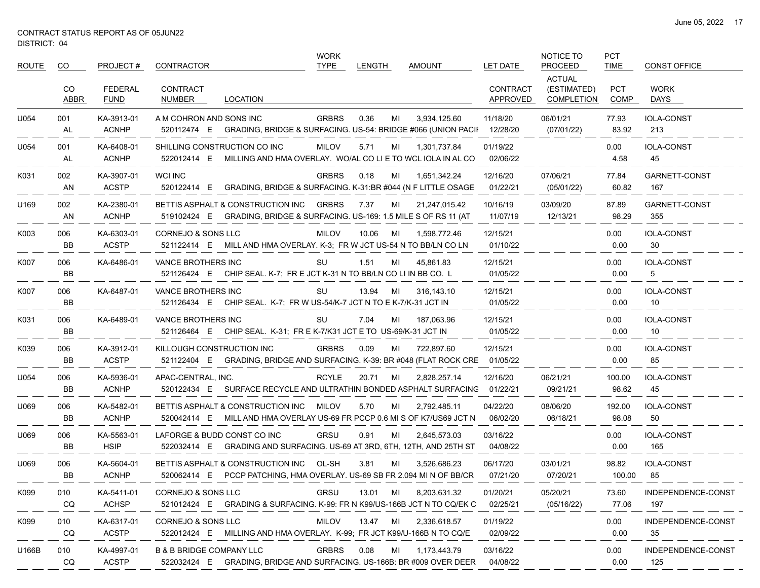CONTRACT STATUS REPORT AS OF 05JUN22
DISTRICT: 04

| ROUTE | CO | PROJECT # | CONTRACTOR | | WORK TYPE | LENGTH | | AMOUNT | LET DATE | NOTICE TO PROCEED | PCT TIME | CONST OFFICE |
|---|---|---|---|---|---|---|---|---|---|---|---|---|
| | CO ABBR | FEDERAL FUND | CONTRACT NUMBER | LOCATION | | | | | CONTRACT APPROVED | ACTUAL (ESTIMATED) COMPLETION | PCT COMP | WORK DAYS |
| U054 | 001 | KA-3913-01 | A M COHRON AND SONS INC | | GRBRS | 0.36 | MI | 3,934,125.60 | 11/18/20 | 06/01/21 | 77.93 | IOLA-CONST |
| | AL | ACNHP | 520112474 E | GRADING, BRIDGE & SURFACING. US-54: BRIDGE #066 (UNION PACII | | | | | 12/28/20 | (07/01/22) | 83.92 | 213 |
| U054 | 001 | KA-6408-01 | SHILLING CONSTRUCTION CO INC | | MILOV | 5.71 | MI | 1,301,737.84 | 01/19/22 | | 0.00 | IOLA-CONST |
| | AL | ACNHP | 522012414 E | MILLING AND HMA OVERLAY. WO/AL CO LI E TO WCL IOLA IN AL CO | | | | | 02/06/22 | | 4.58 | 45 |
| K031 | 002 | KA-3907-01 | WCI INC | | GRBRS | 0.18 | MI | 1,651,342.24 | 12/16/20 | 07/06/21 | 77.84 | GARNETT-CONST |
| | AN | ACSTP | 520122414 E | GRADING, BRIDGE & SURFACING. K-31:BR #044 (N F LITTLE OSAGE | | | | | 01/22/21 | (05/01/22) | 60.82 | 167 |
| U169 | 002 | KA-2380-01 | BETTIS ASPHALT & CONSTRUCTION INC | | GRBRS | 7.37 | MI | 21,247,015.42 | 10/16/19 | 03/09/20 | 87.89 | GARNETT-CONST |
| | AN | ACNHP | 519102424 E | GRADING, BRIDGE & SURFACING. US-169: 1.5 MILE S OF RS 11 (AT | | | | | 11/07/19 | 12/13/21 | 98.29 | 355 |
| K003 | 006 | KA-6303-01 | CORNEJO & SONS LLC | | MILOV | 10.06 | MI | 1,598,772.46 | 12/15/21 | | 0.00 | IOLA-CONST |
| | BB | ACSTP | 521122414 E | MILL AND HMA OVERLAY. K-3; FR W JCT US-54 N TO BB/LN CO LN | | | | | 01/10/22 | | 0.00 | 30 |
| K007 | 006 | KA-6486-01 | VANCE BROTHERS INC | | SU | 1.51 | MI | 45,861.83 | 12/15/21 | | 0.00 | IOLA-CONST |
| | BB | | 521126424 E | CHIP SEAL. K-7; FR E JCT K-31 N TO BB/LN CO LI IN BB CO. L | | | | | 01/05/22 | | 0.00 | 5 |
| K007 | 006 | KA-6487-01 | VANCE BROTHERS INC | | SU | 13.94 | MI | 316,143.10 | 12/15/21 | | 0.00 | IOLA-CONST |
| | BB | | 521126434 E | CHIP SEAL. K-7; FR W US-54/K-7 JCT N TO E K-7/K-31 JCT IN | | | | | 01/05/22 | | 0.00 | 10 |
| K031 | 006 | KA-6489-01 | VANCE BROTHERS INC | | SU | 7.04 | MI | 187,063.96 | 12/15/21 | | 0.00 | IOLA-CONST |
| | BB | | 521126464 E | CHIP SEAL. K-31; FR E K-7/K31 JCT E TO US-69/K-31 JCT IN | | | | | 01/05/22 | | 0.00 | 10 |
| K039 | 006 | KA-3912-01 | KILLOUGH CONSTRUCTION INC | | GRBRS | 0.09 | MI | 722,897.60 | 12/15/21 | | 0.00 | IOLA-CONST |
| | BB | ACSTP | 521122404 E | GRADING, BRIDGE AND SURFACING. K-39: BR #048 (FLAT ROCK CRE | | | | | 01/05/22 | | 0.00 | 85 |
| U054 | 006 | KA-5936-01 | APAC-CENTRAL, INC. | | RCYLE | 20.71 | MI | 2,828,257.14 | 12/16/20 | 06/21/21 | 100.00 | IOLA-CONST |
| | BB | ACNHP | 520122434 E | SURFACE RECYCLE AND ULTRATHIN BONDED ASPHALT SURFACING | | | | | 01/22/21 | 09/21/21 | 98.62 | 45 |
| U069 | 006 | KA-5482-01 | BETTIS ASPHALT & CONSTRUCTION INC | | MILOV | 5.70 | MI | 2,792,485.11 | 04/22/20 | 08/06/20 | 192.00 | IOLA-CONST |
| | BB | ACNHP | 520042414 E | MILL AND HMA OVERLAY US-69 FR PCCP 0.6 MI S OF K7/US69 JCT N | | | | | 06/02/20 | 06/18/21 | 98.08 | 50 |
| U069 | 006 | KA-5563-01 | LAFORGE & BUDD CONST CO INC | | GRSU | 0.91 | MI | 2,645,573.03 | 03/16/22 | | 0.00 | IOLA-CONST |
| | BB | HSIP | 522032414 E | GRADING AND SURFACING. US-69 AT 3RD, 6TH, 12TH, AND 25TH ST | | | | | 04/08/22 | | 0.00 | 165 |
| U069 | 006 | KA-5604-01 | BETTIS ASPHALT & CONSTRUCTION INC | | OL-SH | 3.81 | MI | 3,526,686.23 | 06/17/20 | 03/01/21 | 98.82 | IOLA-CONST |
| | BB | ACNHP | 520062414 E | PCCP PATCHING, HMA OVERLAY. US-69 SB FR 2.094 MI N OF BB/CR | | | | | 07/21/20 | 07/20/21 | 100.00 | 85 |
| K099 | 010 | KA-5411-01 | CORNEJO & SONS LLC | | GRSU | 13.01 | MI | 8,203,631.32 | 01/20/21 | 05/20/21 | 73.60 | INDEPENDENCE-CONST |
| | CQ | ACHSP | 521012424 E | GRADING & SURFACING. K-99: FR N K99/US-166B JCT N TO CQ/EK C | | | | | 02/25/21 | (05/16/22) | 77.06 | 197 |
| K099 | 010 | KA-6317-01 | CORNEJO & SONS LLC | | MILOV | 13.47 | MI | 2,336,618.57 | 01/19/22 | | 0.00 | INDEPENDENCE-CONST |
| | CQ | ACSTP | 522012424 E | MILLING AND HMA OVERLAY. K-99; FR JCT K99/U-166B N TO CQ/E | | | | | 02/09/22 | | 0.00 | 35 |
| U166B | 010 | KA-4997-01 | B & B BRIDGE COMPANY LLC | | GRBRS | 0.08 | MI | 1,173,443.79 | 03/16/22 | | 0.00 | INDEPENDENCE-CONST |
| | CQ | ACSTP | 522032424 E | GRADING, BRIDGE AND SURFACING. US-166B: BR #009 OVER DEER | | | | | 04/08/22 | | 0.00 | 125 |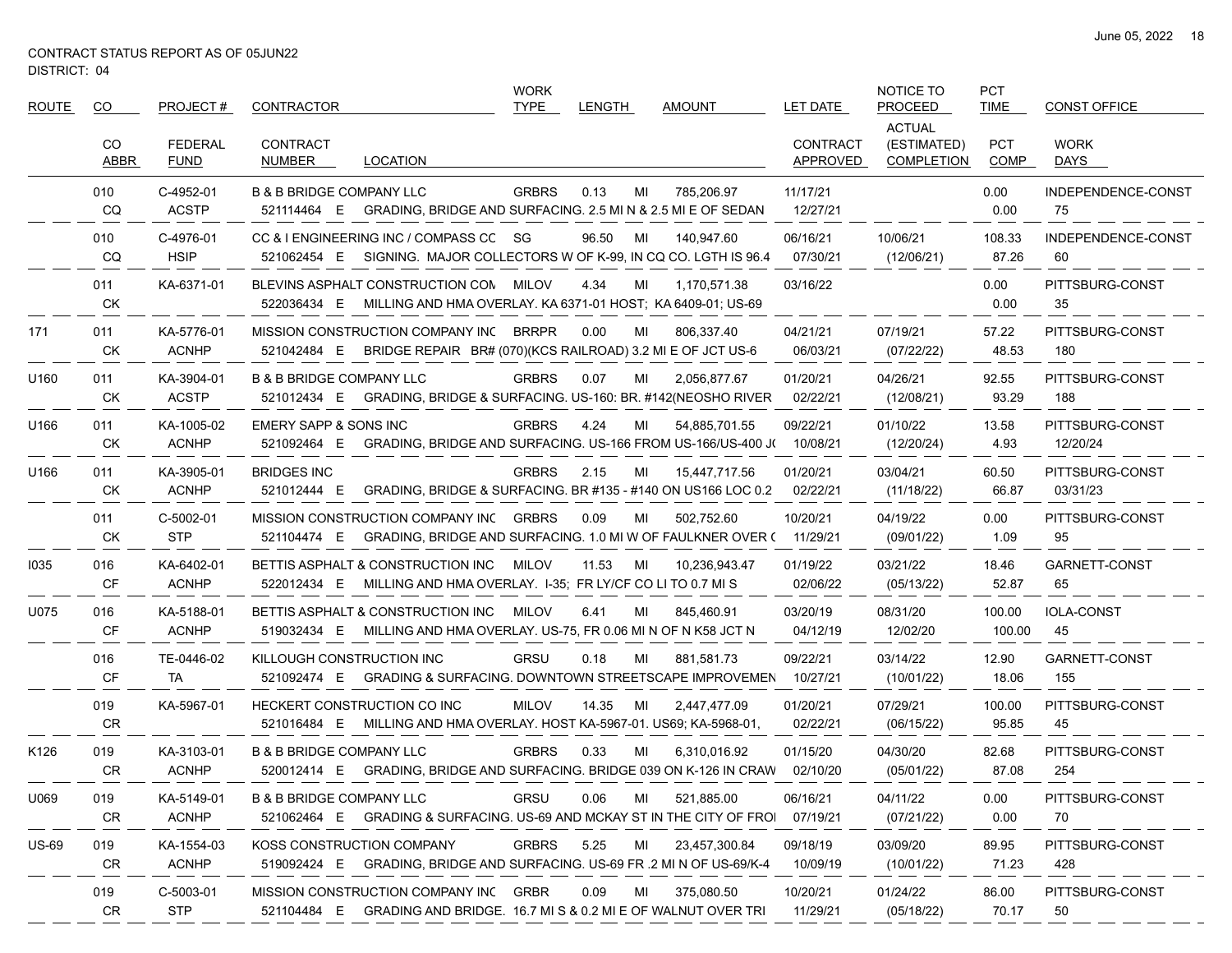CONTRACT STATUS REPORT AS OF 05JUN22
DISTRICT: 04

| ROUTE | CO | PROJECT # | CONTRACTOR | WORK TYPE | LENGTH | | AMOUNT | LET DATE | NOTICE TO PROCEED | PCT TIME | CONST OFFICE |
|---|---|---|---|---|---|---|---|---|---|---|---|
| | CO ABBR | FEDERAL FUND | CONTRACT NUMBER / LOCATION | | | | | CONTRACT APPROVED | ACTUAL (ESTIMATED) COMPLETION | PCT COMP | WORK DAYS |
| | 010 | C-4952-01 | B & B BRIDGE COMPANY LLC | GRBRS | 0.13 | MI | 785,206.97 | 11/17/21 | | 0.00 | INDEPENDENCE-CONST |
| | CQ | ACSTP | 521114464 E GRADING, BRIDGE AND SURFACING. 2.5 MI N & 2.5 MI E OF SEDAN | | | | | 12/27/21 | | 0.00 | 75 |
| | 010 | C-4976-01 | CC & I ENGINEERING INC / COMPASS CC | SG | 96.50 | MI | 140,947.60 | 06/16/21 | 10/06/21 | 108.33 | INDEPENDENCE-CONST |
| | CQ | HSIP | 521062454 E SIGNING. MAJOR COLLECTORS W OF K-99, IN CQ CO. LGTH IS 96.4 | | | | | 07/30/21 | (12/06/21) | 87.26 | 60 |
| | 011 | KA-6371-01 | BLEVINS ASPHALT CONSTRUCTION COM | MILOV | 4.34 | MI | 1,170,571.38 | 03/16/22 | | 0.00 | PITTSBURG-CONST |
| | CK | | 522036434 E MILLING AND HMA OVERLAY. KA 6371-01 HOST; KA 6409-01; US-69 | | | | | | | 0.00 | 35 |
| 171 | 011 | KA-5776-01 | MISSION CONSTRUCTION COMPANY INC | BRRPR | 0.00 | MI | 806,337.40 | 04/21/21 | 07/19/21 | 57.22 | PITTSBURG-CONST |
| | CK | ACNHP | 521042484 E BRIDGE REPAIR BR# (070)(KCS RAILROAD) 3.2 MI E OF JCT US-6 | | | | | 06/03/21 | (07/22/22) | 48.53 | 180 |
| U160 | 011 | KA-3904-01 | B & B BRIDGE COMPANY LLC | GRBRS | 0.07 | MI | 2,056,877.67 | 01/20/21 | 04/26/21 | 92.55 | PITTSBURG-CONST |
| | CK | ACSTP | 521012434 E GRADING, BRIDGE & SURFACING. US-160: BR. #142(NEOSHO RIVER | | | | | 02/22/21 | (12/08/21) | 93.29 | 188 |
| U166 | 011 | KA-1005-02 | EMERY SAPP & SONS INC | GRBRS | 4.24 | MI | 54,885,701.55 | 09/22/21 | 01/10/22 | 13.58 | PITTSBURG-CONST |
| | CK | ACNHP | 521092464 E GRADING, BRIDGE AND SURFACING. US-166 FROM US-166/US-400 J( | | | | | 10/08/21 | (12/20/24) | 4.93 | 12/20/24 |
| U166 | 011 | KA-3905-01 | BRIDGES INC | GRBRS | 2.15 | MI | 15,447,717.56 | 01/20/21 | 03/04/21 | 60.50 | PITTSBURG-CONST |
| | CK | ACNHP | 521012444 E GRADING, BRIDGE & SURFACING. BR #135 - #140 ON US166 LOC 0.2 | | | | | 02/22/21 | (11/18/22) | 66.87 | 03/31/23 |
| | 011 | C-5002-01 | MISSION CONSTRUCTION COMPANY INC | GRBRS | 0.09 | MI | 502,752.60 | 10/20/21 | 04/19/22 | 0.00 | PITTSBURG-CONST |
| | CK | STP | 521104474 E GRADING, BRIDGE AND SURFACING. 1.0 MI W OF FAULKNER OVER ( | | | | | 11/29/21 | (09/01/22) | 1.09 | 95 |
| I035 | 016 | KA-6402-01 | BETTIS ASPHALT & CONSTRUCTION INC | MILOV | 11.53 | MI | 10,236,943.47 | 01/19/22 | 03/21/22 | 18.46 | GARNETT-CONST |
| | CF | ACNHP | 522012434 E MILLING AND HMA OVERLAY. I-35; FR LY/CF CO LI TO 0.7 MI S | | | | | 02/06/22 | (05/13/22) | 52.87 | 65 |
| U075 | 016 | KA-5188-01 | BETTIS ASPHALT & CONSTRUCTION INC | MILOV | 6.41 | MI | 845,460.91 | 03/20/19 | 08/31/20 | 100.00 | IOLA-CONST |
| | CF | ACNHP | 519032434 E MILLING AND HMA OVERLAY. US-75, FR 0.06 MI N OF N K58 JCT N | | | | | 04/12/19 | 12/02/20 | 100.00 | 45 |
| | 016 | TE-0446-02 | KILLOUGH CONSTRUCTION INC | GRSU | 0.18 | MI | 881,581.73 | 09/22/21 | 03/14/22 | 12.90 | GARNETT-CONST |
| | CF | TA | 521092474 E GRADING & SURFACING. DOWNTOWN STREETSCAPE IMPROVEMEN | | | | | 10/27/21 | (10/01/22) | 18.06 | 155 |
| | 019 | KA-5967-01 | HECKERT CONSTRUCTION CO INC | MILOV | 14.35 | MI | 2,447,477.09 | 01/20/21 | 07/29/21 | 100.00 | PITTSBURG-CONST |
| | CR | | 521016484 E MILLING AND HMA OVERLAY. HOST KA-5967-01. US69; KA-5968-01, | | | | | 02/22/21 | (06/15/22) | 95.85 | 45 |
| K126 | 019 | KA-3103-01 | B & B BRIDGE COMPANY LLC | GRBRS | 0.33 | MI | 6,310,016.92 | 01/15/20 | 04/30/20 | 82.68 | PITTSBURG-CONST |
| | CR | ACNHP | 520012414 E GRADING, BRIDGE AND SURFACING. BRIDGE 039 ON K-126 IN CRAW | | | | | 02/10/20 | (05/01/22) | 87.08 | 254 |
| U069 | 019 | KA-5149-01 | B & B BRIDGE COMPANY LLC | GRSU | 0.06 | MI | 521,885.00 | 06/16/21 | 04/11/22 | 0.00 | PITTSBURG-CONST |
| | CR | ACNHP | 521062464 E GRADING & SURFACING. US-69 AND MCKAY ST IN THE CITY OF FROI | | | | | 07/19/21 | (07/21/22) | 0.00 | 70 |
| US-69 | 019 | KA-1554-03 | KOSS CONSTRUCTION COMPANY | GRBRS | 5.25 | MI | 23,457,300.84 | 09/18/19 | 03/09/20 | 89.95 | PITTSBURG-CONST |
| | CR | ACNHP | 519092424 E GRADING, BRIDGE AND SURFACING. US-69 FR .2 MI N OF US-69/K-4 | | | | | 10/09/19 | (10/01/22) | 71.23 | 428 |
| | 019 | C-5003-01 | MISSION CONSTRUCTION COMPANY INC | GRBR | 0.09 | MI | 375,080.50 | 10/20/21 | 01/24/22 | 86.00 | PITTSBURG-CONST |
| | CR | STP | 521104484 E GRADING AND BRIDGE. 16.7 MI S & 0.2 MI E OF WALNUT OVER TRI | | | | | 11/29/21 | (05/18/22) | 70.17 | 50 |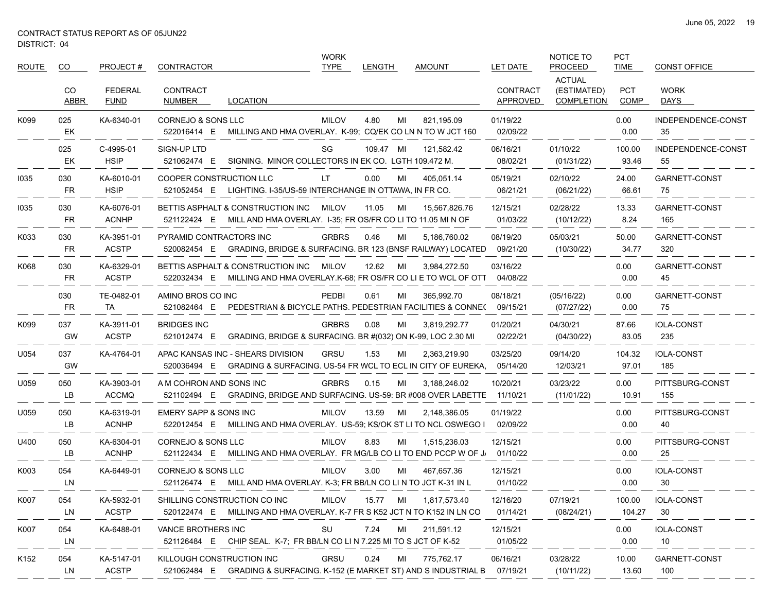CONTRACT STATUS REPORT AS OF 05JUN22
DISTRICT: 04

| ROUTE | CO | PROJECT # | CONTRACTOR | | WORK TYPE | LENGTH | | AMOUNT | LET DATE | NOTICE TO PROCEED | PCT TIME | CONST OFFICE |
|---|---|---|---|---|---|---|---|---|---|---|---|---|
| | CO ABBR | FEDERAL FUND | CONTRACT NUMBER | LOCATION | | | | | CONTRACT APPROVED | ACTUAL (ESTIMATED) COMPLETION | PCT COMP | WORK DAYS |
| K099 | 025 | KA-6340-01 | CORNEJO & SONS LLC | | MILOV | 4.80 | MI | 821,195.09 | 01/19/22 | | 0.00 | INDEPENDENCE-CONST |
| | EK | | 522016414 E | MILLING AND HMA OVERLAY. K-99; CQ/EK CO LN N TO W JCT 160 | | | | | 02/09/22 | | 0.00 | 35 |
| | 025 | C-4995-01 | SIGN-UP LTD | | SG | 109.47 | MI | 121,582.42 | 06/16/21 | 01/10/22 | 100.00 | INDEPENDENCE-CONST |
| | EK | HSIP | 521062474 E | SIGNING. MINOR COLLECTORS IN EK CO. LGTH 109.472 M. | | | | | 08/02/21 | (01/31/22) | 93.46 | 55 |
| I035 | 030 | KA-6010-01 | COOPER CONSTRUCTION LLC | | LT | 0.00 | MI | 405,051.14 | 05/19/21 | 02/10/22 | 24.00 | GARNETT-CONST |
| | FR | HSIP | 521052454 E | LIGHTING. I-35/US-59 INTERCHANGE IN OTTAWA, IN FR CO. | | | | | 06/21/21 | (06/21/22) | 66.61 | 75 |
| I035 | 030 | KA-6076-01 | BETTIS ASPHALT & CONSTRUCTION INC | | MILOV | 11.05 | MI | 15,567,826.76 | 12/15/21 | 02/28/22 | 13.33 | GARNETT-CONST |
| | FR | ACNHP | 521122424 E | MILL AND HMA OVERLAY. I-35; FR OS/FR CO LI TO 11.05 MI N OF | | | | | 01/03/22 | (10/12/22) | 8.24 | 165 |
| K033 | 030 | KA-3951-01 | PYRAMID CONTRACTORS INC | | GRBRS | 0.46 | MI | 5,186,760.02 | 08/19/20 | 05/03/21 | 50.00 | GARNETT-CONST |
| | FR | ACSTP | 520082454 E | GRADING, BRIDGE & SURFACING. BR 123 (BNSF RAILWAY) LOCATED | | | | | 09/21/20 | (10/30/22) | 34.77 | 320 |
| K068 | 030 | KA-6329-01 | BETTIS ASPHALT & CONSTRUCTION INC | | MILOV | 12.62 | MI | 3,984,272.50 | 03/16/22 | | 0.00 | GARNETT-CONST |
| | FR | ACSTP | 522032434 E | MILLING AND HMA OVERLAY.K-68; FR OS/FR CO LI E TO WCL OF OTT | | | | | 04/08/22 | | 0.00 | 45 |
| | 030 | TE-0482-01 | AMINO BROS CO INC | | PEDBI | 0.61 | MI | 365,992.70 | 08/18/21 | (05/16/22) | 0.00 | GARNETT-CONST |
| | FR | TA | 521082464 E | PEDESTRIAN & BICYCLE PATHS. PEDESTRIAN FACILITIES & CONNE( | | | | | 09/15/21 | (07/27/22) | 0.00 | 75 |
| K099 | 037 | KA-3911-01 | BRIDGES INC | | GRBRS | 0.08 | MI | 3,819,292.77 | 01/20/21 | 04/30/21 | 87.66 | IOLA-CONST |
| | GW | ACSTP | 521012474 E | GRADING, BRIDGE & SURFACING. BR #(032) ON K-99, LOC 2.30 MI | | | | | 02/22/21 | (04/30/22) | 83.05 | 235 |
| U054 | 037 | KA-4764-01 | APAC KANSAS INC - SHEARS DIVISION | | GRSU | 1.53 | MI | 2,363,219.90 | 03/25/20 | 09/14/20 | 104.32 | IOLA-CONST |
| | GW | | 520036494 E | GRADING & SURFACING. US-54 FR WCL TO ECL IN CITY OF EUREKA, | | | | | 05/14/20 | 12/03/21 | 97.01 | 185 |
| U059 | 050 | KA-3903-01 | A M COHRON AND SONS INC | | GRBRS | 0.15 | MI | 3,188,246.02 | 10/20/21 | 03/23/22 | 0.00 | PITTSBURG-CONST |
| | LB | ACCMQ | 521102494 E | GRADING, BRIDGE AND SURFACING. US-59: BR #008 OVER LABETTE | | | | | 11/10/21 | (11/01/22) | 10.91 | 155 |
| U059 | 050 | KA-6319-01 | EMERY SAPP & SONS INC | | MILOV | 13.59 | MI | 2,148,386.05 | 01/19/22 | | 0.00 | PITTSBURG-CONST |
| | LB | ACNHP | 522012454 E | MILLING AND HMA OVERLAY. US-59; KS/OK ST LI TO NCL OSWEGO I | | | | | 02/09/22 | | 0.00 | 40 |
| U400 | 050 | KA-6304-01 | CORNEJO & SONS LLC | | MILOV | 8.83 | MI | 1,515,236.03 | 12/15/21 | | 0.00 | PITTSBURG-CONST |
| | LB | ACNHP | 521122434 E | MILLING AND HMA OVERLAY. FR MG/LB CO LI TO END PCCP W OF J/ | | | | | 01/10/22 | | 0.00 | 25 |
| K003 | 054 | KA-6449-01 | CORNEJO & SONS LLC | | MILOV | 3.00 | MI | 467,657.36 | 12/15/21 | | 0.00 | IOLA-CONST |
| | LN | | 521126474 E | MILL AND HMA OVERLAY. K-3; FR BB/LN CO LI N TO JCT K-31 IN L | | | | | 01/10/22 | | 0.00 | 30 |
| K007 | 054 | KA-5932-01 | SHILLING CONSTRUCTION CO INC | | MILOV | 15.77 | MI | 1,817,573.40 | 12/16/20 | 07/19/21 | 100.00 | IOLA-CONST |
| | LN | ACSTP | 520122474 E | MILLING AND HMA OVERLAY. K-7 FR S K52 JCT N TO K152 IN LN CO | | | | | 01/14/21 | (08/24/21) | 104.27 | 30 |
| K007 | 054 | KA-6488-01 | VANCE BROTHERS INC | | SU | 7.24 | MI | 211,591.12 | 12/15/21 | | 0.00 | IOLA-CONST |
| | LN | | 521126484 E | CHIP SEAL. K-7; FR BB/LN CO LI N 7.225 MI TO S JCT OF K-52 | | | | | 01/05/22 | | 0.00 | 10 |
| K152 | 054 | KA-5147-01 | KILLOUGH CONSTRUCTION INC | | GRSU | 0.24 | MI | 775,762.17 | 06/16/21 | 03/28/22 | 10.00 | GARNETT-CONST |
| | LN | ACSTP | 521062484 E | GRADING & SURFACING. K-152 (E MARKET ST) AND S INDUSTRIAL B | | | | | 07/19/21 | (10/11/22) | 13.60 | 100 |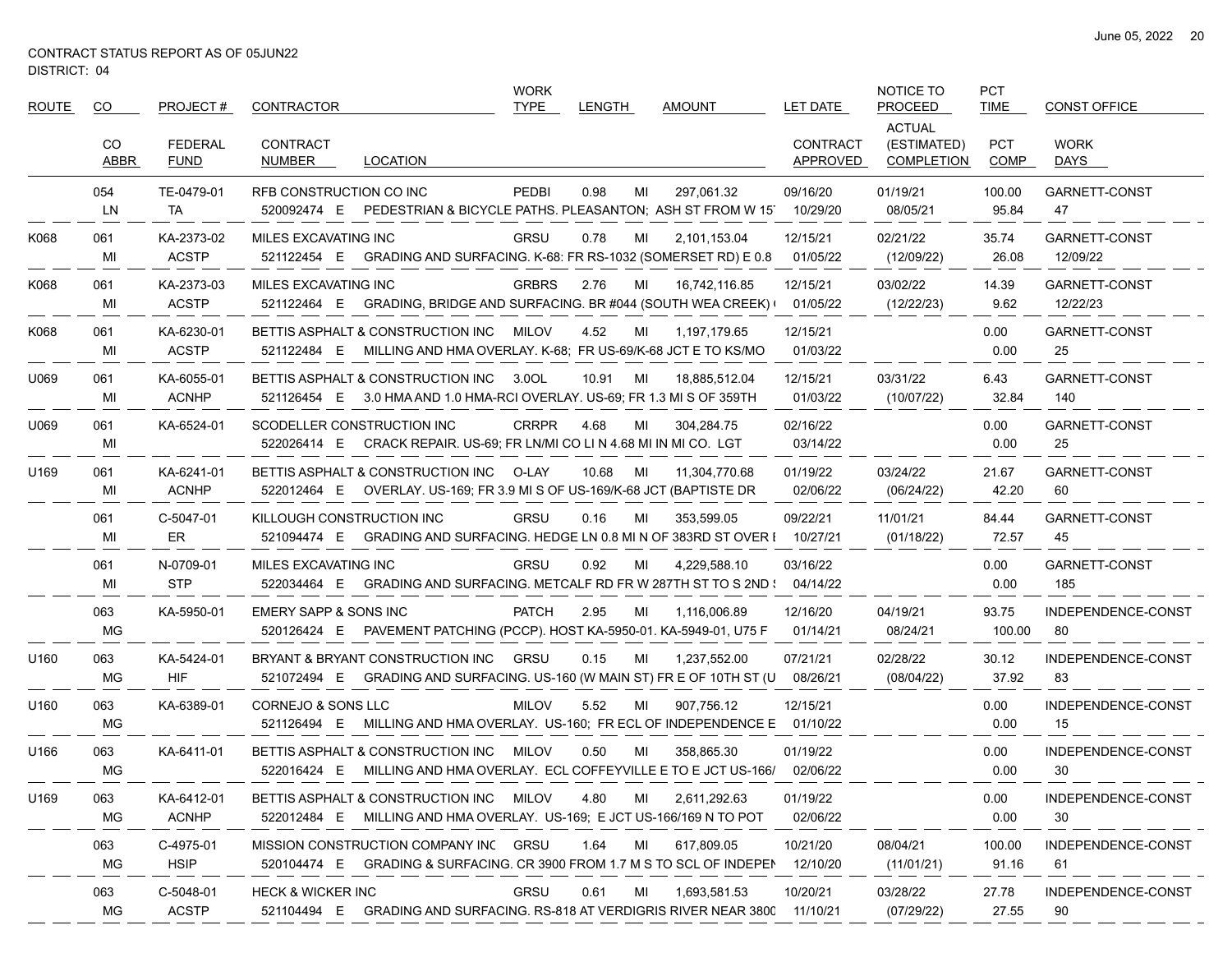CONTRACT STATUS REPORT AS OF 05JUN22
DISTRICT: 04

| ROUTE | CO | PROJECT # | CONTRACTOR | | WORK TYPE | LENGTH | | AMOUNT | LET DATE | NOTICE TO PROCEED | PCT TIME | CONST OFFICE |
|---|---|---|---|---|---|---|---|---|---|---|---|---|
| | CO ABBR | FEDERAL FUND | CONTRACT NUMBER | LOCATION | | | | | CONTRACT APPROVED | ACTUAL (ESTIMATED) COMPLETION | PCT COMP | WORK DAYS |
| | 054 | TE-0479-01 | RFB CONSTRUCTION CO INC | | PEDBI | 0.98 | MI | 297,061.32 | 09/16/20 | 01/19/21 | 100.00 | GARNETT-CONST |
| | LN | TA | 520092474 E | PEDESTRIAN & BICYCLE PATHS. PLEASANTON; ASH ST FROM W 15 | | | | | 10/29/20 | 08/05/21 | 95.84 | 47 |
| K068 | 061 | KA-2373-02 | MILES EXCAVATING INC | | GRSU | 0.78 | MI | 2,101,153.04 | 12/15/21 | 02/21/22 | 35.74 | GARNETT-CONST |
| | MI | ACSTP | 521122454 E | GRADING AND SURFACING. K-68: FR RS-1032 (SOMERSET RD) E 0.8 | | | | | 01/05/22 | (12/09/22) | 26.08 | 12/09/22 |
| K068 | 061 | KA-2373-03 | MILES EXCAVATING INC | | GRBRS | 2.76 | MI | 16,742,116.85 | 12/15/21 | 03/02/22 | 14.39 | GARNETT-CONST |
| | MI | ACSTP | 521122464 E | GRADING, BRIDGE AND SURFACING. BR #044 (SOUTH WEA CREEK) | | | | | 01/05/22 | (12/22/23) | 9.62 | 12/22/23 |
| K068 | 061 | KA-6230-01 | BETTIS ASPHALT & CONSTRUCTION INC | | MILOV | 4.52 | MI | 1,197,179.65 | 12/15/21 | | 0.00 | GARNETT-CONST |
| | MI | ACSTP | 521122484 E | MILLING AND HMA OVERLAY. K-68; FR US-69/K-68 JCT E TO KS/MO | | | | | 01/03/22 | | 0.00 | 25 |
| U069 | 061 | KA-6055-01 | BETTIS ASPHALT & CONSTRUCTION INC | | 3.0OL | 10.91 | MI | 18,885,512.04 | 12/15/21 | 03/31/22 | 6.43 | GARNETT-CONST |
| | MI | ACNHP | 521126454 E | 3.0 HMA AND 1.0 HMA-RCI OVERLAY. US-69; FR 1.3 MI S OF 359TH | | | | | 01/03/22 | (10/07/22) | 32.84 | 140 |
| U069 | 061 | KA-6524-01 | SCODELLER CONSTRUCTION INC | | CRRPR | 4.68 | MI | 304,284.75 | 02/16/22 | | 0.00 | GARNETT-CONST |
| | MI | | 522026414 E | CRACK REPAIR. US-69; FR LN/MI CO LI N 4.68 MI IN MI CO. LGT | | | | | 03/14/22 | | 0.00 | 25 |
| U169 | 061 | KA-6241-01 | BETTIS ASPHALT & CONSTRUCTION INC | | O-LAY | 10.68 | MI | 11,304,770.68 | 01/19/22 | 03/24/22 | 21.67 | GARNETT-CONST |
| | MI | ACNHP | 522012464 E | OVERLAY. US-169; FR 3.9 MI S OF US-169/K-68 JCT (BAPTISTE DR | | | | | 02/06/22 | (06/24/22) | 42.20 | 60 |
| | 061 | C-5047-01 | KILLOUGH CONSTRUCTION INC | | GRSU | 0.16 | MI | 353,599.05 | 09/22/21 | 11/01/21 | 84.44 | GARNETT-CONST |
| | MI | ER | 521094474 E | GRADING AND SURFACING. HEDGE LN 0.8 MI N OF 383RD ST OVER I | | | | | 10/27/21 | (01/18/22) | 72.57 | 45 |
| | 061 | N-0709-01 | MILES EXCAVATING INC | | GRSU | 0.92 | MI | 4,229,588.10 | 03/16/22 | | 0.00 | GARNETT-CONST |
| | MI | STP | 522034464 E | GRADING AND SURFACING. METCALF RD FR W 287TH ST TO S 2ND S | | | | | 04/14/22 | | 0.00 | 185 |
| | 063 | KA-5950-01 | EMERY SAPP & SONS INC | | PATCH | 2.95 | MI | 1,116,006.89 | 12/16/20 | 04/19/21 | 93.75 | INDEPENDENCE-CONST |
| | MG | | 520126424 E | PAVEMENT PATCHING (PCCP). HOST KA-5950-01. KA-5949-01, U75 F | | | | | 01/14/21 | 08/24/21 | 100.00 | 80 |
| U160 | 063 | KA-5424-01 | BRYANT & BRYANT CONSTRUCTION INC | | GRSU | 0.15 | MI | 1,237,552.00 | 07/21/21 | 02/28/22 | 30.12 | INDEPENDENCE-CONST |
| | MG | HIF | 521072494 E | GRADING AND SURFACING. US-160 (W MAIN ST) FR E OF 10TH ST (U | | | | | 08/26/21 | (08/04/22) | 37.92 | 83 |
| U160 | 063 | KA-6389-01 | CORNEJO & SONS LLC | | MILOV | 5.52 | MI | 907,756.12 | 12/15/21 | | 0.00 | INDEPENDENCE-CONST |
| | MG | | 521126494 E | MILLING AND HMA OVERLAY. US-160; FR ECL OF INDEPENDENCE E | | | | | 01/10/22 | | 0.00 | 15 |
| U166 | 063 | KA-6411-01 | BETTIS ASPHALT & CONSTRUCTION INC | | MILOV | 0.50 | MI | 358,865.30 | 01/19/22 | | 0.00 | INDEPENDENCE-CONST |
| | MG | | 522016424 E | MILLING AND HMA OVERLAY. ECL COFFEYVILLE E TO E JCT US-166/ | | | | | 02/06/22 | | 0.00 | 30 |
| U169 | 063 | KA-6412-01 | BETTIS ASPHALT & CONSTRUCTION INC | | MILOV | 4.80 | MI | 2,611,292.63 | 01/19/22 | | 0.00 | INDEPENDENCE-CONST |
| | MG | ACNHP | 522012484 E | MILLING AND HMA OVERLAY. US-169; E JCT US-166/169 N TO POT | | | | | 02/06/22 | | 0.00 | 30 |
| | 063 | C-4975-01 | MISSION CONSTRUCTION COMPANY INC | | GRSU | 1.64 | MI | 617,809.05 | 10/21/20 | 08/04/21 | 100.00 | INDEPENDENCE-CONST |
| | MG | HSIP | 520104474 E | GRADING & SURFACING. CR 3900 FROM 1.7 M S TO SCL OF INDEPEN | | | | | 12/10/20 | (11/01/21) | 91.16 | 61 |
| | 063 | C-5048-01 | HECK & WICKER INC | | GRSU | 0.61 | MI | 1,693,581.53 | 10/20/21 | 03/28/22 | 27.78 | INDEPENDENCE-CONST |
| | MG | ACSTP | 521104494 E | GRADING AND SURFACING. RS-818 AT VERDIGRIS RIVER NEAR 3800 | | | | | 11/10/21 | (07/29/22) | 27.55 | 90 |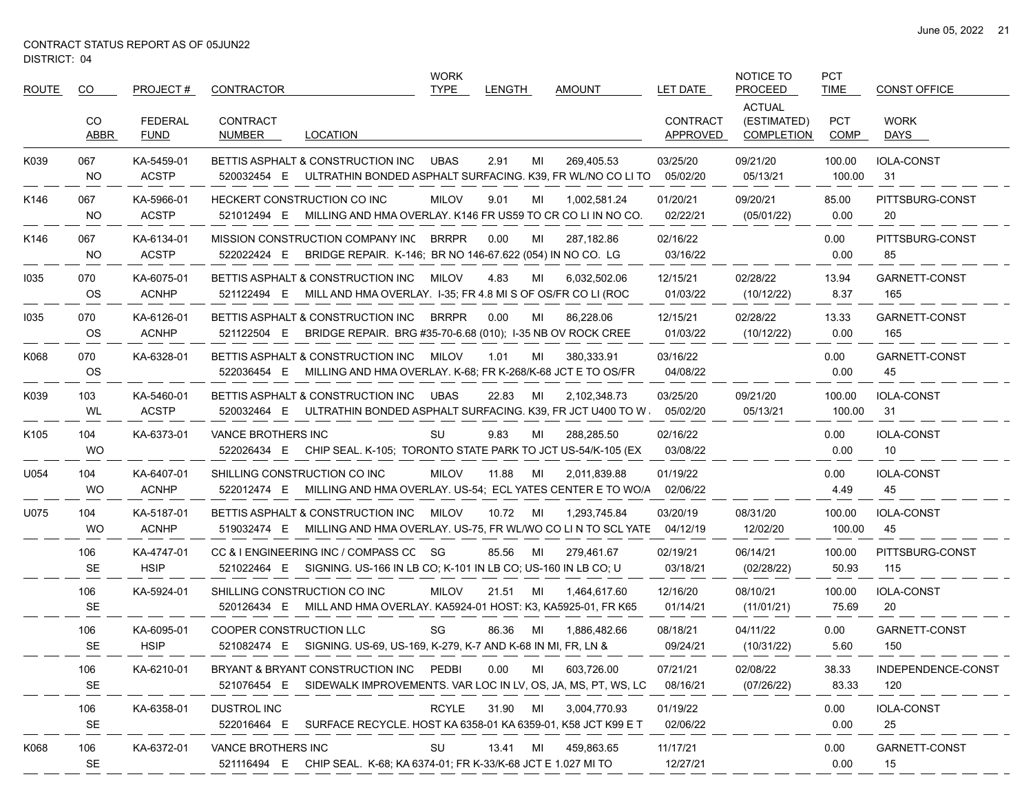CONTRACT STATUS REPORT AS OF 05JUN22
DISTRICT: 04

| ROUTE | CO | PROJECT # | CONTRACTOR | | WORK TYPE | LENGTH | | AMOUNT | LET DATE | NOTICE TO PROCEED | PCT TIME | CONST OFFICE |
|---|---|---|---|---|---|---|---|---|---|---|---|---|
| | CO ABBR | FEDERAL FUND | CONTRACT NUMBER | LOCATION | | | | | CONTRACT APPROVED | ACTUAL (ESTIMATED) COMPLETION | PCT COMP | WORK DAYS |
| K039 | 067 | KA-5459-01 | BETTIS ASPHALT & CONSTRUCTION INC | | UBAS | 2.91 | MI | 269,405.53 | 03/25/20 | 09/21/20 | 100.00 | IOLA-CONST |
| | NO | ACSTP | 520032454 E | ULTRATHIN BONDED ASPHALT SURFACING. K39, FR WL/NO CO LI TO | | | | | 05/02/20 | 05/13/21 | 100.00 | 31 |
| K146 | 067 | KA-5966-01 | HECKERT CONSTRUCTION CO INC | | MILOV | 9.01 | MI | 1,002,581.24 | 01/20/21 | 09/20/21 | 85.00 | PITTSBURG-CONST |
| | NO | ACSTP | 521012494 E | MILLING AND HMA OVERLAY. K146 FR US59 TO CR CO LI IN NO CO. | | | | | 02/22/21 | (05/01/22) | 0.00 | 20 |
| K146 | 067 | KA-6134-01 | MISSION CONSTRUCTION COMPANY INC | | BRRPR | 0.00 | MI | 287,182.86 | 02/16/22 | | 0.00 | PITTSBURG-CONST |
| | NO | ACSTP | 522022424 E | BRIDGE REPAIR. K-146; BR NO 146-67.622 (054) IN NO CO. LG | | | | | 03/16/22 | | 0.00 | 85 |
| I035 | 070 | KA-6075-01 | BETTIS ASPHALT & CONSTRUCTION INC | | MILOV | 4.83 | MI | 6,032,502.06 | 12/15/21 | 02/28/22 | 13.94 | GARNETT-CONST |
| | OS | ACNHP | 521122494 E | MILL AND HMA OVERLAY. I-35; FR 4.8 MI S OF OS/FR CO LI (ROC | | | | | 01/03/22 | (10/12/22) | 8.37 | 165 |
| I035 | 070 | KA-6126-01 | BETTIS ASPHALT & CONSTRUCTION INC | | BRRPR | 0.00 | MI | 86,228.06 | 12/15/21 | 02/28/22 | 13.33 | GARNETT-CONST |
| | OS | ACNHP | 521122504 E | BRIDGE REPAIR. BRG #35-70-6.68 (010); I-35 NB OV ROCK CREE | | | | | 01/03/22 | (10/12/22) | 0.00 | 165 |
| K068 | 070 | KA-6328-01 | BETTIS ASPHALT & CONSTRUCTION INC | | MILOV | 1.01 | MI | 380,333.91 | 03/16/22 | | 0.00 | GARNETT-CONST |
| | OS | | 522036454 E | MILLING AND HMA OVERLAY. K-68; FR K-268/K-68 JCT E TO OS/FR | | | | | 04/08/22 | | 0.00 | 45 |
| K039 | 103 | KA-5460-01 | BETTIS ASPHALT & CONSTRUCTION INC | | UBAS | 22.83 | MI | 2,102,348.73 | 03/25/20 | 09/21/20 | 100.00 | IOLA-CONST |
| | WL | ACSTP | 520032464 E | ULTRATHIN BONDED ASPHALT SURFACING. K39, FR JCT U400 TO W | | | | | 05/02/20 | 05/13/21 | 100.00 | 31 |
| K105 | 104 | KA-6373-01 | VANCE BROTHERS INC | | SU | 9.83 | MI | 288,285.50 | 02/16/22 | | 0.00 | IOLA-CONST |
| | WO | | 522026434 E | CHIP SEAL. K-105; TORONTO STATE PARK TO JCT US-54/K-105 (EX | | | | | 03/08/22 | | 0.00 | 10 |
| U054 | 104 | KA-6407-01 | SHILLING CONSTRUCTION CO INC | | MILOV | 11.88 | MI | 2,011,839.88 | 01/19/22 | | 0.00 | IOLA-CONST |
| | WO | ACNHP | 522012474 E | MILLING AND HMA OVERLAY. US-54; ECL YATES CENTER E TO WO/A | | | | | 02/06/22 | | 4.49 | 45 |
| U075 | 104 | KA-5187-01 | BETTIS ASPHALT & CONSTRUCTION INC | | MILOV | 10.72 | MI | 1,293,745.84 | 03/20/19 | 08/31/20 | 100.00 | IOLA-CONST |
| | WO | ACNHP | 519032474 E | MILLING AND HMA OVERLAY. US-75, FR WL/WO CO LI N TO SCL YATE | | | | | 04/12/19 | 12/02/20 | 100.00 | 45 |
| | 106 | KA-4747-01 | CC & I ENGINEERING INC / COMPASS CC | | SG | 85.56 | MI | 279,461.67 | 02/19/21 | 06/14/21 | 100.00 | PITTSBURG-CONST |
| | SE | HSIP | 521022464 E | SIGNING. US-166 IN LB CO; K-101 IN LB CO; US-160 IN LB CO; U | | | | | 03/18/21 | (02/28/22) | 50.93 | 115 |
| | 106 | KA-5924-01 | SHILLING CONSTRUCTION CO INC | | MILOV | 21.51 | MI | 1,464,617.60 | 12/16/20 | 08/10/21 | 100.00 | IOLA-CONST |
| | SE | | 520126434 E | MILL AND HMA OVERLAY. KA5924-01 HOST: K3, KA5925-01, FR K65 | | | | | 01/14/21 | (11/01/21) | 75.69 | 20 |
| | 106 | KA-6095-01 | COOPER CONSTRUCTION LLC | | SG | 86.36 | MI | 1,886,482.66 | 08/18/21 | 04/11/22 | 0.00 | GARNETT-CONST |
| | SE | HSIP | 521082474 E | SIGNING. US-69, US-169, K-279, K-7 AND K-68 IN MI, FR, LN & | | | | | 09/24/21 | (10/31/22) | 5.60 | 150 |
| | 106 | KA-6210-01 | BRYANT & BRYANT CONSTRUCTION INC | | PEDBI | 0.00 | MI | 603,726.00 | 07/21/21 | 02/08/22 | 38.33 | INDEPENDENCE-CONST |
| | SE | | 521076454 E | SIDEWALK IMPROVEMENTS. VAR LOC IN LV, OS, JA, MS, PT, WS, LC | | | | | 08/16/21 | (07/26/22) | 83.33 | 120 |
| | 106 | KA-6358-01 | DUSTROL INC | | RCYLE | 31.90 | MI | 3,004,770.93 | 01/19/22 | | 0.00 | IOLA-CONST |
| | SE | | 522016464 E | SURFACE RECYCLE. HOST KA 6358-01 KA 6359-01, K58 JCT K99 E T | | | | | 02/06/22 | | 0.00 | 25 |
| K068 | 106 | KA-6372-01 | VANCE BROTHERS INC | | SU | 13.41 | MI | 459,863.65 | 11/17/21 | | 0.00 | GARNETT-CONST |
| | SE | | 521116494 E | CHIP SEAL. K-68; KA 6374-01; FR K-33/K-68 JCT E 1.027 MI TO | | | | | 12/27/21 | | 0.00 | 15 |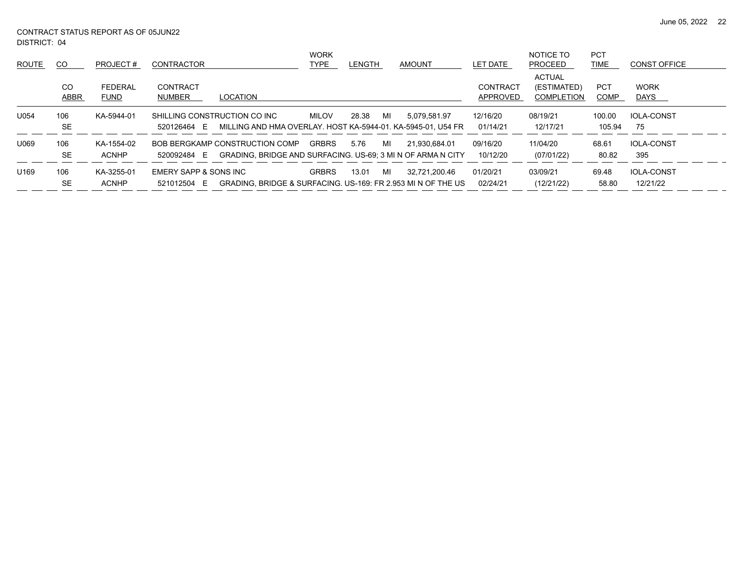CONTRACT STATUS REPORT AS OF 05JUN22
DISTRICT: 04

| ROUTE | CO | PROJECT # | CONTRACTOR | | WORK TYPE | LENGTH | | AMOUNT | LET DATE | NOTICE TO PROCEED | PCT TIME | CONST OFFICE |
|---|---|---|---|---|---|---|---|---|---|---|---|---|
| | CO ABBR | FEDERAL FUND | CONTRACT NUMBER | LOCATION | | | | | CONTRACT APPROVED | ACTUAL (ESTIMATED) COMPLETION | PCT COMP | WORK DAYS |
| U054 | 106 | KA-5944-01 | SHILLING CONSTRUCTION CO INC | | MILOV | 28.38 | MI | 5,079,581.97 | 12/16/20 | 08/19/21 | 100.00 | IOLA-CONST |
| | SE | | 520126464 E | MILLING AND HMA OVERLAY. HOST KA-5944-01. KA-5945-01, U54 FR | | | | | 01/14/21 | 12/17/21 | 105.94 | 75 |
| U069 | 106 | KA-1554-02 | BOB BERGKAMP CONSTRUCTION COMP | | GRBRS | 5.76 | MI | 21,930,684.01 | 09/16/20 | 11/04/20 | 68.61 | IOLA-CONST |
| | SE | ACNHP | 520092484 E | GRADING, BRIDGE AND SURFACING. US-69; 3 MI N OF ARMA N CITY | | | | | 10/12/20 | (07/01/22) | 80.82 | 395 |
| U169 | 106 | KA-3255-01 | EMERY SAPP & SONS INC | | GRBRS | 13.01 | MI | 32,721,200.46 | 01/20/21 | 03/09/21 | 69.48 | IOLA-CONST |
| | SE | ACNHP | 521012504 E | GRADING, BRIDGE & SURFACING. US-169: FR 2.953 MI N OF THE US | | | | | 02/24/21 | (12/21/22) | 58.80 | 12/21/22 |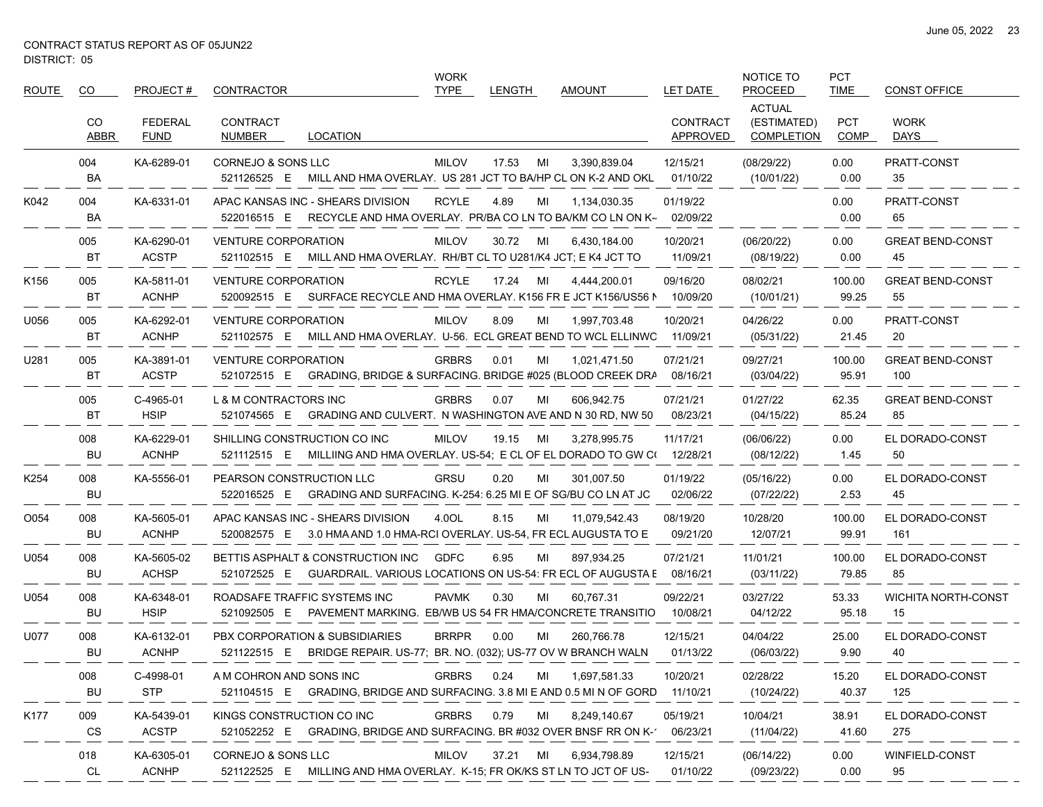CONTRACT STATUS REPORT AS OF 05JUN22
DISTRICT: 05

| ROUTE | CO | PROJECT # | CONTRACTOR | | WORK TYPE | LENGTH | | AMOUNT | LET DATE | NOTICE TO PROCEED | PCT TIME | CONST OFFICE |
|---|---|---|---|---|---|---|---|---|---|---|---|---|
| | CO ABBR | FEDERAL FUND | CONTRACT NUMBER | LOCATION | | | | | CONTRACT APPROVED | ACTUAL (ESTIMATED) COMPLETION | PCT COMP | WORK DAYS |
| | 004 | KA-6289-01 | CORNEJO & SONS LLC | | MILOV | 17.53 | MI | 3,390,839.04 | 12/15/21 | (08/29/22) | 0.00 | PRATT-CONST |
| | BA | | 521126525 E | MILL AND HMA OVERLAY. US 281 JCT TO BA/HP CL ON K-2 AND OKL | | | | | 01/10/22 | (10/01/22) | 0.00 | 35 |
| K042 | 004 | KA-6331-01 | APAC KANSAS INC - SHEARS DIVISION | | RCYLE | 4.89 | MI | 1,134,030.35 | 01/19/22 | | 0.00 | PRATT-CONST |
| | BA | | 522016515 E | RECYCLE AND HMA OVERLAY. PR/BA CO LN TO BA/KM CO LN ON K- | | | | | 02/09/22 | | 0.00 | 65 |
| | 005 | KA-6290-01 | VENTURE CORPORATION | | MILOV | 30.72 | MI | 6,430,184.00 | 10/20/21 | (06/20/22) | 0.00 | GREAT BEND-CONST |
| | BT | ACSTP | 521102515 E | MILL AND HMA OVERLAY. RH/BT CL TO U281/K4 JCT; E K4 JCT TO | | | | | 11/09/21 | (08/19/22) | 0.00 | 45 |
| K156 | 005 | KA-5811-01 | VENTURE CORPORATION | | RCYLE | 17.24 | MI | 4,444,200.01 | 09/16/20 | 08/02/21 | 100.00 | GREAT BEND-CONST |
| | BT | ACNHP | 520092515 E | SURFACE RECYCLE AND HMA OVERLAY. K156 FR E JCT K156/US56 N | | | | | 10/09/20 | (10/01/21) | 99.25 | 55 |
| U056 | 005 | KA-6292-01 | VENTURE CORPORATION | | MILOV | 8.09 | MI | 1,997,703.48 | 10/20/21 | 04/26/22 | 0.00 | PRATT-CONST |
| | BT | ACNHP | 521102575 E | MILL AND HMA OVERLAY. U-56. ECL GREAT BEND TO WCL ELLINWO | | | | | 11/09/21 | (05/31/22) | 21.45 | 20 |
| U281 | 005 | KA-3891-01 | VENTURE CORPORATION | | GRBRS | 0.01 | MI | 1,021,471.50 | 07/21/21 | 09/27/21 | 100.00 | GREAT BEND-CONST |
| | BT | ACSTP | 521072515 E | GRADING, BRIDGE & SURFACING. BRIDGE #025 (BLOOD CREEK DRA | | | | | 08/16/21 | (03/04/22) | 95.91 | 100 |
| | 005 | C-4965-01 | L & M CONTRACTORS INC | | GRBRS | 0.07 | MI | 606,942.75 | 07/21/21 | 01/27/22 | 62.35 | GREAT BEND-CONST |
| | BT | HSIP | 521074565 E | GRADING AND CULVERT. N WASHINGTON AVE AND N 30 RD, NW 50 | | | | | 08/23/21 | (04/15/22) | 85.24 | 85 |
| | 008 | KA-6229-01 | SHILLING CONSTRUCTION CO INC | | MILOV | 19.15 | MI | 3,278,995.75 | 11/17/21 | (06/06/22) | 0.00 | EL DORADO-CONST |
| | BU | ACNHP | 521112515 E | MILLIING AND HMA OVERLAY. US-54; E CL OF EL DORADO TO GW C( | | | | | 12/28/21 | (08/12/22) | 1.45 | 50 |
| K254 | 008 | KA-5556-01 | PEARSON CONSTRUCTION LLC | | GRSU | 0.20 | MI | 301,007.50 | 01/19/22 | (05/16/22) | 0.00 | EL DORADO-CONST |
| | BU | | 522016525 E | GRADING AND SURFACING. K-254: 6.25 MI E OF SG/BU CO LN AT JC | | | | | 02/06/22 | (07/22/22) | 2.53 | 45 |
| O054 | 008 | KA-5605-01 | APAC KANSAS INC - SHEARS DIVISION | | 4.0OL | 8.15 | MI | 11,079,542.43 | 08/19/20 | 10/28/20 | 100.00 | EL DORADO-CONST |
| | BU | ACNHP | 520082575 E | 3.0 HMA AND 1.0 HMA-RCI OVERLAY. US-54, FR ECL AUGUSTA TO E | | | | | 09/21/20 | 12/07/21 | 99.91 | 161 |
| U054 | 008 | KA-5605-02 | BETTIS ASPHALT & CONSTRUCTION INC | | GDFC | 6.95 | MI | 897,934.25 | 07/21/21 | 11/01/21 | 100.00 | EL DORADO-CONST |
| | BU | ACHSP | 521072525 E | GUARDRAIL. VARIOUS LOCATIONS ON US-54: FR ECL OF AUGUSTA E | | | | | 08/16/21 | (03/11/22) | 79.85 | 85 |
| U054 | 008 | KA-6348-01 | ROADSAFE TRAFFIC SYSTEMS INC | | PAVMK | 0.30 | MI | 60,767.31 | 09/22/21 | 03/27/22 | 53.33 | WICHITA NORTH-CONST |
| | BU | HSIP | 521092505 E | PAVEMENT MARKING. EB/WB US 54 FR HMA/CONCRETE TRANSITIO | | | | | 10/08/21 | 04/12/22 | 95.18 | 15 |
| U077 | 008 | KA-6132-01 | PBX CORPORATION & SUBSIDIARIES | | BRRPR | 0.00 | MI | 260,766.78 | 12/15/21 | 04/04/22 | 25.00 | EL DORADO-CONST |
| | BU | ACNHP | 521122515 E | BRIDGE REPAIR. US-77; BR. NO. (032); US-77 OV W BRANCH WALN | | | | | 01/13/22 | (06/03/22) | 9.90 | 40 |
| | 008 | C-4998-01 | A M COHRON AND SONS INC | | GRBRS | 0.24 | MI | 1,697,581.33 | 10/20/21 | 02/28/22 | 15.20 | EL DORADO-CONST |
| | BU | STP | 521104515 E | GRADING, BRIDGE AND SURFACING. 3.8 MI E AND 0.5 MI N OF GORD | | | | | 11/10/21 | (10/24/22) | 40.37 | 125 |
| K177 | 009 | KA-5439-01 | KINGS CONSTRUCTION CO INC | | GRBRS | 0.79 | MI | 8,249,140.67 | 05/19/21 | 10/04/21 | 38.91 | EL DORADO-CONST |
| | CS | ACSTP | 521052252 E | GRADING, BRIDGE AND SURFACING. BR #032 OVER BNSF RR ON K-1 | | | | | 06/23/21 | (11/04/22) | 41.60 | 275 |
| | 018 | KA-6305-01 | CORNEJO & SONS LLC | | MILOV | 37.21 | MI | 6,934,798.89 | 12/15/21 | (06/14/22) | 0.00 | WINFIELD-CONST |
| | CL | ACNHP | 521122525 E | MILLING AND HMA OVERLAY. K-15; FR OK/KS ST LN TO JCT OF US- | | | | | 01/10/22 | (09/23/22) | 0.00 | 95 |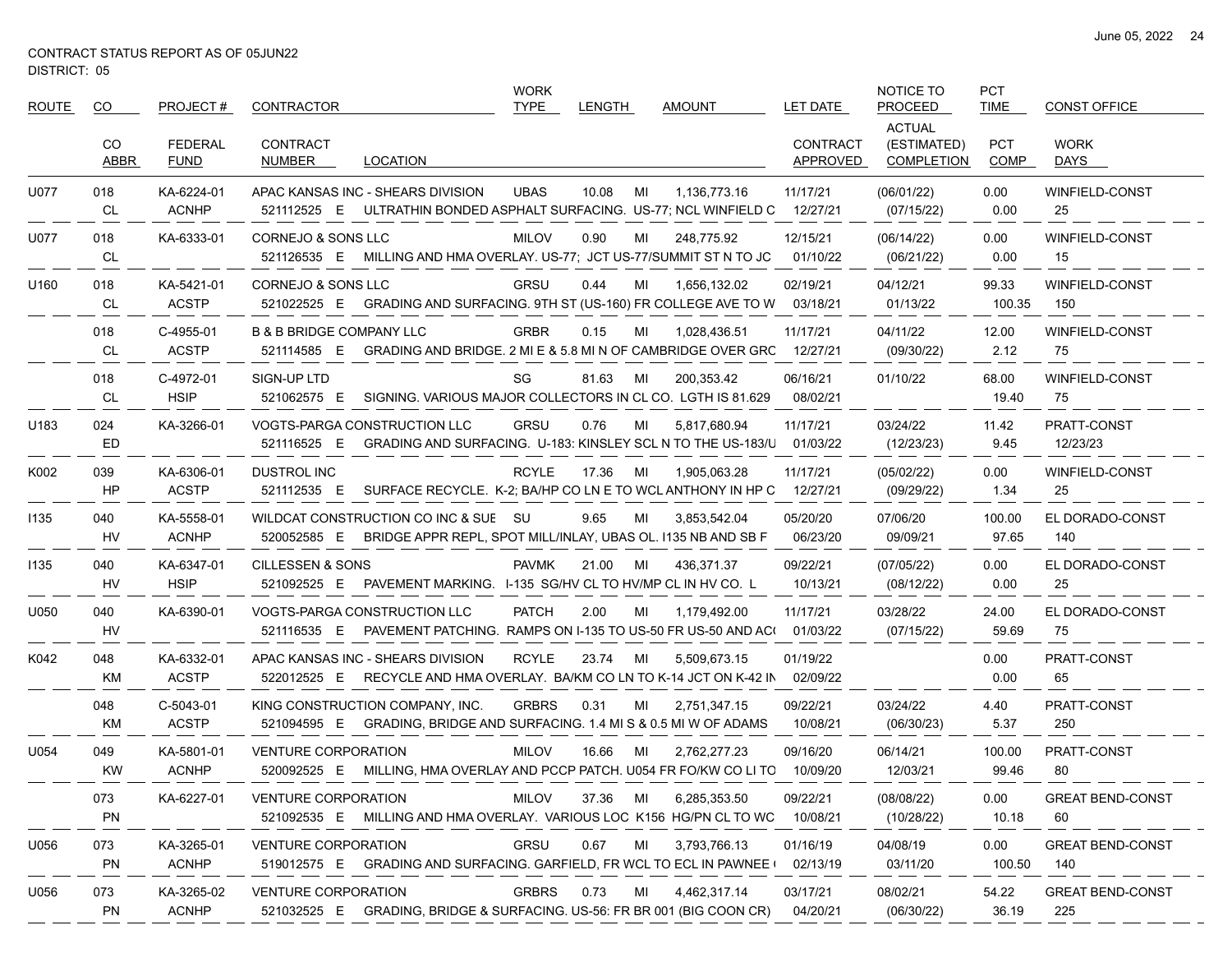CONTRACT STATUS REPORT AS OF 05JUN22
DISTRICT: 05

| ROUTE | CO | PROJECT # | CONTRACTOR | | WORK TYPE | LENGTH | | AMOUNT | LET DATE | NOTICE TO PROCEED | PCT TIME | CONST OFFICE |
|---|---|---|---|---|---|---|---|---|---|---|---|---|
| | CO ABBR | FEDERAL FUND | CONTRACT NUMBER | LOCATION | | | | | CONTRACT APPROVED | ACTUAL (ESTIMATED) COMPLETION | PCT COMP | WORK DAYS |
| U077 | 018 | KA-6224-01 | APAC KANSAS INC - SHEARS DIVISION | | UBAS | 10.08 | MI | 1,136,773.16 | 11/17/21 | (06/01/22) | 0.00 | WINFIELD-CONST |
| | CL | ACNHP | 521112525 E | ULTRATHIN BONDED ASPHALT SURFACING. US-77; NCL WINFIELD C | | | | | 12/27/21 | (07/15/22) | 0.00 | 25 |
| U077 | 018 | KA-6333-01 | CORNEJO & SONS LLC | | MILOV | 0.90 | MI | 248,775.92 | 12/15/21 | (06/14/22) | 0.00 | WINFIELD-CONST |
| | CL | | 521126535 E | MILLING AND HMA OVERLAY. US-77; JCT US-77/SUMMIT ST N TO JC | | | | | 01/10/22 | (06/21/22) | 0.00 | 15 |
| U160 | 018 | KA-5421-01 | CORNEJO & SONS LLC | | GRSU | 0.44 | MI | 1,656,132.02 | 02/19/21 | 04/12/21 | 99.33 | WINFIELD-CONST |
| | CL | ACSTP | 521022525 E | GRADING AND SURFACING. 9TH ST (US-160) FR COLLEGE AVE TO W | | | | | 03/18/21 | 01/13/22 | 100.35 | 150 |
| | 018 | C-4955-01 | B & B BRIDGE COMPANY LLC | | GRBR | 0.15 | MI | 1,028,436.51 | 11/17/21 | 04/11/22 | 12.00 | WINFIELD-CONST |
| | CL | ACSTP | 521114585 E | GRADING AND BRIDGE. 2 MI E & 5.8 MI N OF CAMBRIDGE OVER GRC | | | | | 12/27/21 | (09/30/22) | 2.12 | 75 |
| | 018 | C-4972-01 | SIGN-UP LTD | | SG | 81.63 | MI | 200,353.42 | 06/16/21 | 01/10/22 | 68.00 | WINFIELD-CONST |
| | CL | HSIP | 521062575 E | SIGNING. VARIOUS MAJOR COLLECTORS IN CL CO. LGTH IS 81.629 | | | | | 08/02/21 | | 19.40 | 75 |
| U183 | 024 | KA-3266-01 | VOGTS-PARGA CONSTRUCTION LLC | | GRSU | 0.76 | MI | 5,817,680.94 | 11/17/21 | 03/24/22 | 11.42 | PRATT-CONST |
| | ED | | 521116525 E | GRADING AND SURFACING. U-183: KINSLEY SCL N TO THE US-183/U | | | | | 01/03/22 | (12/23/23) | 9.45 | 12/23/23 |
| K002 | 039 | KA-6306-01 | DUSTROL INC | | RCYLE | 17.36 | MI | 1,905,063.28 | 11/17/21 | (05/02/22) | 0.00 | WINFIELD-CONST |
| | HP | ACSTP | 521112535 E | SURFACE RECYCLE. K-2; BA/HP CO LN E TO WCL ANTHONY IN HP C | | | | | 12/27/21 | (09/29/22) | 1.34 | 25 |
| I135 | 040 | KA-5558-01 | WILDCAT CONSTRUCTION CO INC & SUE | | SU | 9.65 | MI | 3,853,542.04 | 05/20/20 | 07/06/20 | 100.00 | EL DORADO-CONST |
| | HV | ACNHP | 520052585 E | BRIDGE APPR REPL, SPOT MILL/INLAY, UBAS OL. I135 NB AND SB F | | | | | 06/23/20 | 09/09/21 | 97.65 | 140 |
| I135 | 040 | KA-6347-01 | CILLESSEN & SONS | | PAVMK | 21.00 | MI | 436,371.37 | 09/22/21 | (07/05/22) | 0.00 | EL DORADO-CONST |
| | HV | HSIP | 521092525 E | PAVEMENT MARKING. I-135 SG/HV CL TO HV/MP CL IN HV CO. L | | | | | 10/13/21 | (08/12/22) | 0.00 | 25 |
| U050 | 040 | KA-6390-01 | VOGTS-PARGA CONSTRUCTION LLC | | PATCH | 2.00 | MI | 1,179,492.00 | 11/17/21 | 03/28/22 | 24.00 | EL DORADO-CONST |
| | HV | | 521116535 E | PAVEMENT PATCHING. RAMPS ON I-135 TO US-50 FR US-50 AND AC | | | | | 01/03/22 | (07/15/22) | 59.69 | 75 |
| K042 | 048 | KA-6332-01 | APAC KANSAS INC - SHEARS DIVISION | | RCYLE | 23.74 | MI | 5,509,673.15 | 01/19/22 | | 0.00 | PRATT-CONST |
| | KM | ACSTP | 522012525 E | RECYCLE AND HMA OVERLAY. BA/KM CO LN TO K-14 JCT ON K-42 IN | | | | | 02/09/22 | | 0.00 | 65 |
| | 048 | C-5043-01 | KING CONSTRUCTION COMPANY, INC. | | GRBRS | 0.31 | MI | 2,751,347.15 | 09/22/21 | 03/24/22 | 4.40 | PRATT-CONST |
| | KM | ACSTP | 521094595 E | GRADING, BRIDGE AND SURFACING. 1.4 MI S & 0.5 MI W OF ADAMS | | | | | 10/08/21 | (06/30/23) | 5.37 | 250 |
| U054 | 049 | KA-5801-01 | VENTURE CORPORATION | | MILOV | 16.66 | MI | 2,762,277.23 | 09/16/20 | 06/14/21 | 100.00 | PRATT-CONST |
| | KW | ACNHP | 520092525 E | MILLING, HMA OVERLAY AND PCCP PATCH. U054 FR FO/KW CO LI TO | | | | | 10/09/20 | 12/03/21 | 99.46 | 80 |
| | 073 | KA-6227-01 | VENTURE CORPORATION | | MILOV | 37.36 | MI | 6,285,353.50 | 09/22/21 | (08/08/22) | 0.00 | GREAT BEND-CONST |
| | PN | | 521092535 E | MILLING AND HMA OVERLAY. VARIOUS LOC K156 HG/PN CL TO WC | | | | | 10/08/21 | (10/28/22) | 10.18 | 60 |
| U056 | 073 | KA-3265-01 | VENTURE CORPORATION | | GRSU | 0.67 | MI | 3,793,766.13 | 01/16/19 | 04/08/19 | 0.00 | GREAT BEND-CONST |
| | PN | ACNHP | 519012575 E | GRADING AND SURFACING. GARFIELD, FR WCL TO ECL IN PAWNEE | | | | | 02/13/19 | 03/11/20 | 100.50 | 140 |
| U056 | 073 | KA-3265-02 | VENTURE CORPORATION | | GRBRS | 0.73 | MI | 4,462,317.14 | 03/17/21 | 08/02/21 | 54.22 | GREAT BEND-CONST |
| | PN | ACNHP | 521032525 E | GRADING, BRIDGE & SURFACING. US-56: FR BR 001 (BIG COON CR) | | | | | 04/20/21 | (06/30/22) | 36.19 | 225 |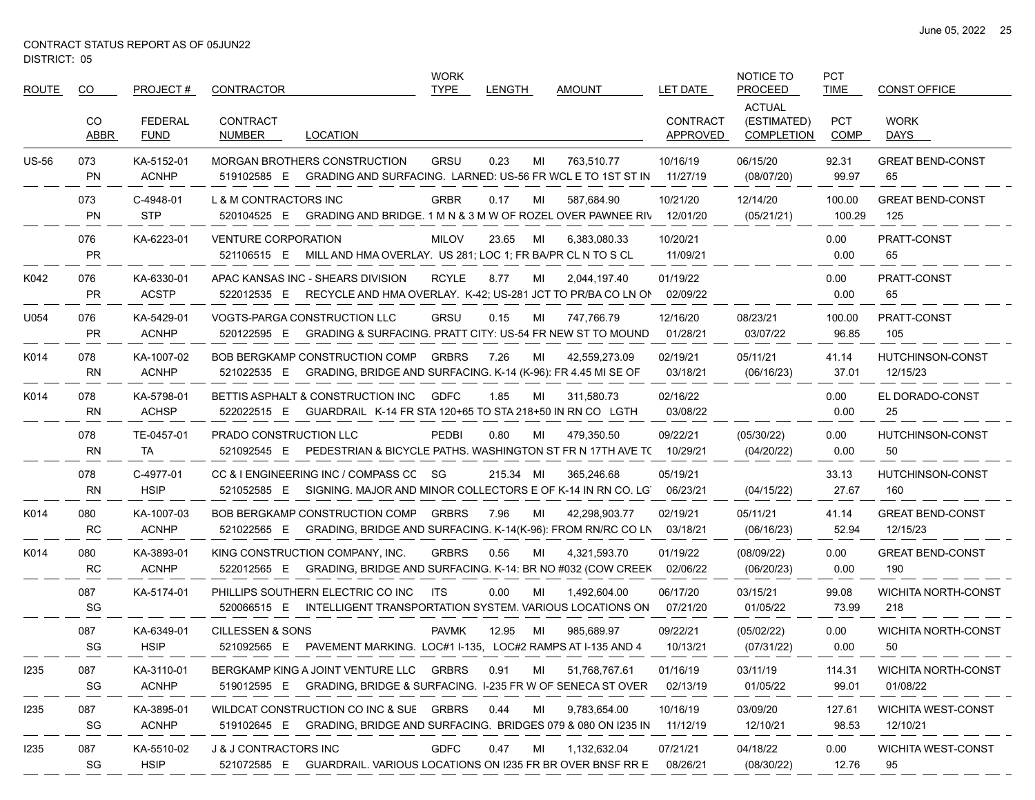CONTRACT STATUS REPORT AS OF 05JUN22
DISTRICT: 05

| ROUTE | CO / CO ABBR | PROJECT # / FEDERAL FUND | CONTRACTOR / CONTRACT NUMBER | LOCATION | WORK TYPE | LENGTH | | AMOUNT | LET DATE / CONTRACT APPROVED | NOTICE TO PROCEED / ACTUAL (ESTIMATED) COMPLETION | PCT TIME / PCT COMP | CONST OFFICE / WORK DAYS |
|---|---|---|---|---|---|---|---|---|---|---|---|---|
| US-56 | 073 | KA-5152-01 | MORGAN BROTHERS CONSTRUCTION | | GRSU | 0.23 | MI | 763,510.77 | 10/16/19 | 06/15/20 | 92.31 | GREAT BEND-CONST |
| | PN | ACNHP | 519102585 E | GRADING AND SURFACING. LARNED: US-56 FR WCL E TO 1ST ST IN | | | | | 11/27/19 | (08/07/20) | 99.97 | 65 |
| | 073 | C-4948-01 | L & M CONTRACTORS INC | | GRBR | 0.17 | MI | 587,684.90 | 10/21/20 | 12/14/20 | 100.00 | GREAT BEND-CONST |
| | PN | STP | 520104525 E | GRADING AND BRIDGE. 1 M N & 3 M W OF ROZEL OVER PAWNEE RIV | | | | | 12/01/20 | (05/21/21) | 100.29 | 125 |
| | 076 | KA-6223-01 | VENTURE CORPORATION | | MILOV | 23.65 | MI | 6,383,080.33 | 10/20/21 | | 0.00 | PRATT-CONST |
| | PR | | 521106515 E | MILL AND HMA OVERLAY. US 281; LOC 1; FR BA/PR CL N TO S CL | | | | | 11/09/21 | | 0.00 | 65 |
| K042 | 076 | KA-6330-01 | APAC KANSAS INC - SHEARS DIVISION | | RCYLE | 8.77 | MI | 2,044,197.40 | 01/19/22 | | 0.00 | PRATT-CONST |
| | PR | ACSTP | 522012535 E | RECYCLE AND HMA OVERLAY. K-42; US-281 JCT TO PR/BA CO LN ON | | | | | 02/09/22 | | 0.00 | 65 |
| U054 | 076 | KA-5429-01 | VOGTS-PARGA CONSTRUCTION LLC | | GRSU | 0.15 | MI | 747,766.79 | 12/16/20 | 08/23/21 | 100.00 | PRATT-CONST |
| | PR | ACNHP | 520122595 E | GRADING & SURFACING. PRATT CITY: US-54 FR NEW ST TO MOUND | | | | | 01/28/21 | 03/07/22 | 96.85 | 105 |
| K014 | 078 | KA-1007-02 | BOB BERGKAMP CONSTRUCTION COMP | | GRBRS | 7.26 | MI | 42,559,273.09 | 02/19/21 | 05/11/21 | 41.14 | HUTCHINSON-CONST |
| | RN | ACNHP | 521022535 E | GRADING, BRIDGE AND SURFACING. K-14 (K-96): FR 4.45 MI SE OF | | | | | 03/18/21 | (06/16/23) | 37.01 | 12/15/23 |
| K014 | 078 | KA-5798-01 | BETTIS ASPHALT & CONSTRUCTION INC | | GDFC | 1.85 | MI | 311,580.73 | 02/16/22 | | 0.00 | EL DORADO-CONST |
| | RN | ACHSP | 522022515 E | GUARDRAIL K-14 FR STA 120+65 TO STA 218+50 IN RN CO LGTH | | | | | 03/08/22 | | 0.00 | 25 |
| | 078 | TE-0457-01 | PRADO CONSTRUCTION LLC | | PEDBI | 0.80 | MI | 479,350.50 | 09/22/21 | (05/30/22) | 0.00 | HUTCHINSON-CONST |
| | RN | TA | 521092545 E | PEDESTRIAN & BICYCLE PATHS. WASHINGTON ST FR N 17TH AVE TO | | | | | 10/29/21 | (04/20/22) | 0.00 | 50 |
| | 078 | C-4977-01 | CC & I ENGINEERING INC / COMPASS CC | | SG | 215.34 | MI | 365,246.68 | 05/19/21 | | 33.13 | HUTCHINSON-CONST |
| | RN | HSIP | 521052585 E | SIGNING. MAJOR AND MINOR COLLECTORS E OF K-14 IN RN CO. LGT | | | | | 06/23/21 | (04/15/22) | 27.67 | 160 |
| K014 | 080 | KA-1007-03 | BOB BERGKAMP CONSTRUCTION COMP | | GRBRS | 7.96 | MI | 42,298,903.77 | 02/19/21 | 05/11/21 | 41.14 | GREAT BEND-CONST |
| | RC | ACNHP | 521022565 E | GRADING, BRIDGE AND SURFACING. K-14(K-96): FROM RN/RC CO LN | | | | | 03/18/21 | (06/16/23) | 52.94 | 12/15/23 |
| K014 | 080 | KA-3893-01 | KING CONSTRUCTION COMPANY, INC. | | GRBRS | 0.56 | MI | 4,321,593.70 | 01/19/22 | (08/09/22) | 0.00 | GREAT BEND-CONST |
| | RC | ACNHP | 522012565 E | GRADING, BRIDGE AND SURFACING. K-14: BR NO #032 (COW CREEK | | | | | 02/06/22 | (06/20/23) | 0.00 | 190 |
| | 087 | KA-5174-01 | PHILLIPS SOUTHERN ELECTRIC CO INC | | ITS | 0.00 | MI | 1,492,604.00 | 06/17/20 | 03/15/21 | 99.08 | WICHITA NORTH-CONST |
| | SG | | 520066515 E | INTELLIGENT TRANSPORTATION SYSTEM. VARIOUS LOCATIONS ON | | | | | 07/21/20 | 01/05/22 | 73.99 | 218 |
| | 087 | KA-6349-01 | CILLESSEN & SONS | | PAVMK | 12.95 | MI | 985,689.97 | 09/22/21 | (05/02/22) | 0.00 | WICHITA NORTH-CONST |
| | SG | HSIP | 521092565 E | PAVEMENT MARKING. LOC#1 I-135, LOC#2 RAMPS AT I-135 AND 4 | | | | | 10/13/21 | (07/31/22) | 0.00 | 50 |
| I235 | 087 | KA-3110-01 | BERGKAMP KING A JOINT VENTURE LLC | | GRBRS | 0.91 | MI | 51,768,767.61 | 01/16/19 | 03/11/19 | 114.31 | WICHITA NORTH-CONST |
| | SG | ACNHP | 519012595 E | GRADING, BRIDGE & SURFACING. I-235 FR W OF SENECA ST OVER | | | | | 02/13/19 | 01/05/22 | 99.01 | 01/08/22 |
| I235 | 087 | KA-3895-01 | WILDCAT CONSTRUCTION CO INC & SUE | | GRBRS | 0.44 | MI | 9,783,654.00 | 10/16/19 | 03/09/20 | 127.61 | WICHITA WEST-CONST |
| | SG | ACNHP | 519102645 E | GRADING, BRIDGE AND SURFACING. BRIDGES 079 & 080 ON I235 IN | | | | | 11/12/19 | 12/10/21 | 98.53 | 12/10/21 |
| I235 | 087 | KA-5510-02 | J & J CONTRACTORS INC | | GDFC | 0.47 | MI | 1,132,632.04 | 07/21/21 | 04/18/22 | 0.00 | WICHITA WEST-CONST |
| | SG | HSIP | 521072585 E | GUARDRAIL. VARIOUS LOCATIONS ON I235 FR BR OVER BNSF RR E | | | | | 08/26/21 | (08/30/22) | 12.76 | 95 |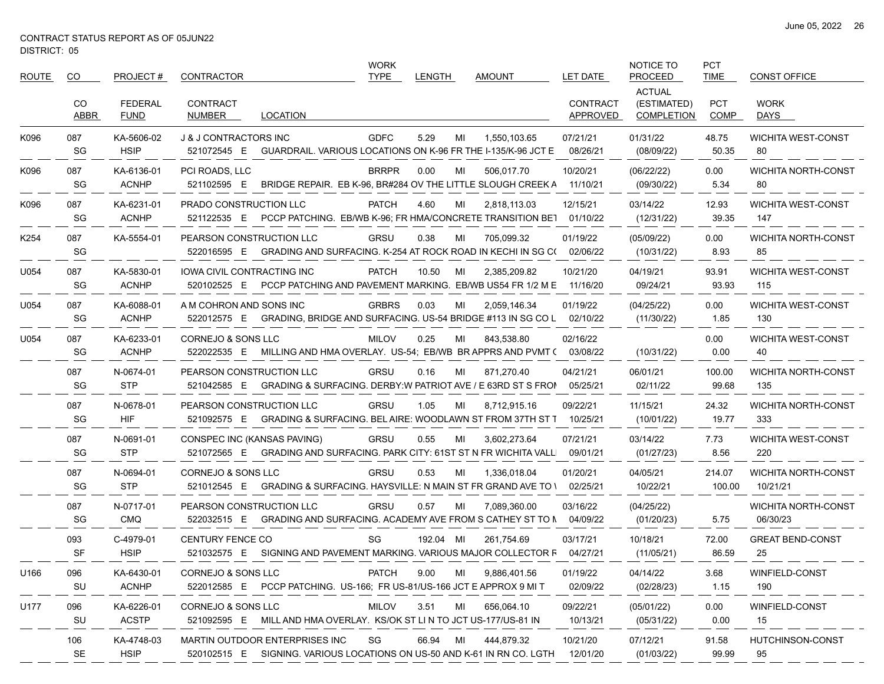CONTRACT STATUS REPORT AS OF 05JUN22
DISTRICT: 05

| ROUTE | CO / CO ABBR | PROJECT # / FEDERAL FUND | CONTRACTOR / CONTRACT NUMBER | LOCATION | WORK TYPE | LENGTH | | AMOUNT | LET DATE / CONTRACT APPROVED | NOTICE TO PROCEED / ACTUAL (ESTIMATED) COMPLETION | PCT TIME / PCT COMP | CONST OFFICE / WORK DAYS |
|---|---|---|---|---|---|---|---|---|---|---|---|---|
| K096 | 087 | KA-5606-02 | J & J CONTRACTORS INC | | GDFC | 5.29 | MI | 1,550,103.65 | 07/21/21 | 01/31/22 | 48.75 | WICHITA WEST-CONST |
| | SG | HSIP | 521072545 E | GUARDRAIL. VARIOUS LOCATIONS ON K-96 FR THE I-135/K-96 JCT E | | | | | 08/26/21 | (08/09/22) | 50.35 | 80 |
| K096 | 087 | KA-6136-01 | PCI ROADS, LLC | | BRRPR | 0.00 | MI | 506,017.70 | 10/20/21 | (06/22/22) | 0.00 | WICHITA NORTH-CONST |
| | SG | ACNHP | 521102595 E | BRIDGE REPAIR. EB K-96, BR#284 OV THE LITTLE SLOUGH CREEK A | | | | | 11/10/21 | (09/30/22) | 5.34 | 80 |
| K096 | 087 | KA-6231-01 | PRADO CONSTRUCTION LLC | | PATCH | 4.60 | MI | 2,818,113.03 | 12/15/21 | 03/14/22 | 12.93 | WICHITA WEST-CONST |
| | SG | ACNHP | 521122535 E | PCCP PATCHING. EB/WB K-96; FR HMA/CONCRETE TRANSITION BET | | | | | 01/10/22 | (12/31/22) | 39.35 | 147 |
| K254 | 087 | KA-5554-01 | PEARSON CONSTRUCTION LLC | | GRSU | 0.38 | MI | 705,099.32 | 01/19/22 | (05/09/22) | 0.00 | WICHITA NORTH-CONST |
| | SG | | 522016595 E | GRADING AND SURFACING. K-254 AT ROCK ROAD IN KECHI IN SG CO | | | | | 02/06/22 | (10/31/22) | 8.93 | 85 |
| U054 | 087 | KA-5830-01 | IOWA CIVIL CONTRACTING INC | | PATCH | 10.50 | MI | 2,385,209.82 | 10/21/20 | 04/19/21 | 93.91 | WICHITA WEST-CONST |
| | SG | ACNHP | 520102525 E | PCCP PATCHING AND PAVEMENT MARKING. EB/WB US54 FR 1/2 M E | | | | | 11/16/20 | 09/24/21 | 93.93 | 115 |
| U054 | 087 | KA-6088-01 | A M COHRON AND SONS INC | | GRBRS | 0.03 | MI | 2,059,146.34 | 01/19/22 | (04/25/22) | 0.00 | WICHITA WEST-CONST |
| | SG | ACNHP | 522012575 E | GRADING, BRIDGE AND SURFACING. US-54 BRIDGE #113 IN SG CO L | | | | | 02/10/22 | (11/30/22) | 1.85 | 130 |
| U054 | 087 | KA-6233-01 | CORNEJO & SONS LLC | | MILOV | 0.25 | MI | 843,538.80 | 02/16/22 | | 0.00 | WICHITA WEST-CONST |
| | SG | ACNHP | 522022535 E | MILLING AND HMA OVERLAY. US-54; EB/WB BR APPRS AND PVMT ( | | | | | 03/08/22 | (10/31/22) | 0.00 | 40 |
| | 087 | N-0674-01 | PEARSON CONSTRUCTION LLC | | GRSU | 0.16 | MI | 871,270.40 | 04/21/21 | 06/01/21 | 100.00 | WICHITA NORTH-CONST |
| | SG | STP | 521042585 E | GRADING & SURFACING. DERBY:W PATRIOT AVE / E 63RD ST S FROM | | | | | 05/25/21 | 02/11/22 | 99.68 | 135 |
| | 087 | N-0678-01 | PEARSON CONSTRUCTION LLC | | GRSU | 1.05 | MI | 8,712,915.16 | 09/22/21 | 11/15/21 | 24.32 | WICHITA NORTH-CONST |
| | SG | HIF | 521092575 E | GRADING & SURFACING. BEL AIRE: WOODLAWN ST FROM 37TH ST T | | | | | 10/25/21 | (10/01/22) | 19.77 | 333 |
| | 087 | N-0691-01 | CONSPEC INC (KANSAS PAVING) | | GRSU | 0.55 | MI | 3,602,273.64 | 07/21/21 | 03/14/22 | 7.73 | WICHITA WEST-CONST |
| | SG | STP | 521072565 E | GRADING AND SURFACING. PARK CITY: 61ST ST N FR WICHITA VALL | | | | | 09/01/21 | (01/27/23) | 8.56 | 220 |
| | 087 | N-0694-01 | CORNEJO & SONS LLC | | GRSU | 0.53 | MI | 1,336,018.04 | 01/20/21 | 04/05/21 | 214.07 | WICHITA NORTH-CONST |
| | SG | STP | 521012545 E | GRADING & SURFACING. HAYSVILLE: N MAIN ST FR GRAND AVE TO \ | | | | | 02/25/21 | 10/22/21 | 100.00 | 10/21/21 |
| | 087 | N-0717-01 | PEARSON CONSTRUCTION LLC | | GRSU | 0.57 | MI | 7,089,360.00 | 03/16/22 | (04/25/22) | | WICHITA NORTH-CONST |
| | SG | CMQ | 522032515 E | GRADING AND SURFACING. ACADEMY AVE FROM S CATHEY ST TO N | | | | | 04/09/22 | (01/20/23) | 5.75 | 06/30/23 |
| | 093 | C-4979-01 | CENTURY FENCE CO | | SG | 192.04 | MI | 261,754.69 | 03/17/21 | 10/18/21 | 72.00 | GREAT BEND-CONST |
| | SF | HSIP | 521032575 E | SIGNING AND PAVEMENT MARKING. VARIOUS MAJOR COLLECTOR F | | | | | 04/27/21 | (11/05/21) | 86.59 | 25 |
| U166 | 096 | KA-6430-01 | CORNEJO & SONS LLC | | PATCH | 9.00 | MI | 9,886,401.56 | 01/19/22 | 04/14/22 | 3.68 | WINFIELD-CONST |
| | SU | ACNHP | 522012585 E | PCCP PATCHING. US-166; FR US-81/US-166 JCT E APPROX 9 MI T | | | | | 02/09/22 | (02/28/23) | 1.15 | 190 |
| U177 | 096 | KA-6226-01 | CORNEJO & SONS LLC | | MILOV | 3.51 | MI | 656,064.10 | 09/22/21 | (05/01/22) | 0.00 | WINFIELD-CONST |
| | SU | ACSTP | 521092595 E | MILL AND HMA OVERLAY. KS/OK ST LI N TO JCT US-177/US-81 IN | | | | | 10/13/21 | (05/31/22) | 0.00 | 15 |
| | 106 | KA-4748-03 | MARTIN OUTDOOR ENTERPRISES INC | | SG | 66.94 | MI | 444,879.32 | 10/21/20 | 07/12/21 | 91.58 | HUTCHINSON-CONST |
| | SE | HSIP | 520102515 E | SIGNING. VARIOUS LOCATIONS ON US-50 AND K-61 IN RN CO. LGTH | | | | | 12/01/20 | (01/03/22) | 99.99 | 95 |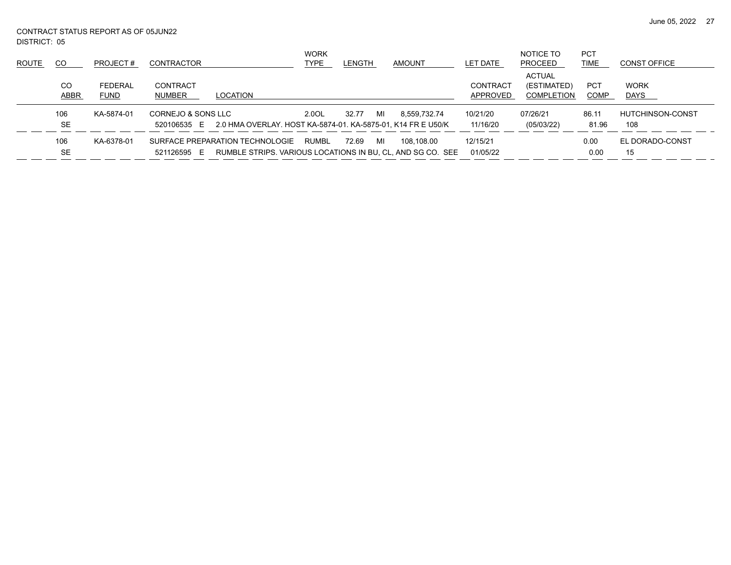CONTRACT STATUS REPORT AS OF 05JUN22
DISTRICT: 05

| ROUTE | CO | PROJECT # | CONTRACTOR | | WORK TYPE | LENGTH | | AMOUNT | LET DATE | NOTICE TO PROCEED | PCT TIME | CONST OFFICE |
|---|---|---|---|---|---|---|---|---|---|---|---|---|
| | CO ABBR | FEDERAL FUND | CONTRACT NUMBER | LOCATION | | | | | CONTRACT APPROVED | ACTUAL (ESTIMATED) COMPLETION | PCT COMP | WORK DAYS |
| | 106 | KA-5874-01 | CORNEJO & SONS LLC | | 2.0OL | 32.77 | MI | 8,559,732.74 | 10/21/20 | 07/26/21 | 86.11 | HUTCHINSON-CONST |
| | SE | | 520106535 E | 2.0 HMA OVERLAY. HOST KA-5874-01. KA-5875-01, K14 FR E U50/K | | | | | 11/16/20 | (05/03/22) | 81.96 | 108 |
| | 106 | KA-6378-01 | SURFACE PREPARATION TECHNOLOGIE | | RUMBL | 72.69 | MI | 108,108.00 | 12/15/21 | | 0.00 | EL DORADO-CONST |
| | SE | | 521126595 E | RUMBLE STRIPS. VARIOUS LOCATIONS IN BU, CL, AND SG CO. SEE | | | | | 01/05/22 | | 0.00 | 15 |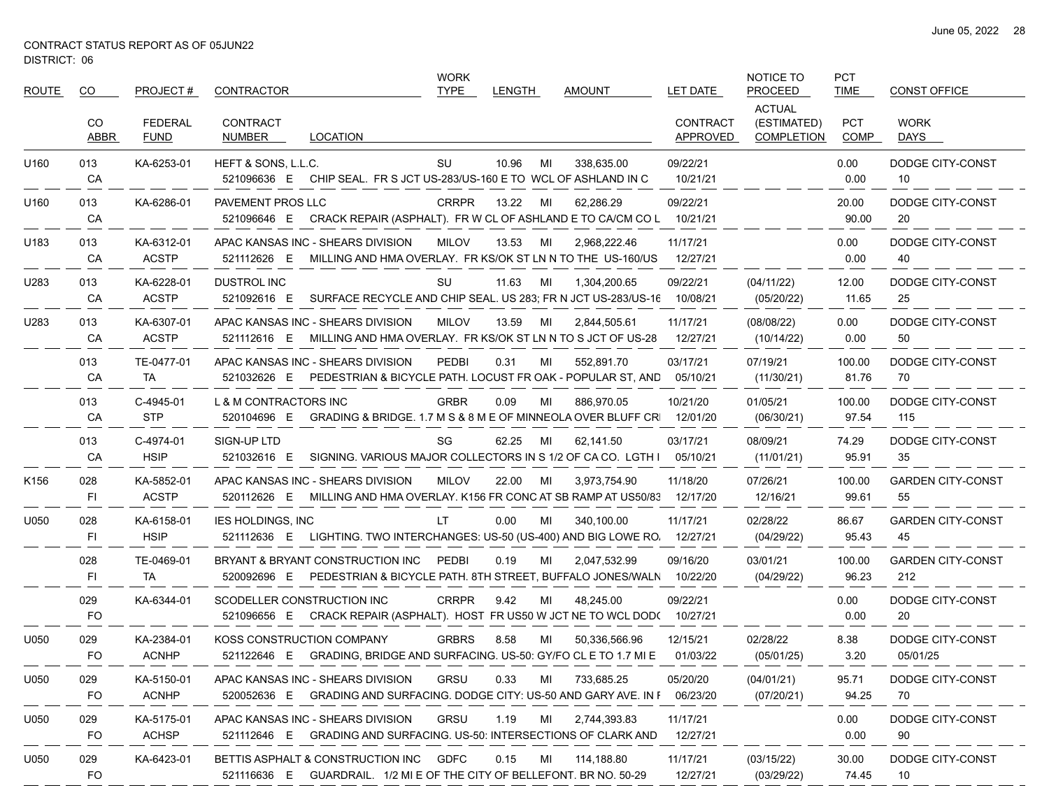CONTRACT STATUS REPORT AS OF 05JUN22
DISTRICT: 06

| ROUTE | CO / CO ABBR | PROJECT # / FEDERAL FUND | CONTRACTOR / CONTRACT NUMBER | LOCATION | WORK TYPE | LENGTH | | AMOUNT | LET DATE / CONTRACT APPROVED | NOTICE TO PROCEED / ACTUAL (ESTIMATED) COMPLETION | PCT TIME / PCT COMP | CONST OFFICE / WORK DAYS |
|---|---|---|---|---|---|---|---|---|---|---|---|---|
| U160 | 013<br>CA | KA-6253-01 | HEFT & SONS, L.L.C.<br>521096636 E | CHIP SEAL. FR S JCT US-283/US-160 E TO WCL OF ASHLAND IN C | SU | 10.96 | MI | 338,635.00 | 09/22/21<br>10/21/21 | | 0.00<br>0.00 | DODGE CITY-CONST<br>10 |
| U160 | 013<br>CA | KA-6286-01 | PAVEMENT PROS LLC<br>521096646 E | CRACK REPAIR (ASPHALT). FR W CL OF ASHLAND E TO CA/CM CO L | CRRPR | 13.22 | MI | 62,286.29 | 09/22/21<br>10/21/21 | | 20.00<br>90.00 | DODGE CITY-CONST<br>20 |
| U183 | 013<br>CA | KA-6312-01<br>ACSTP | APAC KANSAS INC - SHEARS DIVISION<br>521112626 E | MILLING AND HMA OVERLAY. FR KS/OK ST LN N TO THE US-160/US | MILOV | 13.53 | MI | 2,968,222.46 | 11/17/21<br>12/27/21 | | 0.00<br>0.00 | DODGE CITY-CONST<br>40 |
| U283 | 013<br>CA | KA-6228-01<br>ACSTP | DUSTROL INC<br>521092616 E | SURFACE RECYCLE AND CHIP SEAL. US 283; FR N JCT US-283/US-16 | SU | 11.63 | MI | 1,304,200.65 | 09/22/21<br>10/08/21 | (04/11/22)<br>(05/20/22) | 12.00<br>11.65 | DODGE CITY-CONST<br>25 |
| U283 | 013<br>CA | KA-6307-01<br>ACSTP | APAC KANSAS INC - SHEARS DIVISION<br>521112616 E | MILLING AND HMA OVERLAY. FR KS/OK ST LN N TO S JCT OF US-28 | MILOV | 13.59 | MI | 2,844,505.61 | 11/17/21<br>12/27/21 | (08/08/22)<br>(10/14/22) | 0.00<br>0.00 | DODGE CITY-CONST<br>50 |
| | 013<br>CA | TE-0477-01<br>TA | APAC KANSAS INC - SHEARS DIVISION<br>521032626 E | PEDESTRIAN & BICYCLE PATH. LOCUST FR OAK - POPULAR ST, AND | PEDBI | 0.31 | MI | 552,891.70 | 03/17/21<br>05/10/21 | 07/19/21<br>(11/30/21) | 100.00<br>81.76 | DODGE CITY-CONST<br>70 |
| | 013<br>CA | C-4945-01<br>STP | L & M CONTRACTORS INC<br>520104696 E | GRADING & BRIDGE. 1.7 M S & 8 M E OF MINNEOLA OVER BLUFF CR | GRBR | 0.09 | MI | 886,970.05 | 10/21/20<br>12/01/20 | 01/05/21<br>(06/30/21) | 100.00<br>97.54 | DODGE CITY-CONST<br>115 |
| | 013<br>CA | C-4974-01<br>HSIP | SIGN-UP LTD<br>521032616 E | SIGNING. VARIOUS MAJOR COLLECTORS IN S 1/2 OF CA CO. LGTH I | SG | 62.25 | MI | 62,141.50 | 03/17/21<br>05/10/21 | 08/09/21<br>(11/01/21) | 74.29<br>95.91 | DODGE CITY-CONST<br>35 |
| K156 | 028<br>FI | KA-5852-01<br>ACSTP | APAC KANSAS INC - SHEARS DIVISION<br>520112626 E | MILLING AND HMA OVERLAY. K156 FR CONC AT SB RAMP AT US50/83 | MILOV | 22.00 | MI | 3,973,754.90 | 11/18/20<br>12/17/20 | 07/26/21<br>12/16/21 | 100.00<br>99.61 | GARDEN CITY-CONST<br>55 |
| U050 | 028<br>FI | KA-6158-01<br>HSIP | IES HOLDINGS, INC<br>521112636 E | LIGHTING. TWO INTERCHANGES: US-50 (US-400) AND BIG LOWE RO | LT | 0.00 | MI | 340,100.00 | 11/17/21<br>12/27/21 | 02/28/22<br>(04/29/22) | 86.67<br>95.43 | GARDEN CITY-CONST<br>45 |
| | 028<br>FI | TE-0469-01<br>TA | BRYANT & BRYANT CONSTRUCTION INC<br>520092696 E | PEDESTRIAN & BICYCLE PATH. 8TH STREET, BUFFALO JONES/WALN | PEDBI | 0.19 | MI | 2,047,532.99 | 09/16/20<br>10/22/20 | 03/01/21<br>(04/29/22) | 100.00<br>96.23 | GARDEN CITY-CONST<br>212 |
| | 029<br>FO | KA-6344-01 | SCODELLER CONSTRUCTION INC<br>521096656 E | CRACK REPAIR (ASPHALT). HOST FR US50 W JCT NE TO WCL DODC | CRRPR | 9.42 | MI | 48,245.00 | 09/22/21<br>10/27/21 | | 0.00<br>0.00 | DODGE CITY-CONST<br>20 |
| U050 | 029<br>FO | KA-2384-01<br>ACNHP | KOSS CONSTRUCTION COMPANY<br>521122646 E | GRADING, BRIDGE AND SURFACING. US-50: GY/FO CL E TO 1.7 MI E | GRBRS | 8.58 | MI | 50,336,566.96 | 12/15/21<br>01/03/22 | 02/28/22<br>(05/01/25) | 8.38<br>3.20 | DODGE CITY-CONST<br>05/01/25 |
| U050 | 029<br>FO | KA-5150-01<br>ACNHP | APAC KANSAS INC - SHEARS DIVISION<br>520052636 E | GRADING AND SURFACING. DODGE CITY: US-50 AND GARY AVE. IN F | GRSU | 0.33 | MI | 733,685.25 | 05/20/20<br>06/23/20 | (04/01/21)<br>(07/20/21) | 95.71<br>94.25 | DODGE CITY-CONST<br>70 |
| U050 | 029<br>FO | KA-5175-01<br>ACHSP | APAC KANSAS INC - SHEARS DIVISION<br>521112646 E | GRADING AND SURFACING. US-50: INTERSECTIONS OF CLARK AND | GRSU | 1.19 | MI | 2,744,393.83 | 11/17/21<br>12/27/21 | | 0.00<br>0.00 | DODGE CITY-CONST<br>90 |
| U050 | 029<br>FO | KA-6423-01 | BETTIS ASPHALT & CONSTRUCTION INC<br>521116636 E | GUARDRAIL. 1/2 MI E OF THE CITY OF BELLEFONT. BR NO. 50-29 | GDFC | 0.15 | MI | 114,188.80 | 11/17/21<br>12/27/21 | (03/15/22)<br>(03/29/22) | 30.00<br>74.45 | DODGE CITY-CONST<br>10 |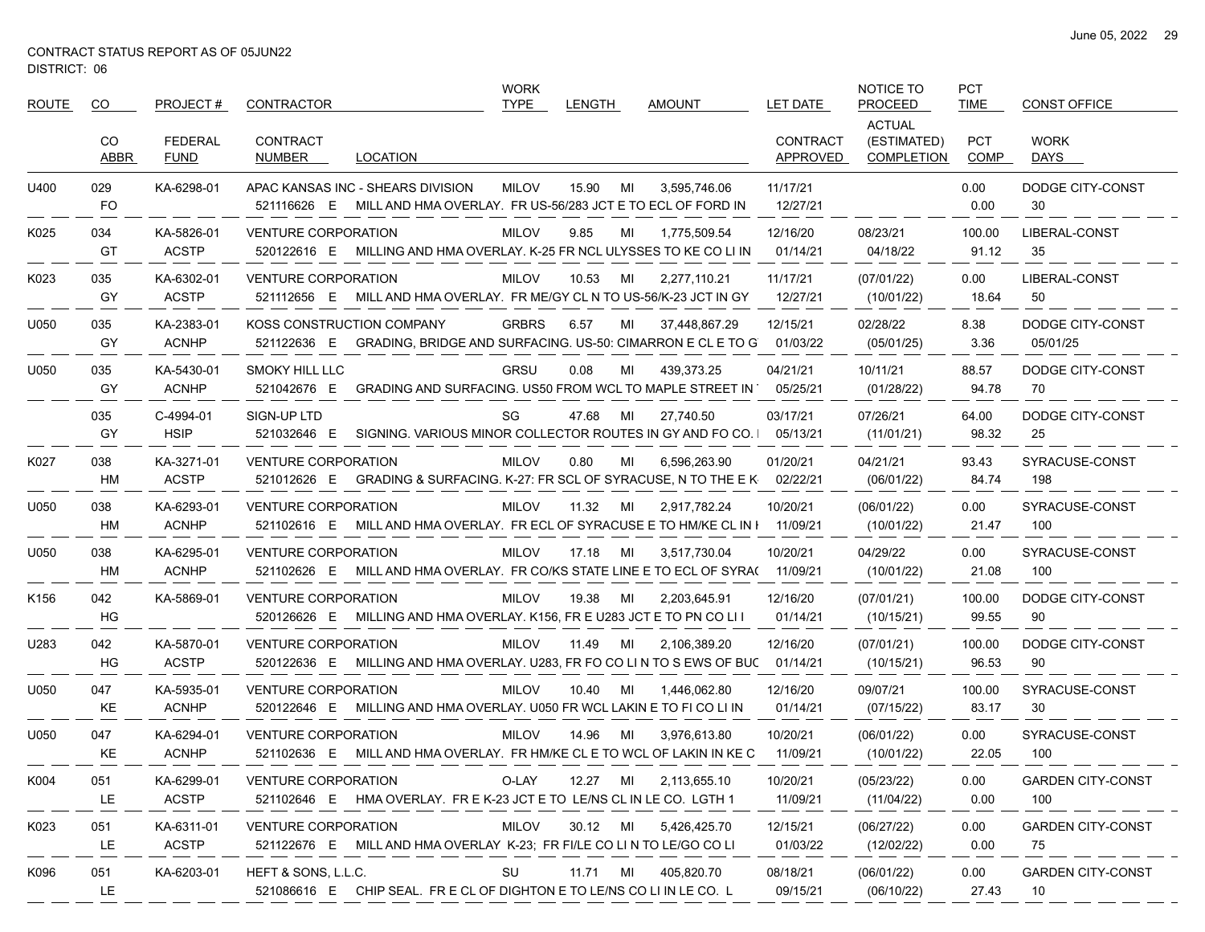CONTRACT STATUS REPORT AS OF 05JUN22
DISTRICT: 06

| ROUTE | CO | PROJECT # | CONTRACTOR | WORK TYPE | LENGTH | | AMOUNT | LET DATE | NOTICE TO PROCEED | PCT TIME | CONST OFFICE |
|---|---|---|---|---|---|---|---|---|---|---|---|
| | CO ABBR | FEDERAL FUND | CONTRACT NUMBER / LOCATION | | | | | CONTRACT APPROVED | ACTUAL (ESTIMATED) COMPLETION | PCT COMP | WORK DAYS |
| U400 | 029 | KA-6298-01 | APAC KANSAS INC - SHEARS DIVISION | MILOV | 15.90 | MI | 3,595,746.06 | 11/17/21 | | 0.00 | DODGE CITY-CONST |
| | FO | | 521116626 E MILL AND HMA OVERLAY. FR US-56/283 JCT E TO ECL OF FORD IN | | | | | 12/27/21 | | 0.00 | 30 |
| K025 | 034 | KA-5826-01 | VENTURE CORPORATION | MILOV | 9.85 | MI | 1,775,509.54 | 12/16/20 | 08/23/21 | 100.00 | LIBERAL-CONST |
| | GT | ACSTP | 520122616 E MILLING AND HMA OVERLAY. K-25 FR NCL ULYSSES TO KE CO LI IN | | | | | 01/14/21 | 04/18/22 | 91.12 | 35 |
| K023 | 035 | KA-6302-01 | VENTURE CORPORATION | MILOV | 10.53 | MI | 2,277,110.21 | 11/17/21 | (07/01/22) | 0.00 | LIBERAL-CONST |
| | GY | ACSTP | 521112656 E MILL AND HMA OVERLAY. FR ME/GY CL N TO US-56/K-23 JCT IN GY | | | | | 12/27/21 | (10/01/22) | 18.64 | 50 |
| U050 | 035 | KA-2383-01 | KOSS CONSTRUCTION COMPANY | GRBRS | 6.57 | MI | 37,448,867.29 | 12/15/21 | 02/28/22 | 8.38 | DODGE CITY-CONST |
| | GY | ACNHP | 521122636 E GRADING, BRIDGE AND SURFACING. US-50: CIMARRON E CL E TO G | | | | | 01/03/22 | (05/01/25) | 3.36 | 05/01/25 |
| U050 | 035 | KA-5430-01 | SMOKY HILL LLC | GRSU | 0.08 | MI | 439,373.25 | 04/21/21 | 10/11/21 | 88.57 | DODGE CITY-CONST |
| | GY | ACNHP | 521042676 E GRADING AND SURFACING. US50 FROM WCL TO MAPLE STREET IN | | | | | 05/25/21 | (01/28/22) | 94.78 | 70 |
| | 035 | C-4994-01 | SIGN-UP LTD | SG | 47.68 | MI | 27,740.50 | 03/17/21 | 07/26/21 | 64.00 | DODGE CITY-CONST |
| | GY | HSIP | 521032646 E SIGNING. VARIOUS MINOR COLLECTOR ROUTES IN GY AND FO CO. | | | | | 05/13/21 | (11/01/21) | 98.32 | 25 |
| K027 | 038 | KA-3271-01 | VENTURE CORPORATION | MILOV | 0.80 | MI | 6,596,263.90 | 01/20/21 | 04/21/21 | 93.43 | SYRACUSE-CONST |
| | HM | ACSTP | 521012626 E GRADING & SURFACING. K-27: FR SCL OF SYRACUSE, N TO THE E K | | | | | 02/22/21 | (06/01/22) | 84.74 | 198 |
| U050 | 038 | KA-6293-01 | VENTURE CORPORATION | MILOV | 11.32 | MI | 2,917,782.24 | 10/20/21 | (06/01/22) | 0.00 | SYRACUSE-CONST |
| | HM | ACNHP | 521102616 E MILL AND HMA OVERLAY. FR ECL OF SYRACUSE E TO HM/KE CL IN I | | | | | 11/09/21 | (10/01/22) | 21.47 | 100 |
| U050 | 038 | KA-6295-01 | VENTURE CORPORATION | MILOV | 17.18 | MI | 3,517,730.04 | 10/20/21 | 04/29/22 | 0.00 | SYRACUSE-CONST |
| | HM | ACNHP | 521102626 E MILL AND HMA OVERLAY. FR CO/KS STATE LINE E TO ECL OF SYRA( | | | | | 11/09/21 | (10/01/22) | 21.08 | 100 |
| K156 | 042 | KA-5869-01 | VENTURE CORPORATION | MILOV | 19.38 | MI | 2,203,645.91 | 12/16/20 | (07/01/21) | 100.00 | DODGE CITY-CONST |
| | HG | | 520126626 E MILLING AND HMA OVERLAY. K156, FR E U283 JCT E TO PN CO LI I | | | | | 01/14/21 | (10/15/21) | 99.55 | 90 |
| U283 | 042 | KA-5870-01 | VENTURE CORPORATION | MILOV | 11.49 | MI | 2,106,389.20 | 12/16/20 | (07/01/21) | 100.00 | DODGE CITY-CONST |
| | HG | ACSTP | 520122636 E MILLING AND HMA OVERLAY. U283, FR FO CO LI N TO S EWS OF BUC | | | | | 01/14/21 | (10/15/21) | 96.53 | 90 |
| U050 | 047 | KA-5935-01 | VENTURE CORPORATION | MILOV | 10.40 | MI | 1,446,062.80 | 12/16/20 | 09/07/21 | 100.00 | SYRACUSE-CONST |
| | KE | ACNHP | 520122646 E MILLING AND HMA OVERLAY. U050 FR WCL LAKIN E TO FI CO LI IN | | | | | 01/14/21 | (07/15/22) | 83.17 | 30 |
| U050 | 047 | KA-6294-01 | VENTURE CORPORATION | MILOV | 14.96 | MI | 3,976,613.80 | 10/20/21 | (06/01/22) | 0.00 | SYRACUSE-CONST |
| | KE | ACNHP | 521102636 E MILL AND HMA OVERLAY. FR HM/KE CL E TO WCL OF LAKIN IN KE C | | | | | 11/09/21 | (10/01/22) | 22.05 | 100 |
| K004 | 051 | KA-6299-01 | VENTURE CORPORATION | O-LAY | 12.27 | MI | 2,113,655.10 | 10/20/21 | (05/23/22) | 0.00 | GARDEN CITY-CONST |
| | LE | ACSTP | 521102646 E HMA OVERLAY. FR E K-23 JCT E TO LE/NS CL IN LE CO. LGTH 1 | | | | | 11/09/21 | (11/04/22) | 0.00 | 100 |
| K023 | 051 | KA-6311-01 | VENTURE CORPORATION | MILOV | 30.12 | MI | 5,426,425.70 | 12/15/21 | (06/27/22) | 0.00 | GARDEN CITY-CONST |
| | LE | ACSTP | 521122676 E MILL AND HMA OVERLAY K-23; FR FI/LE CO LI N TO LE/GO CO LI | | | | | 01/03/22 | (12/02/22) | 0.00 | 75 |
| K096 | 051 | KA-6203-01 | HEFT & SONS, L.L.C. | SU | 11.71 | MI | 405,820.70 | 08/18/21 | (06/01/22) | 0.00 | GARDEN CITY-CONST |
| | LE | | 521086616 E CHIP SEAL. FR E CL OF DIGHTON E TO LE/NS CO LI IN LE CO. L | | | | | 09/15/21 | (06/10/22) | 27.43 | 10 |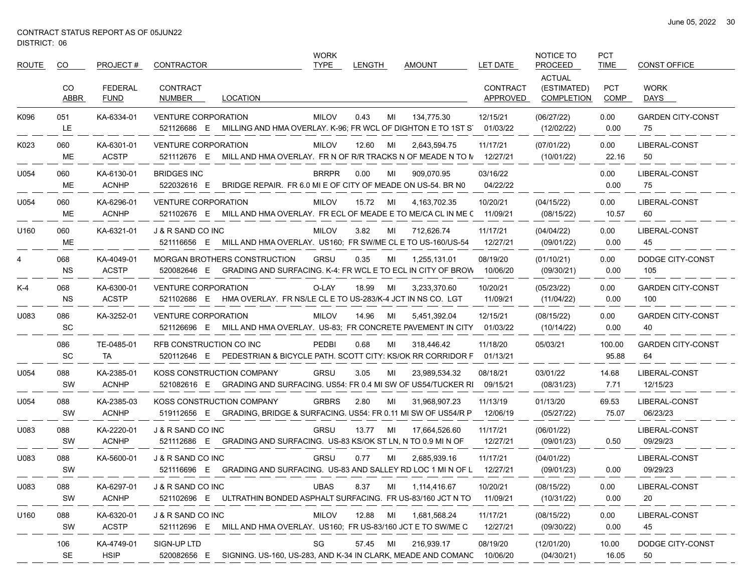CONTRACT STATUS REPORT AS OF 05JUN22
DISTRICT: 06

| ROUTE | CO | PROJECT # | CONTRACTOR | | WORK TYPE | LENGTH | | AMOUNT | LET DATE | NOTICE TO PROCEED | PCT TIME | CONST OFFICE |
|---|---|---|---|---|---|---|---|---|---|---|---|---|
| | CO ABBR | FEDERAL FUND | CONTRACT NUMBER | LOCATION | | | | | CONTRACT APPROVED | ACTUAL (ESTIMATED) COMPLETION | PCT COMP | WORK DAYS |
| K096 | 051 | KA-6334-01 | VENTURE CORPORATION | | MILOV | 0.43 | MI | 134,775.30 | 12/15/21 | (06/27/22) | 0.00 | GARDEN CITY-CONST |
| | LE | | 521126686 E | MILLING AND HMA OVERLAY. K-96; FR WCL OF DIGHTON E TO 1ST S | | | | | 01/03/22 | (12/02/22) | 0.00 | 75 |
| K023 | 060 | KA-6301-01 | VENTURE CORPORATION | | MILOV | 12.60 | MI | 2,643,594.75 | 11/17/21 | (07/01/22) | 0.00 | LIBERAL-CONST |
| | ME | ACSTP | 521112676 E | MILL AND HMA OVERLAY. FR N OF R/R TRACKS N OF MEADE N TO M | | | | | 12/27/21 | (10/01/22) | 22.16 | 50 |
| U054 | 060 | KA-6130-01 | BRIDGES INC | | BRRPR | 0.00 | MI | 909,070.95 | 03/16/22 | | 0.00 | LIBERAL-CONST |
| | ME | ACNHP | 522032616 E | BRIDGE REPAIR. FR 6.0 MI E OF CITY OF MEADE ON US-54. BR N0 | | | | | 04/22/22 | | 0.00 | 75 |
| U054 | 060 | KA-6296-01 | VENTURE CORPORATION | | MILOV | 15.72 | MI | 4,163,702.35 | 10/20/21 | (04/15/22) | 0.00 | LIBERAL-CONST |
| | ME | ACNHP | 521102676 E | MILL AND HMA OVERLAY. FR ECL OF MEADE E TO ME/CA CL IN ME C | | | | | 11/09/21 | (08/15/22) | 10.57 | 60 |
| U160 | 060 | KA-6321-01 | J & R SAND CO INC | | MILOV | 3.82 | MI | 712,626.74 | 11/17/21 | (04/04/22) | 0.00 | LIBERAL-CONST |
| | ME | | 521116656 E | MILL AND HMA OVERLAY. US160; FR SW/ME CL E TO US-160/US-54 | | | | | 12/27/21 | (09/01/22) | 0.00 | 45 |
| 4 | 068 | KA-4049-01 | MORGAN BROTHERS CONSTRUCTION | | GRSU | 0.35 | MI | 1,255,131.01 | 08/19/20 | (01/10/21) | 0.00 | DODGE CITY-CONST |
| | NS | ACSTP | 520082646 E | GRADING AND SURFACING. K-4: FR WCL E TO ECL IN CITY OF BROW | | | | | 10/06/20 | (09/30/21) | 0.00 | 105 |
| K-4 | 068 | KA-6300-01 | VENTURE CORPORATION | | O-LAY | 18.99 | MI | 3,233,370.60 | 10/20/21 | (05/23/22) | 0.00 | GARDEN CITY-CONST |
| | NS | ACSTP | 521102686 E | HMA OVERLAY. FR NS/LE CL E TO US-283/K-4 JCT IN NS CO. LGT | | | | | 11/09/21 | (11/04/22) | 0.00 | 100 |
| U083 | 086 | KA-3252-01 | VENTURE CORPORATION | | MILOV | 14.96 | MI | 5,451,392.04 | 12/15/21 | (08/15/22) | 0.00 | GARDEN CITY-CONST |
| | SC | | 521126696 E | MILL AND HMA OVERLAY. US-83; FR CONCRETE PAVEMENT IN CITY | | | | | 01/03/22 | (10/14/22) | 0.00 | 40 |
| | 086 | TE-0485-01 | RFB CONSTRUCTION CO INC | | PEDBI | 0.68 | MI | 318,446.42 | 11/18/20 | 05/03/21 | 100.00 | GARDEN CITY-CONST |
| | SC | TA | 520112646 E | PEDESTRIAN & BICYCLE PATH. SCOTT CITY: KS/OK RR CORRIDOR F | | | | | 01/13/21 | | 95.88 | 64 |
| U054 | 088 | KA-2385-01 | KOSS CONSTRUCTION COMPANY | | GRSU | 3.05 | MI | 23,989,534.32 | 08/18/21 | 03/01/22 | 14.68 | LIBERAL-CONST |
| | SW | ACNHP | 521082616 E | GRADING AND SURFACING. US54: FR 0.4 MI SW OF US54/TUCKER RI | | | | | 09/15/21 | (08/31/23) | 7.71 | 12/15/23 |
| U054 | 088 | KA-2385-03 | KOSS CONSTRUCTION COMPANY | | GRBRS | 2.80 | MI | 31,968,907.23 | 11/13/19 | 01/13/20 | 69.53 | LIBERAL-CONST |
| | SW | ACNHP | 519112656 E | GRADING, BRIDGE & SURFACING. US54: FR 0.11 MI SW OF US54/R P | | | | | 12/06/19 | (05/27/22) | 75.07 | 06/23/23 |
| U083 | 088 | KA-2220-01 | J & R SAND CO INC | | GRSU | 13.77 | MI | 17,664,526.60 | 11/17/21 | (06/01/22) | | LIBERAL-CONST |
| | SW | ACNHP | 521112686 E | GRADING AND SURFACING. US-83 KS/OK ST LN, N TO 0.9 MI N OF | | | | | 12/27/21 | (09/01/23) | 0.50 | 09/29/23 |
| U083 | 088 | KA-5600-01 | J & R SAND CO INC | | GRSU | 0.77 | MI | 2,685,939.16 | 11/17/21 | (04/01/22) | | LIBERAL-CONST |
| | SW | | 521116696 E | GRADING AND SURFACING. US-83 AND SALLEY RD LOC 1 MI N OF L | | | | | 12/27/21 | (09/01/23) | 0.00 | 09/29/23 |
| U083 | 088 | KA-6297-01 | J & R SAND CO INC | | UBAS | 8.37 | MI | 1,114,416.67 | 10/20/21 | (08/15/22) | 0.00 | LIBERAL-CONST |
| | SW | ACNHP | 521102696 E | ULTRATHIN BONDED ASPHALT SURFACING. FR US-83/160 JCT N TO | | | | | 11/09/21 | (10/31/22) | 0.00 | 20 |
| U160 | 088 | KA-6320-01 | J & R SAND CO INC | | MILOV | 12.88 | MI | 1,681,568.24 | 11/17/21 | (08/15/22) | 0.00 | LIBERAL-CONST |
| | SW | ACSTP | 521112696 E | MILL AND HMA OVERLAY. US160; FR US-83/160 JCT E TO SW/ME C | | | | | 12/27/21 | (09/30/22) | 0.00 | 45 |
| | 106 | KA-4749-01 | SIGN-UP LTD | | SG | 57.45 | MI | 216,939.17 | 08/19/20 | (12/01/20) | 10.00 | DODGE CITY-CONST |
| | SE | HSIP | 520082656 E | SIGNING. US-160, US-283, AND K-34 IN CLARK, MEADE AND COMANC | | | | | 10/06/20 | (04/30/21) | 16.05 | 50 |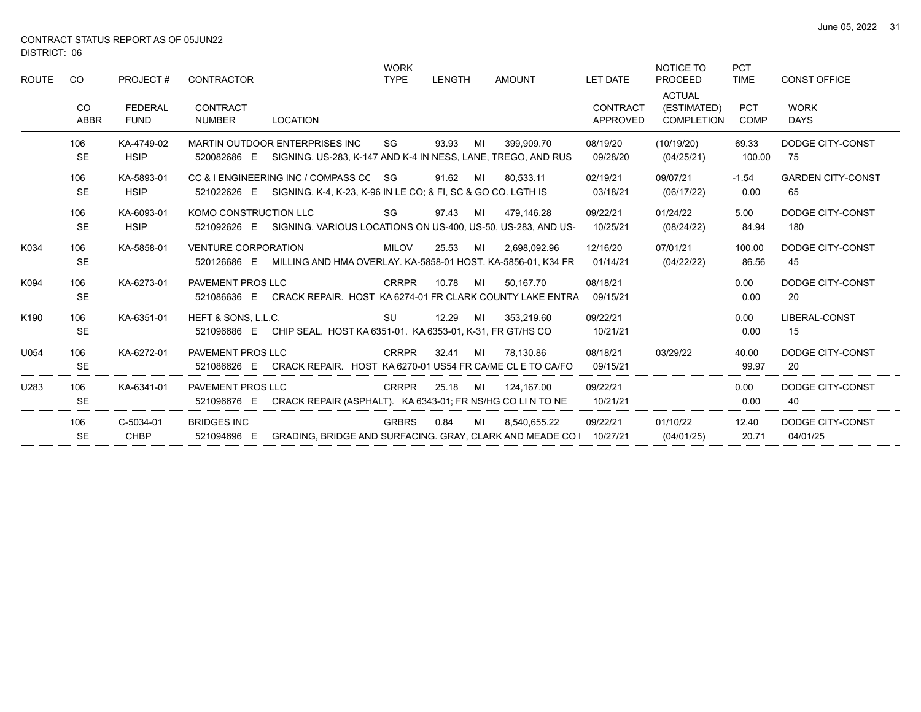CONTRACT STATUS REPORT AS OF 05JUN22
DISTRICT: 06

| ROUTE | CO / CO ABBR | PROJECT # / FEDERAL FUND | CONTRACTOR / CONTRACT NUMBER | LOCATION | WORK TYPE | LENGTH | | AMOUNT | LET DATE / CONTRACT APPROVED | NOTICE TO PROCEED / ACTUAL (ESTIMATED) COMPLETION | PCT TIME / PCT COMP | CONST OFFICE / WORK DAYS |
|---|---|---|---|---|---|---|---|---|---|---|---|---|
| | 106 | KA-4749-02 | MARTIN OUTDOOR ENTERPRISES INC | | SG | 93.93 | MI | 399,909.70 | 08/19/20 | (10/19/20) | 69.33 | DODGE CITY-CONST |
| | SE | HSIP | 520082686 E | SIGNING. US-283, K-147 AND K-4 IN NESS, LANE, TREGO, AND RUS | | | | | 09/28/20 | (04/25/21) | 100.00 | 75 |
| | 106 | KA-5893-01 | CC & I ENGINEERING INC / COMPASS CC | | SG | 91.62 | MI | 80,533.11 | 02/19/21 | 09/07/21 | -1.54 | GARDEN CITY-CONST |
| | SE | HSIP | 521022626 E | SIGNING. K-4, K-23, K-96 IN LE CO; & FI, SC & GO CO. LGTH IS | | | | | 03/18/21 | (06/17/22) | 0.00 | 65 |
| | 106 | KA-6093-01 | KOMO CONSTRUCTION LLC | | SG | 97.43 | MI | 479,146.28 | 09/22/21 | 01/24/22 | 5.00 | DODGE CITY-CONST |
| | SE | HSIP | 521092626 E | SIGNING. VARIOUS LOCATIONS ON US-400, US-50, US-283, AND US- | | | | | 10/25/21 | (08/24/22) | 84.94 | 180 |
| K034 | 106 | KA-5858-01 | VENTURE CORPORATION | | MILOV | 25.53 | MI | 2,698,092.96 | 12/16/20 | 07/01/21 | 100.00 | DODGE CITY-CONST |
| | SE | | 520126686 E | MILLING AND HMA OVERLAY. KA-5858-01 HOST. KA-5856-01, K34 FR | | | | | 01/14/21 | (04/22/22) | 86.56 | 45 |
| K094 | 106 | KA-6273-01 | PAVEMENT PROS LLC | | CRRPR | 10.78 | MI | 50,167.70 | 08/18/21 | | 0.00 | DODGE CITY-CONST |
| | SE | | 521086636 E | CRACK REPAIR. HOST KA 6274-01 FR CLARK COUNTY LAKE ENTRA | | | | | 09/15/21 | | 0.00 | 20 |
| K190 | 106 | KA-6351-01 | HEFT & SONS, L.L.C. | | SU | 12.29 | MI | 353,219.60 | 09/22/21 | | 0.00 | LIBERAL-CONST |
| | SE | | 521096686 E | CHIP SEAL. HOST KA 6351-01. KA 6353-01, K-31, FR GT/HS CO | | | | | 10/21/21 | | 0.00 | 15 |
| U054 | 106 | KA-6272-01 | PAVEMENT PROS LLC | | CRRPR | 32.41 | MI | 78,130.86 | 08/18/21 | 03/29/22 | 40.00 | DODGE CITY-CONST |
| | SE | | 521086626 E | CRACK REPAIR. HOST KA 6270-01 US54 FR CA/ME CL E TO CA/FO | | | | | 09/15/21 | | 99.97 | 20 |
| U283 | 106 | KA-6341-01 | PAVEMENT PROS LLC | | CRRPR | 25.18 | MI | 124,167.00 | 09/22/21 | | 0.00 | DODGE CITY-CONST |
| | SE | | 521096676 E | CRACK REPAIR (ASPHALT). KA 6343-01; FR NS/HG CO LI N TO NE | | | | | 10/21/21 | | 0.00 | 40 |
| | 106 | C-5034-01 | BRIDGES INC | | GRBRS | 0.84 | MI | 8,540,655.22 | 09/22/21 | 01/10/22 | 12.40 | DODGE CITY-CONST |
| | SE | CHBP | 521094696 E | GRADING, BRIDGE AND SURFACING. GRAY, CLARK AND MEADE CO | | | | | 10/27/21 | (04/01/25) | 20.71 | 04/01/25 |